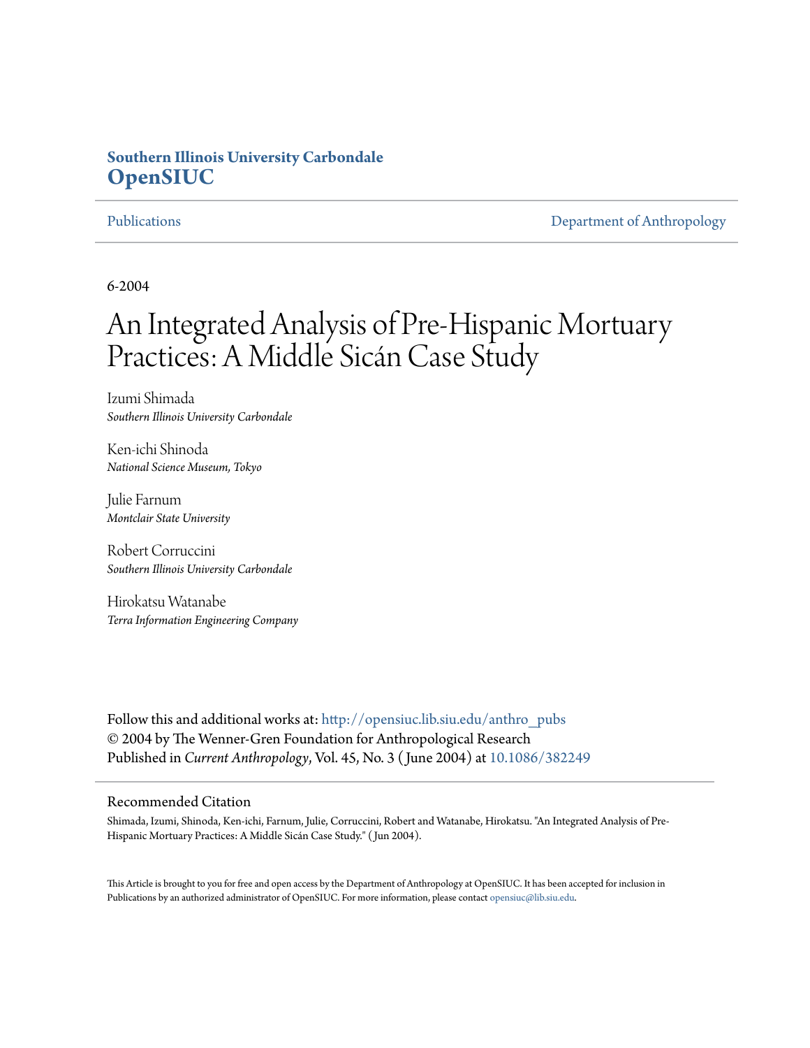**Southern Illinois University Carbondale**
**OpenSIUC**

Publications | Department of Anthropology

6-2004

# An Integrated Analysis of Pre-Hispanic Mortuary Practices: A Middle Sicán Case Study

Izumi Shimada
*Southern Illinois University Carbondale*

Ken-ichi Shinoda
*National Science Museum, Tokyo*

Julie Farnum
*Montclair State University*

Robert Corruccini
*Southern Illinois University Carbondale*

Hirokatsu Watanabe
*Terra Information Engineering Company*

Follow this and additional works at: http://opensiuc.lib.siu.edu/anthro_pubs
© 2004 by The Wenner-Gren Foundation for Anthropological Research
Published in *Current Anthropology*, Vol. 45, No. 3 (June 2004) at 10.1086/382249

## Recommended Citation

Shimada, Izumi, Shinoda, Ken-ichi, Farnum, Julie, Corruccini, Robert and Watanabe, Hirokatsu. "An Integrated Analysis of Pre-Hispanic Mortuary Practices: A Middle Sicán Case Study." (Jun 2004).

This Article is brought to you for free and open access by the Department of Anthropology at OpenSIUC. It has been accepted for inclusion in Publications by an authorized administrator of OpenSIUC. For more information, please contact opensiuc@lib.siu.edu.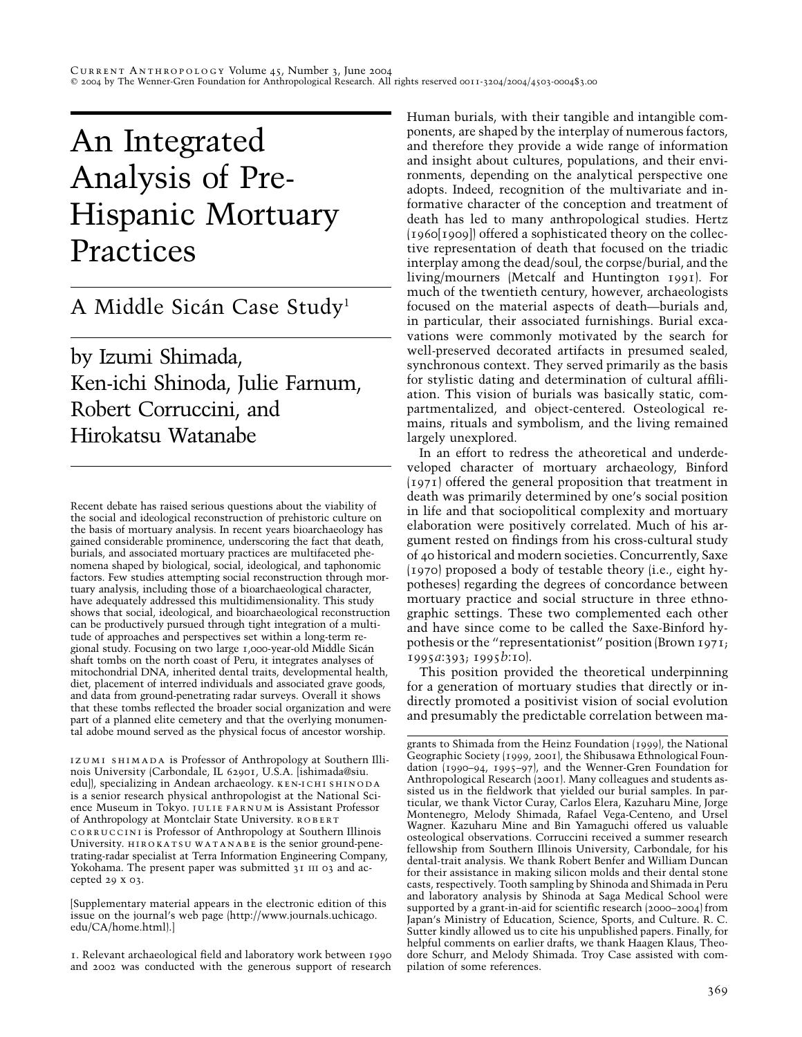# An Integrated Analysis of Pre-Hispanic Mortuary Practices

## A Middle Sicán Case Study[1]

### by Izumi Shimada, Ken-ichi Shinoda, Julie Farnum, Robert Corruccini, and Hirokatsu Watanabe

Recent debate has raised serious questions about the viability of the social and ideological reconstruction of prehistoric culture on the basis of mortuary analysis. In recent years bioarchaeology has gained considerable prominence, underscoring the fact that death, burials, and associated mortuary practices are multifaceted phenomena shaped by biological, social, ideological, and taphonomic factors. Few studies attempting social reconstruction through mortuary analysis, including those of a bioarchaeological character, have adequately addressed this multidimensionality. This study shows that social, ideological, and bioarchaeological reconstruction can be productively pursued through tight integration of a multitude of approaches and perspectives set within a long-term regional study. Focusing on two large 1,000-year-old Middle Sicán shaft tombs on the north coast of Peru, it integrates analyses of mitochondrial DNA, inherited dental traits, developmental health, diet, placement of interred individuals and associated grave goods, and data from ground-penetrating radar surveys. Overall it shows that these tombs reflected the broader social organization and were part of a planned elite cemetery and that the overlying monumental adobe mound served as the physical focus of ancestor worship.

Izumi Shimada is Professor of Anthropology at Southern Illinois University (Carbondale, IL 62901, U.S.A. [ishimada@siu.edu]), specializing in Andean archaeology. Ken-ichi Shinoda is a senior research physical anthropologist at the National Science Museum in Tokyo. Julie Farnum is Assistant Professor of Anthropology at Montclair State University. Robert Corruccini is Professor of Anthropology at Southern Illinois University. Hirokatsu Watanabe is the senior ground-penetrating-radar specialist at Terra Information Engineering Company, Yokohama. The present paper was submitted 31 III 03 and accepted 29 X 03.

[Supplementary material appears in the electronic edition of this issue on the journal's web page (http://www.journals.uchicago.edu/CA/home.html).]

Human burials, with their tangible and intangible components, are shaped by the interplay of numerous factors, and therefore they provide a wide range of information and insight about cultures, populations, and their environments, depending on the analytical perspective one adopts. Indeed, recognition of the multivariate and informative character of the conception and treatment of death has led to many anthropological studies. Hertz (1960[1909]) offered a sophisticated theory on the collective representation of death that focused on the triadic interplay among the dead/soul, the corpse/burial, and the living/mourners (Metcalf and Huntington 1991). For much of the twentieth century, however, archaeologists focused on the material aspects of death—burials and, in particular, their associated furnishings. Burial excavations were commonly motivated by the search for well-preserved decorated artifacts in presumed sealed, synchronous context. They served primarily as the basis for stylistic dating and determination of cultural affiliation. This vision of burials was basically static, compartmentalized, and object-centered. Osteological remains, rituals and symbolism, and the living remained largely unexplored.

In an effort to redress the atheoretical and underdeveloped character of mortuary archaeology, Binford (1971) offered the general proposition that treatment in death was primarily determined by one's social position in life and that sociopolitical complexity and mortuary elaboration were positively correlated. Much of his argument rested on findings from his cross-cultural study of 40 historical and modern societies. Concurrently, Saxe (1970) proposed a body of testable theory (i.e., eight hypotheses) regarding the degrees of concordance between mortuary practice and social structure in three ethnographic settings. These two complemented each other and have since come to be called the Saxe-Binford hypothesis or the "representationist" position (Brown 1971; 1995*a*:393; 1995*b*:10).

This position provided the theoretical underpinning for a generation of mortuary studies that directly or indirectly promoted a positivist vision of social evolution and presumably the predictable correlation between ma-

1. Relevant archaeological field and laboratory work between 1990 and 2002 was conducted with the generous support of research grants to Shimada from the Heinz Foundation (1999), the National Geographic Society (1999, 2001), the Shibusawa Ethnological Foundation (1990–94, 1995–97), and the Wenner-Gren Foundation for Anthropological Research (2001). Many colleagues and students assisted us in the fieldwork that yielded our burial samples. In particular, we thank Victor Curay, Carlos Elera, Kazuharu Mine, Jorge Montenegro, Melody Shimada, Rafael Vega-Centeno, and Ursel Wagner. Kazuharu Mine and Bin Yamaguchi offered us valuable osteological observations. Corruccini received a summer research fellowship from Southern Illinois University, Carbondale, for his dental-trait analysis. We thank Robert Benfer and William Duncan for their assistance in making silicon molds and their dental stone casts, respectively. Tooth sampling by Shinoda and Shimada in Peru and laboratory analysis by Shinoda at Saga Medical School were supported by a grant-in-aid for scientific research (2000–2004) from Japan's Ministry of Education, Science, Sports, and Culture. R. C. Sutter kindly allowed us to cite his unpublished papers. Finally, for helpful comments on earlier drafts, we thank Haagen Klaus, Theodore Schurr, and Melody Shimada. Troy Case assisted with compilation of some references.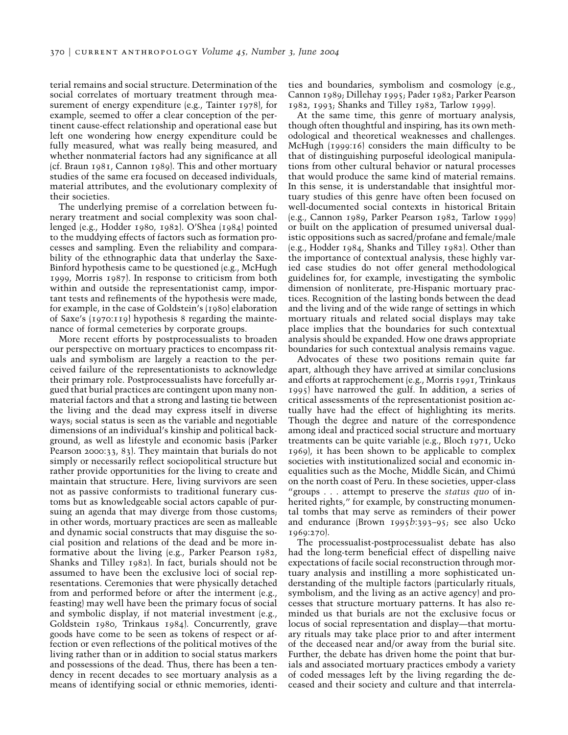terial remains and social structure. Determination of the social correlates of mortuary treatment through measurement of energy expenditure (e.g., Tainter 1978), for example, seemed to offer a clear conception of the pertinent cause-effect relationship and operational ease but left one wondering how energy expenditure could be fully measured, what was really being measured, and whether nonmaterial factors had any significance at all (cf. Braun 1981, Cannon 1989). This and other mortuary studies of the same era focused on deceased individuals, material attributes, and the evolutionary complexity of their societies.

The underlying premise of a correlation between funerary treatment and social complexity was soon challenged (e.g., Hodder 1980, 1982). O'Shea (1984) pointed to the muddying effects of factors such as formation processes and sampling. Even the reliability and comparability of the ethnographic data that underlay the Saxe-Binford hypothesis came to be questioned (e.g., McHugh 1999, Morris 1987). In response to criticism from both within and outside the representationist camp, important tests and refinements of the hypothesis were made, for example, in the case of Goldstein's (1980) elaboration of Saxe's (1970:119) hypothesis 8 regarding the maintenance of formal cemeteries by corporate groups.

More recent efforts by postprocessualists to broaden our perspective on mortuary practices to encompass rituals and symbolism are largely a reaction to the perceived failure of the representationists to acknowledge their primary role. Postprocessualists have forcefully argued that burial practices are contingent upon many nonmaterial factors and that a strong and lasting tie between the living and the dead may express itself in diverse ways; social status is seen as the variable and negotiable dimensions of an individual's kinship and political background, as well as lifestyle and economic basis (Parker Pearson 2000:33, 83). They maintain that burials do not simply or necessarily reflect sociopolitical structure but rather provide opportunities for the living to create and maintain that structure. Here, living survivors are seen not as passive conformists to traditional funerary customs but as knowledgeable social actors capable of pursuing an agenda that may diverge from those customs; in other words, mortuary practices are seen as malleable and dynamic social constructs that may disguise the social position and relations of the dead and be more informative about the living (e.g., Parker Pearson 1982, Shanks and Tilley 1982). In fact, burials should not be assumed to have been the exclusive loci of social representations. Ceremonies that were physically detached from and performed before or after the interment (e.g., feasting) may well have been the primary focus of social and symbolic display, if not material investment (e.g., Goldstein 1980, Trinkaus 1984). Concurrently, grave goods have come to be seen as tokens of respect or affection or even reflections of the political motives of the living rather than or in addition to social status markers and possessions of the dead. Thus, there has been a tendency in recent decades to see mortuary analysis as a means of identifying social or ethnic memories, identities and boundaries, symbolism and cosmology (e.g., Cannon 1989; Dillehay 1995; Pader 1982; Parker Pearson 1982, 1993; Shanks and Tilley 1982, Tarlow 1999).

At the same time, this genre of mortuary analysis, though often thoughtful and inspiring, has its own methodological and theoretical weaknesses and challenges. McHugh (1999:16) considers the main difficulty to be that of distinguishing purposeful ideological manipulations from other cultural behavior or natural processes that would produce the same kind of material remains. In this sense, it is understandable that insightful mortuary studies of this genre have often been focused on well-documented social contexts in historical Britain (e.g., Cannon 1989, Parker Pearson 1982, Tarlow 1999) or built on the application of presumed universal dualistic oppositions such as sacred/profane and female/male (e.g., Hodder 1984, Shanks and Tilley 1982). Other than the importance of contextual analysis, these highly varied case studies do not offer general methodological guidelines for, for example, investigating the symbolic dimension of nonliterate, pre-Hispanic mortuary practices. Recognition of the lasting bonds between the dead and the living and of the wide range of settings in which mortuary rituals and related social displays may take place implies that the boundaries for such contextual analysis should be expanded. How one draws appropriate boundaries for such contextual analysis remains vague.

Advocates of these two positions remain quite far apart, although they have arrived at similar conclusions and efforts at rapprochement (e.g., Morris 1991, Trinkaus 1995) have narrowed the gulf. In addition, a series of critical assessments of the representationist position actually have had the effect of highlighting its merits. Though the degree and nature of the correspondence among ideal and practiced social structure and mortuary treatments can be quite variable (e.g., Bloch 1971, Ucko 1969), it has been shown to be applicable to complex societies with institutionalized social and economic inequalities such as the Moche, Middle Sicán, and Chimú on the north coast of Peru. In these societies, upper-class "groups . . . attempt to preserve the *status quo* of inherited rights," for example, by constructing monumental tombs that may serve as reminders of their power and endurance (Brown 1995*b*:393–95; see also Ucko 1969:270).

The processualist-postprocessualist debate has also had the long-term beneficial effect of dispelling naive expectations of facile social reconstruction through mortuary analysis and instilling a more sophisticated understanding of the multiple factors (particularly rituals, symbolism, and the living as an active agency) and processes that structure mortuary patterns. It has also reminded us that burials are not the exclusive focus or locus of social representation and display—that mortuary rituals may take place prior to and after interment of the deceased near and/or away from the burial site. Further, the debate has driven home the point that burials and associated mortuary practices embody a variety of coded messages left by the living regarding the deceased and their society and culture and that interrela-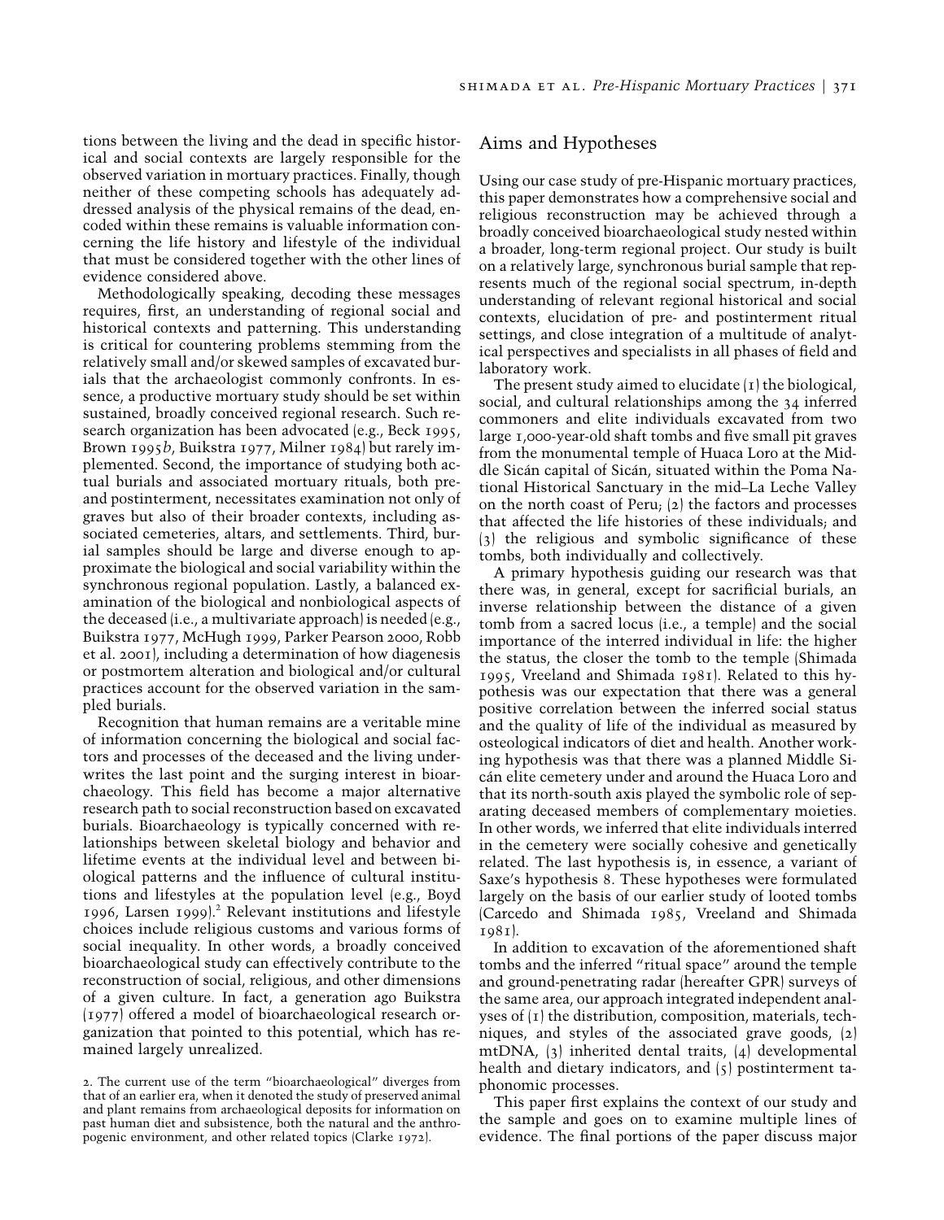tions between the living and the dead in specific historical and social contexts are largely responsible for the observed variation in mortuary practices. Finally, though neither of these competing schools has adequately addressed analysis of the physical remains of the dead, encoded within these remains is valuable information concerning the life history and lifestyle of the individual that must be considered together with the other lines of evidence considered above.

Methodologically speaking, decoding these messages requires, first, an understanding of regional social and historical contexts and patterning. This understanding is critical for countering problems stemming from the relatively small and/or skewed samples of excavated burials that the archaeologist commonly confronts. In essence, a productive mortuary study should be set within sustained, broadly conceived regional research. Such research organization has been advocated (e.g., Beck 1995, Brown 1995*b*, Buikstra 1977, Milner 1984) but rarely implemented. Second, the importance of studying both actual burials and associated mortuary rituals, both pre- and postinterment, necessitates examination not only of graves but also of their broader contexts, including associated cemeteries, altars, and settlements. Third, burial samples should be large and diverse enough to approximate the biological and social variability within the synchronous regional population. Lastly, a balanced examination of the biological and nonbiological aspects of the deceased (i.e., a multivariate approach) is needed (e.g., Buikstra 1977, McHugh 1999, Parker Pearson 2000, Robb et al. 2001), including a determination of how diagenesis or postmortem alteration and biological and/or cultural practices account for the observed variation in the sampled burials.

Recognition that human remains are a veritable mine of information concerning the biological and social factors and processes of the deceased and the living underwrites the last point and the surging interest in bioarchaeology. This field has become a major alternative research path to social reconstruction based on excavated burials. Bioarchaeology is typically concerned with relationships between skeletal biology and behavior and lifetime events at the individual level and between biological patterns and the influence of cultural institutions and lifestyles at the population level (e.g., Boyd 1996, Larsen 1999).[2] Relevant institutions and lifestyle choices include religious customs and various forms of social inequality. In other words, a broadly conceived bioarchaeological study can effectively contribute to the reconstruction of social, religious, and other dimensions of a given culture. In fact, a generation ago Buikstra (1977) offered a model of bioarchaeological research organization that pointed to this potential, which has remained largely unrealized.

## Aims and Hypotheses

Using our case study of pre-Hispanic mortuary practices, this paper demonstrates how a comprehensive social and religious reconstruction may be achieved through a broadly conceived bioarchaeological study nested within a broader, long-term regional project. Our study is built on a relatively large, synchronous burial sample that represents much of the regional social spectrum, in-depth understanding of relevant regional historical and social contexts, elucidation of pre- and postinterment ritual settings, and close integration of a multitude of analytical perspectives and specialists in all phases of field and laboratory work.

The present study aimed to elucidate (1) the biological, social, and cultural relationships among the 34 inferred commoners and elite individuals excavated from two large 1,000-year-old shaft tombs and five small pit graves from the monumental temple of Huaca Loro at the Middle Sicán capital of Sicán, situated within the Poma National Historical Sanctuary in the mid–La Leche Valley on the north coast of Peru; (2) the factors and processes that affected the life histories of these individuals; and (3) the religious and symbolic significance of these tombs, both individually and collectively.

A primary hypothesis guiding our research was that there was, in general, except for sacrificial burials, an inverse relationship between the distance of a given tomb from a sacred locus (i.e., a temple) and the social importance of the interred individual in life: the higher the status, the closer the tomb to the temple (Shimada 1995, Vreeland and Shimada 1981). Related to this hypothesis was our expectation that there was a general positive correlation between the inferred social status and the quality of life of the individual as measured by osteological indicators of diet and health. Another working hypothesis was that there was a planned Middle Sicán elite cemetery under and around the Huaca Loro and that its north-south axis played the symbolic role of separating deceased members of complementary moieties. In other words, we inferred that elite individuals interred in the cemetery were socially cohesive and genetically related. The last hypothesis is, in essence, a variant of Saxe's hypothesis 8. These hypotheses were formulated largely on the basis of our earlier study of looted tombs (Carcedo and Shimada 1985, Vreeland and Shimada 1981).

In addition to excavation of the aforementioned shaft tombs and the inferred "ritual space" around the temple and ground-penetrating radar (hereafter GPR) surveys of the same area, our approach integrated independent analyses of (1) the distribution, composition, materials, techniques, and styles of the associated grave goods, (2) mtDNA, (3) inherited dental traits, (4) developmental health and dietary indicators, and (5) postinterment taphonomic processes.

This paper first explains the context of our study and the sample and goes on to examine multiple lines of evidence. The final portions of the paper discuss major

2. The current use of the term "bioarchaeological" diverges from that of an earlier era, when it denoted the study of preserved animal and plant remains from archaeological deposits for information on past human diet and subsistence, both the natural and the anthropogenic environment, and other related topics (Clarke 1972).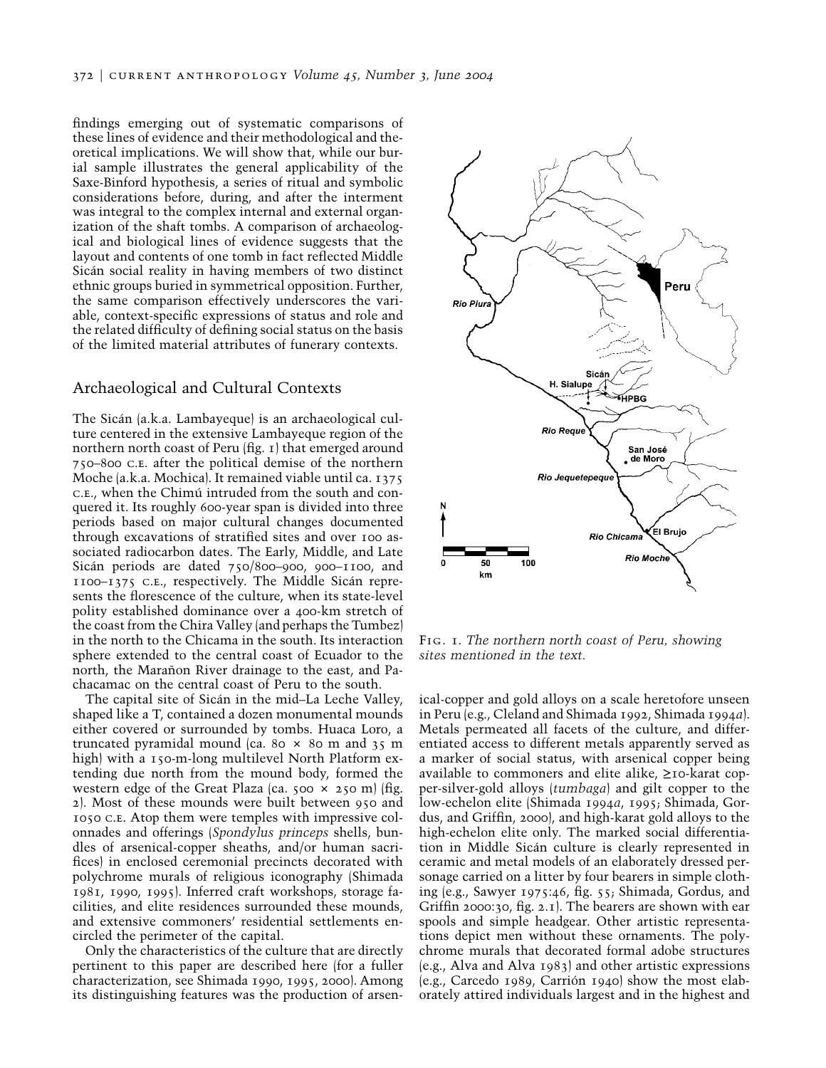findings emerging out of systematic comparisons of these lines of evidence and their methodological and theoretical implications. We will show that, while our burial sample illustrates the general applicability of the Saxe-Binford hypothesis, a series of ritual and symbolic considerations before, during, and after the interment was integral to the complex internal and external organization of the shaft tombs. A comparison of archaeological and biological lines of evidence suggests that the layout and contents of one tomb in fact reflected Middle Sicán social reality in having members of two distinct ethnic groups buried in symmetrical opposition. Further, the same comparison effectively underscores the variable, context-specific expressions of status and role and the related difficulty of defining social status on the basis of the limited material attributes of funerary contexts.

## Archaeological and Cultural Contexts

The Sicán (a.k.a. Lambayeque) is an archaeological culture centered in the extensive Lambayeque region of the northern north coast of Peru (fig. 1) that emerged around 750–800 C.E. after the political demise of the northern Moche (a.k.a. Mochica). It remained viable until ca. 1375 C.E., when the Chimú intruded from the south and conquered it. Its roughly 600-year span is divided into three periods based on major cultural changes documented through excavations of stratified sites and over 100 associated radiocarbon dates. The Early, Middle, and Late Sicán periods are dated 750/800–900, 900–1100, and 1100–1375 C.E., respectively. The Middle Sicán represents the florescence of the culture, when its state-level polity established dominance over a 400-km stretch of the coast from the Chira Valley (and perhaps the Tumbez) in the north to the Chicama in the south. Its interaction sphere extended to the central coast of Ecuador to the north, the Marañon River drainage to the east, and Pachacamac on the central coast of Peru to the south.

The capital site of Sicán in the mid–La Leche Valley, shaped like a T, contained a dozen monumental mounds either covered or surrounded by tombs. Huaca Loro, a truncated pyramidal mound (ca. 80 × 80 m and 35 m high) with a 150-m-long multilevel North Platform extending due north from the mound body, formed the western edge of the Great Plaza (ca. 500 × 250 m) (fig. 2). Most of these mounds were built between 950 and 1050 C.E. Atop them were temples with impressive colonnades and offerings (*Spondylus princeps* shells, bundles of arsenical-copper sheaths, and/or human sacrifices) in enclosed ceremonial precincts decorated with polychrome murals of religious iconography (Shimada 1981, 1990, 1995). Inferred craft workshops, storage facilities, and elite residences surrounded these mounds, and extensive commoners' residential settlements encircled the perimeter of the capital.

Only the characteristics of the culture that are directly pertinent to this paper are described here (for a fuller characterization, see Shimada 1990, 1995, 2000). Among its distinguishing features was the production of arsenical-copper and gold alloys on a scale heretofore unseen in Peru (e.g., Cleland and Shimada 1992, Shimada 1994*a*). Metals permeated all facets of the culture, and differentiated access to different metals apparently served as a marker of social status, with arsenical copper being available to commoners and elite alike, ≥10-karat copper-silver-gold alloys (*tumbaga*) and gilt copper to the low-echelon elite (Shimada 1994*a*, 1995; Shimada, Gordus, and Griffin, 2000), and high-karat gold alloys to the high-echelon elite only. The marked social differentiation in Middle Sicán culture is clearly represented in ceramic and metal models of an elaborately dressed personage carried on a litter by four bearers in simple clothing (e.g., Sawyer 1975:46, fig. 55; Shimada, Gordus, and Griffin 2000:30, fig. 2.1). The bearers are shown with ear spools and simple headgear. Other artistic representations depict men without these ornaments. The polychrome murals that decorated formal adobe structures (e.g., Alva and Alva 1983) and other artistic expressions (e.g., Carcedo 1989, Carrión 1940) show the most elaborately attired individuals largest and in the highest and

Fig. 1. *The northern north coast of Peru, showing sites mentioned in the text.*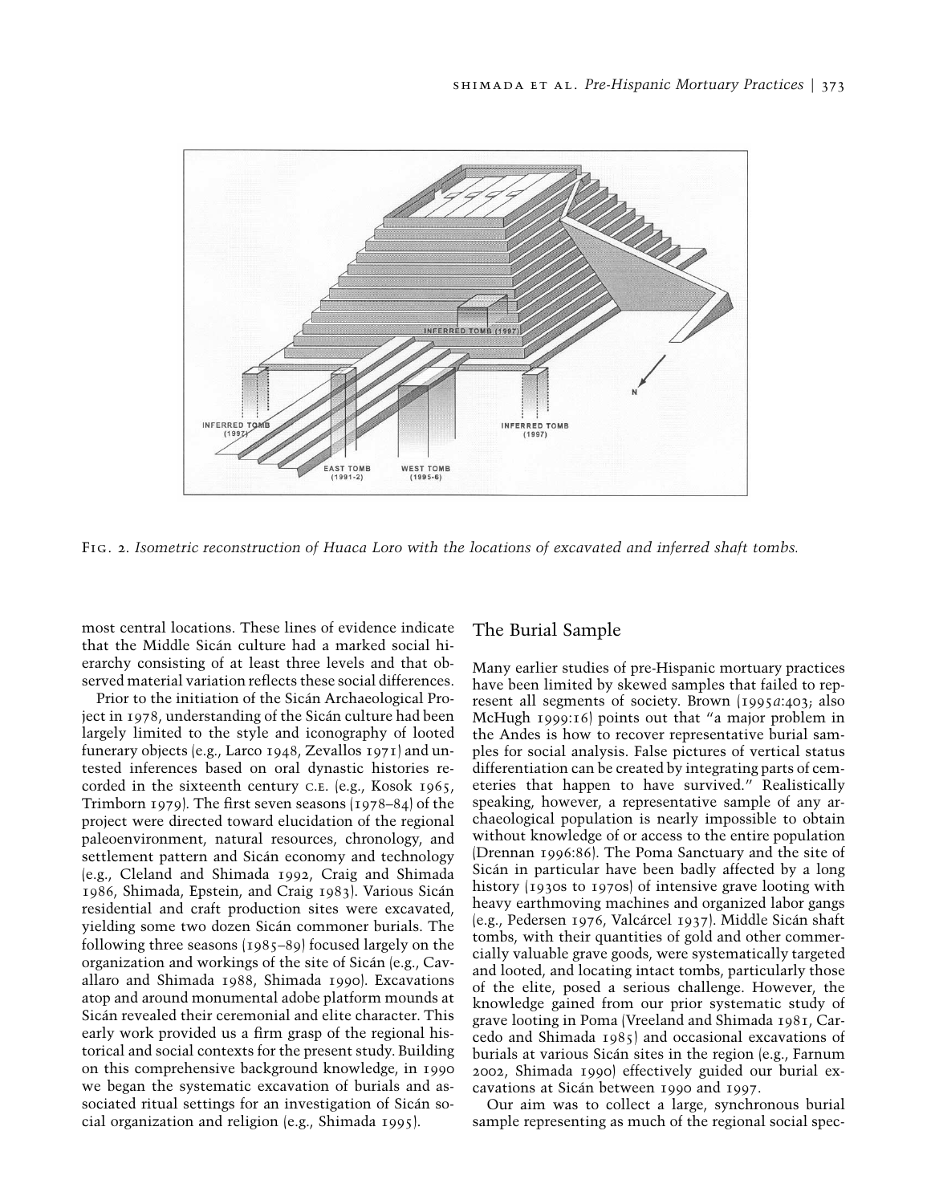Fig. 2. *Isometric reconstruction of Huaca Loro with the locations of excavated and inferred shaft tombs.*

most central locations. These lines of evidence indicate that the Middle Sicán culture had a marked social hierarchy consisting of at least three levels and that observed material variation reflects these social differences.

Prior to the initiation of the Sicán Archaeological Project in 1978, understanding of the Sicán culture had been largely limited to the style and iconography of looted funerary objects (e.g., Larco 1948, Zevallos 1971) and untested inferences based on oral dynastic histories recorded in the sixteenth century C.E. (e.g., Kosok 1965, Trimborn 1979). The first seven seasons (1978–84) of the project were directed toward elucidation of the regional paleoenvironment, natural resources, chronology, and settlement pattern and Sicán economy and technology (e.g., Cleland and Shimada 1992, Craig and Shimada 1986, Shimada, Epstein, and Craig 1983). Various Sicán residential and craft production sites were excavated, yielding some two dozen Sicán commoner burials. The following three seasons (1985–89) focused largely on the organization and workings of the site of Sicán (e.g., Cavallaro and Shimada 1988, Shimada 1990). Excavations atop and around monumental adobe platform mounds at Sicán revealed their ceremonial and elite character. This early work provided us a firm grasp of the regional historical and social contexts for the present study. Building on this comprehensive background knowledge, in 1990 we began the systematic excavation of burials and associated ritual settings for an investigation of Sicán social organization and religion (e.g., Shimada 1995).

## The Burial Sample

Many earlier studies of pre-Hispanic mortuary practices have been limited by skewed samples that failed to represent all segments of society. Brown (1995*a*:403; also McHugh 1999:16) points out that "a major problem in the Andes is how to recover representative burial samples for social analysis. False pictures of vertical status differentiation can be created by integrating parts of cemeteries that happen to have survived." Realistically speaking, however, a representative sample of any archaeological population is nearly impossible to obtain without knowledge of or access to the entire population (Drennan 1996:86). The Poma Sanctuary and the site of Sicán in particular have been badly affected by a long history (1930s to 1970s) of intensive grave looting with heavy earthmoving machines and organized labor gangs (e.g., Pedersen 1976, Valcárcel 1937). Middle Sicán shaft tombs, with their quantities of gold and other commercially valuable grave goods, were systematically targeted and looted, and locating intact tombs, particularly those of the elite, posed a serious challenge. However, the knowledge gained from our prior systematic study of grave looting in Poma (Vreeland and Shimada 1981, Carcedo and Shimada 1985) and occasional excavations of burials at various Sicán sites in the region (e.g., Farnum 2002, Shimada 1990) effectively guided our burial excavations at Sicán between 1990 and 1997.

Our aim was to collect a large, synchronous burial sample representing as much of the regional social spec-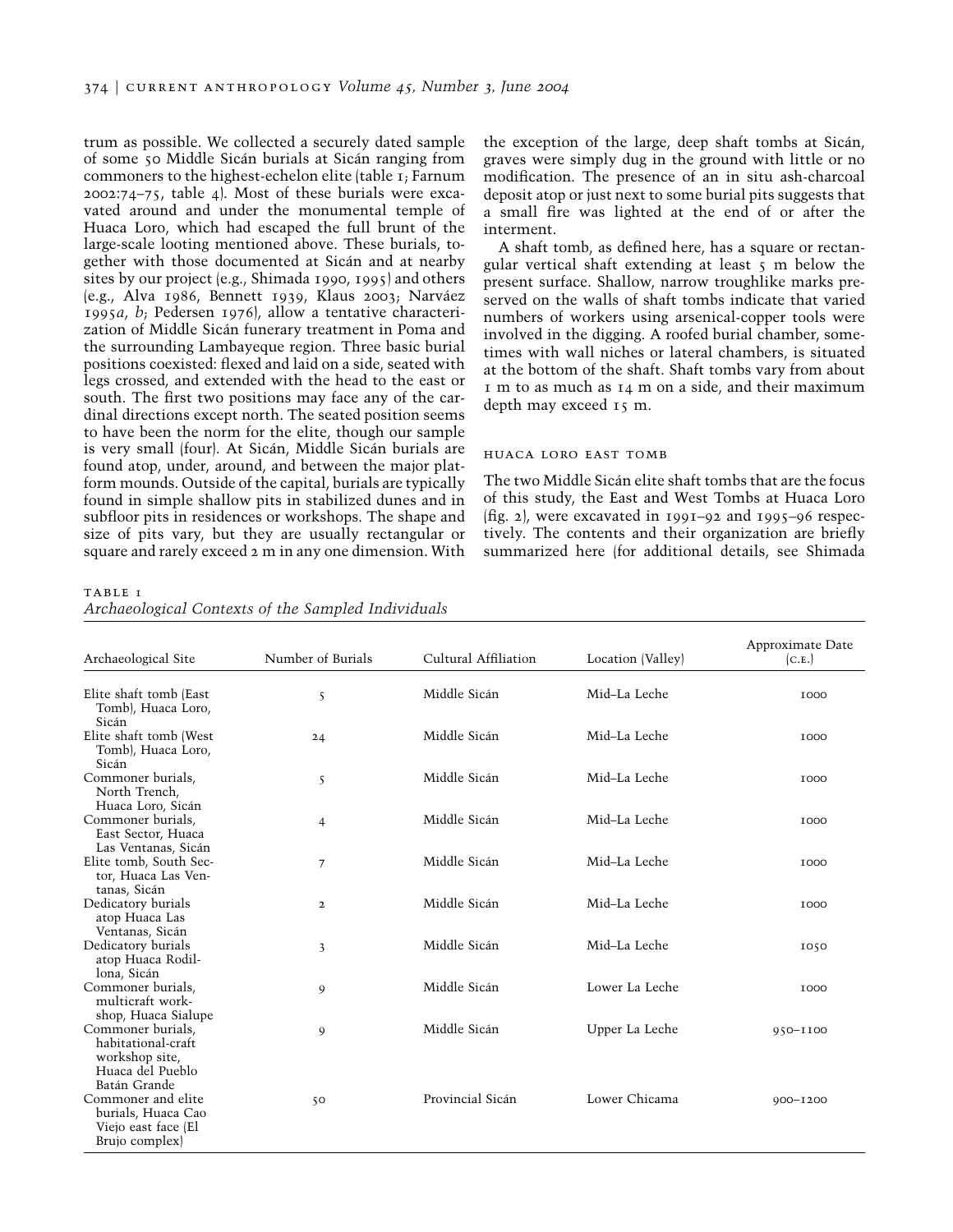trum as possible. We collected a securely dated sample of some 50 Middle Sicán burials at Sicán ranging from commoners to the highest-echelon elite (table 1; Farnum 2002:74–75, table 4). Most of these burials were excavated around and under the monumental temple of Huaca Loro, which had escaped the full brunt of the large-scale looting mentioned above. These burials, together with those documented at Sicán and at nearby sites by our project (e.g., Shimada 1990, 1995) and others (e.g., Alva 1986, Bennett 1939, Klaus 2003; Narváez 1995*a*, *b*; Pedersen 1976), allow a tentative characterization of Middle Sicán funerary treatment in Poma and the surrounding Lambayeque region. Three basic burial positions coexisted: flexed and laid on a side, seated with legs crossed, and extended with the head to the east or south. The first two positions may face any of the cardinal directions except north. The seated position seems to have been the norm for the elite, though our sample is very small (four). At Sicán, Middle Sicán burials are found atop, under, around, and between the major platform mounds. Outside of the capital, burials are typically found in simple shallow pits in stabilized dunes and in subfloor pits in residences or workshops. The shape and size of pits vary, but they are usually rectangular or square and rarely exceed 2 m in any one dimension. With the exception of the large, deep shaft tombs at Sicán, graves were simply dug in the ground with little or no modification. The presence of an in situ ash-charcoal deposit atop or just next to some burial pits suggests that a small fire was lighted at the end of or after the interment.

A shaft tomb, as defined here, has a square or rectangular vertical shaft extending at least 5 m below the present surface. Shallow, narrow troughlike marks preserved on the walls of shaft tombs indicate that varied numbers of workers using arsenical-copper tools were involved in the digging. A roofed burial chamber, sometimes with wall niches or lateral chambers, is situated at the bottom of the shaft. Shaft tombs vary from about 1 m to as much as 14 m on a side, and their maximum depth may exceed 15 m.

## HUACA LORO EAST TOMB

The two Middle Sicán elite shaft tombs that are the focus of this study, the East and West Tombs at Huaca Loro (fig. 2), were excavated in 1991–92 and 1995–96 respectively. The contents and their organization are briefly summarized here (for additional details, see Shimada

TABLE 1
*Archaeological Contexts of the Sampled Individuals*

| Archaeological Site | Number of Burials | Cultural Affiliation | Location (Valley) | Approximate Date (C.E.) |
|---|---|---|---|---|
| Elite shaft tomb (East Tomb), Huaca Loro, Sicán | 5 | Middle Sicán | Mid–La Leche | 1000 |
| Elite shaft tomb (West Tomb), Huaca Loro, Sicán | 24 | Middle Sicán | Mid–La Leche | 1000 |
| Commoner burials, North Trench, Huaca Loro, Sicán | 5 | Middle Sicán | Mid–La Leche | 1000 |
| Commoner burials, East Sector, Huaca Las Ventanas, Sicán | 4 | Middle Sicán | Mid–La Leche | 1000 |
| Elite tomb, South Sector, Huaca Las Ventanas, Sicán | 7 | Middle Sicán | Mid–La Leche | 1000 |
| Dedicatory burials atop Huaca Las Ventanas, Sicán | 2 | Middle Sicán | Mid–La Leche | 1000 |
| Dedicatory burials atop Huaca Rodillona, Sicán | 3 | Middle Sicán | Mid–La Leche | 1050 |
| Commoner burials, multicraft workshop, Huaca Sialupe | 9 | Middle Sicán | Lower La Leche | 1000 |
| Commoner burials, habitational-craft workshop site, Huaca del Pueblo Batán Grande | 9 | Middle Sicán | Upper La Leche | 950–1100 |
| Commoner and elite burials, Huaca Cao Viejo east face (El Brujo complex) | 50 | Provincial Sicán | Lower Chicama | 900–1200 |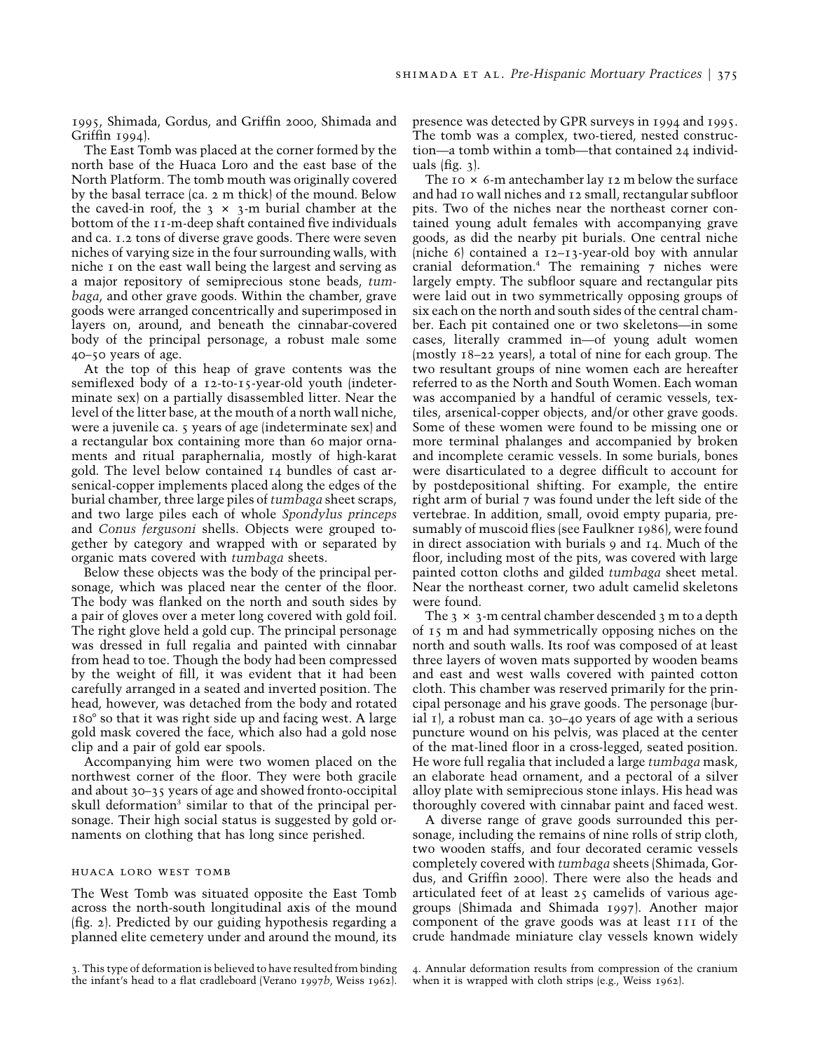1995, Shimada, Gordus, and Griffin 2000, Shimada and Griffin 1994).

The East Tomb was placed at the corner formed by the north base of the Huaca Loro and the east base of the North Platform. The tomb mouth was originally covered by the basal terrace (ca. 2 m thick) of the mound. Below the caved-in roof, the 3 × 3-m burial chamber at the bottom of the 11-m-deep shaft contained five individuals and ca. 1.2 tons of diverse grave goods. There were seven niches of varying size in the four surrounding walls, with niche 1 on the east wall being the largest and serving as a major repository of semiprecious stone beads, *tumbaga*, and other grave goods. Within the chamber, grave goods were arranged concentrically and superimposed in layers on, around, and beneath the cinnabar-covered body of the principal personage, a robust male some 40–50 years of age.

At the top of this heap of grave contents was the semiflexed body of a 12-to-15-year-old youth (indeterminate sex) on a partially disassembled litter. Near the level of the litter base, at the mouth of a north wall niche, were a juvenile ca. 5 years of age (indeterminate sex) and a rectangular box containing more than 60 major ornaments and ritual paraphernalia, mostly of high-karat gold. The level below contained 14 bundles of cast arsenical-copper implements placed along the edges of the burial chamber, three large piles of *tumbaga* sheet scraps, and two large piles each of whole *Spondylus princeps* and *Conus fergusoni* shells. Objects were grouped together by category and wrapped with or separated by organic mats covered with *tumbaga* sheets.

Below these objects was the body of the principal personage, which was placed near the center of the floor. The body was flanked on the north and south sides by a pair of gloves over a meter long covered with gold foil. The right glove held a gold cup. The principal personage was dressed in full regalia and painted with cinnabar from head to toe. Though the body had been compressed by the weight of fill, it was evident that it had been carefully arranged in a seated and inverted position. The head, however, was detached from the body and rotated 180° so that it was right side up and facing west. A large gold mask covered the face, which also had a gold nose clip and a pair of gold ear spools.

Accompanying him were two women placed on the northwest corner of the floor. They were both gracile and about 30–35 years of age and showed fronto-occipital skull deformation[3] similar to that of the principal personage. Their high social status is suggested by gold ornaments on clothing that has long since perished.

### Huaca Loro West Tomb

The West Tomb was situated opposite the East Tomb across the north-south longitudinal axis of the mound (fig. 2). Predicted by our guiding hypothesis regarding a planned elite cemetery under and around the mound, its presence was detected by GPR surveys in 1994 and 1995. The tomb was a complex, two-tiered, nested construction—a tomb within a tomb—that contained 24 individuals (fig. 3).

The 10 × 6-m antechamber lay 12 m below the surface and had 10 wall niches and 12 small, rectangular subfloor pits. Two of the niches near the northeast corner contained young adult females with accompanying grave goods, as did the nearby pit burials. One central niche (niche 6) contained a 12–13-year-old boy with annular cranial deformation.[4] The remaining 7 niches were largely empty. The subfloor square and rectangular pits were laid out in two symmetrically opposing groups of six each on the north and south sides of the central chamber. Each pit contained one or two skeletons—in some cases, literally crammed in—of young adult women (mostly 18–22 years), a total of nine for each group. The two resultant groups of nine women each are hereafter referred to as the North and South Women. Each woman was accompanied by a handful of ceramic vessels, textiles, arsenical-copper objects, and/or other grave goods. Some of these women were found to be missing one or more terminal phalanges and accompanied by broken and incomplete ceramic vessels. In some burials, bones were disarticulated to a degree difficult to account for by postdepositional shifting. For example, the entire right arm of burial 7 was found under the left side of the vertebrae. In addition, small, ovoid empty puparia, presumably of muscoid flies (see Faulkner 1986), were found in direct association with burials 9 and 14. Much of the floor, including most of the pits, was covered with large painted cotton cloths and gilded *tumbaga* sheet metal. Near the northeast corner, two adult camelid skeletons were found.

The 3 × 3-m central chamber descended 3 m to a depth of 15 m and had symmetrically opposing niches on the north and south walls. Its roof was composed of at least three layers of woven mats supported by wooden beams and east and west walls covered with painted cotton cloth. This chamber was reserved primarily for the principal personage and his grave goods. The personage (burial 1), a robust man ca. 30–40 years of age with a serious puncture wound on his pelvis, was placed at the center of the mat-lined floor in a cross-legged, seated position. He wore full regalia that included a large *tumbaga* mask, an elaborate head ornament, and a pectoral of a silver alloy plate with semiprecious stone inlays. His head was thoroughly covered with cinnabar paint and faced west.

A diverse range of grave goods surrounded this personage, including the remains of nine rolls of strip cloth, two wooden staffs, and four decorated ceramic vessels completely covered with *tumbaga* sheets (Shimada, Gordus, and Griffin 2000). There were also the heads and articulated feet of at least 25 camelids of various age-groups (Shimada and Shimada 1997). Another major component of the grave goods was at least 111 of the crude handmade miniature clay vessels known widely

3. This type of deformation is believed to have resulted from binding the infant's head to a flat cradleboard (Verano 1997*b*, Weiss 1962).

4. Annular deformation results from compression of the cranium when it is wrapped with cloth strips (e.g., Weiss 1962).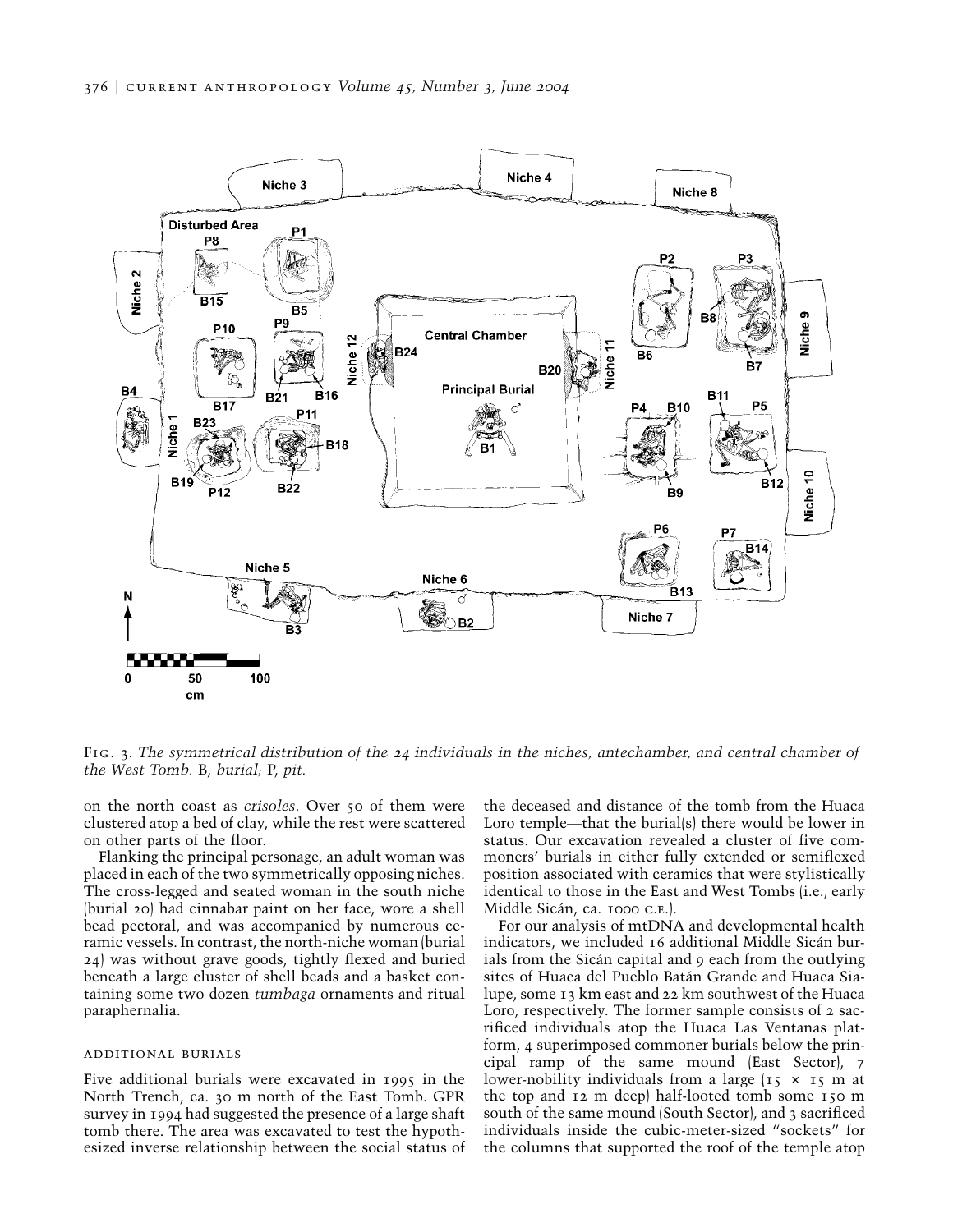Fig. 3. *The symmetrical distribution of the 24 individuals in the niches, antechamber, and central chamber of the West Tomb.* B, *burial;* P, *pit.*

on the north coast as *crisoles*. Over 50 of them were clustered atop a bed of clay, while the rest were scattered on other parts of the floor.

Flanking the principal personage, an adult woman was placed in each of the two symmetrically opposing niches. The cross-legged and seated woman in the south niche (burial 20) had cinnabar paint on her face, wore a shell bead pectoral, and was accompanied by numerous ceramic vessels. In contrast, the north-niche woman (burial 24) was without grave goods, tightly flexed and buried beneath a large cluster of shell beads and a basket containing some two dozen *tumbaga* ornaments and ritual paraphernalia.

### Additional Burials

Five additional burials were excavated in 1995 in the North Trench, ca. 30 m north of the East Tomb. GPR survey in 1994 had suggested the presence of a large shaft tomb there. The area was excavated to test the hypothesized inverse relationship between the social status of the deceased and distance of the tomb from the Huaca Loro temple—that the burial(s) there would be lower in status. Our excavation revealed a cluster of five commoners' burials in either fully extended or semiflexed position associated with ceramics that were stylistically identical to those in the East and West Tombs (i.e., early Middle Sicán, ca. 1000 C.E.).

For our analysis of mtDNA and developmental health indicators, we included 16 additional Middle Sicán burials from the Sicán capital and 9 each from the outlying sites of Huaca del Pueblo Batán Grande and Huaca Sialupe, some 13 km east and 22 km southwest of the Huaca Loro, respectively. The former sample consists of 2 sacrificed individuals atop the Huaca Las Ventanas platform, 4 superimposed commoner burials below the principal ramp of the same mound (East Sector), 7 lower-nobility individuals from a large (15 × 15 m at the top and 12 m deep) half-looted tomb some 150 m south of the same mound (South Sector), and 3 sacrificed individuals inside the cubic-meter-sized "sockets" for the columns that supported the roof of the temple atop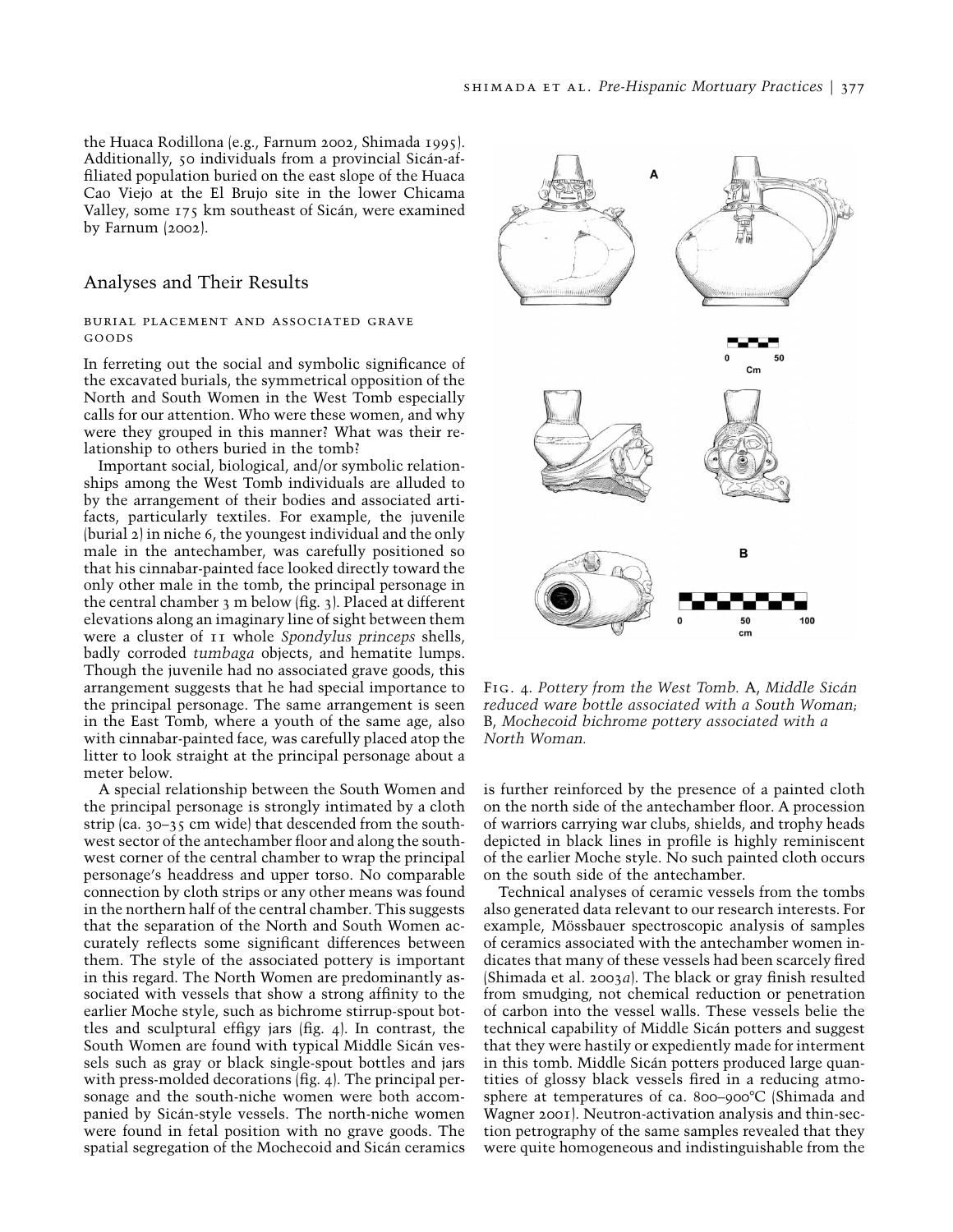the Huaca Rodillona (e.g., Farnum 2002, Shimada 1995). Additionally, 50 individuals from a provincial Sicán-affiliated population buried on the east slope of the Huaca Cao Viejo at the El Brujo site in the lower Chicama Valley, some 175 km southeast of Sicán, were examined by Farnum (2002).

## Analyses and Their Results

### Burial Placement and Associated Grave Goods

In ferreting out the social and symbolic significance of the excavated burials, the symmetrical opposition of the North and South Women in the West Tomb especially calls for our attention. Who were these women, and why were they grouped in this manner? What was their relationship to others buried in the tomb?

Important social, biological, and/or symbolic relationships among the West Tomb individuals are alluded to by the arrangement of their bodies and associated artifacts, particularly textiles. For example, the juvenile (burial 2) in niche 6, the youngest individual and the only male in the antechamber, was carefully positioned so that his cinnabar-painted face looked directly toward the only other male in the tomb, the principal personage in the central chamber 3 m below (fig. 3). Placed at different elevations along an imaginary line of sight between them were a cluster of 11 whole *Spondylus princeps* shells, badly corroded *tumbaga* objects, and hematite lumps. Though the juvenile had no associated grave goods, this arrangement suggests that he had special importance to the principal personage. The same arrangement is seen in the East Tomb, where a youth of the same age, also with cinnabar-painted face, was carefully placed atop the litter to look straight at the principal personage about a meter below.

A special relationship between the South Women and the principal personage is strongly intimated by a cloth strip (ca. 30–35 cm wide) that descended from the southwest sector of the antechamber floor and along the southwest corner of the central chamber to wrap the principal personage's headdress and upper torso. No comparable connection by cloth strips or any other means was found in the northern half of the central chamber. This suggests that the separation of the North and South Women accurately reflects some significant differences between them. The style of the associated pottery is important in this regard. The North Women are predominantly associated with vessels that show a strong affinity to the earlier Moche style, such as bichrome stirrup-spout bottles and sculptural effigy jars (fig. 4). In contrast, the South Women are found with typical Middle Sicán vessels such as gray or black single-spout bottles and jars with press-molded decorations (fig. 4). The principal personage and the south-niche women were both accompanied by Sicán-style vessels. The north-niche women were found in fetal position with no grave goods. The spatial segregation of the Mochecoid and Sicán ceramics is further reinforced by the presence of a painted cloth on the north side of the antechamber floor. A procession of warriors carrying war clubs, shields, and trophy heads depicted in black lines in profile is highly reminiscent of the earlier Moche style. No such painted cloth occurs on the south side of the antechamber.

Fig. 4. *Pottery from the West Tomb.* A, *Middle Sicán reduced ware bottle associated with a South Woman;* B, *Mochecoid bichrome pottery associated with a North Woman.*

Technical analyses of ceramic vessels from the tombs also generated data relevant to our research interests. For example, Mössbauer spectroscopic analysis of samples of ceramics associated with the antechamber women indicates that many of these vessels had been scarcely fired (Shimada et al. 2003*a*). The black or gray finish resulted from smudging, not chemical reduction or penetration of carbon into the vessel walls. These vessels belie the technical capability of Middle Sicán potters and suggest that they were hastily or expediently made for interment in this tomb. Middle Sicán potters produced large quantities of glossy black vessels fired in a reducing atmosphere at temperatures of ca. 800–900°C (Shimada and Wagner 2001). Neutron-activation analysis and thin-section petrography of the same samples revealed that they were quite homogeneous and indistinguishable from the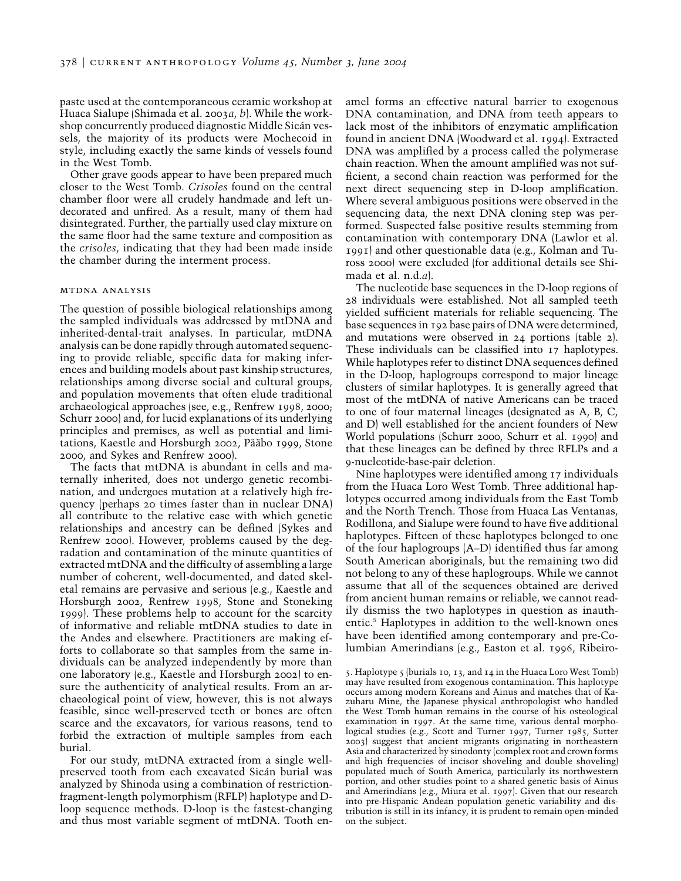paste used at the contemporaneous ceramic workshop at Huaca Sialupe (Shimada et al. 2003*a*, *b*). While the workshop concurrently produced diagnostic Middle Sicán vessels, the majority of its products were Mochecoid in style, including exactly the same kinds of vessels found in the West Tomb.

Other grave goods appear to have been prepared much closer to the West Tomb. *Crisoles* found on the central chamber floor were all crudely handmade and left undecorated and unfired. As a result, many of them had disintegrated. Further, the partially used clay mixture on the same floor had the same texture and composition as the *crisoles*, indicating that they had been made inside the chamber during the interment process.

## mtDNA analysis

The question of possible biological relationships among the sampled individuals was addressed by mtDNA and inherited-dental-trait analyses. In particular, mtDNA analysis can be done rapidly through automated sequencing to provide reliable, specific data for making inferences and building models about past kinship structures, relationships among diverse social and cultural groups, and population movements that often elude traditional archaeological approaches (see, e.g., Renfrew 1998, 2000; Schurr 2000) and, for lucid explanations of its underlying principles and premises, as well as potential and limitations, Kaestle and Horsburgh 2002, Pääbo 1999, Stone 2000, and Sykes and Renfrew 2000).

The facts that mtDNA is abundant in cells and maternally inherited, does not undergo genetic recombination, and undergoes mutation at a relatively high frequency (perhaps 20 times faster than in nuclear DNA) all contribute to the relative ease with which genetic relationships and ancestry can be defined (Sykes and Renfrew 2000). However, problems caused by the degradation and contamination of the minute quantities of extracted mtDNA and the difficulty of assembling a large number of coherent, well-documented, and dated skeletal remains are pervasive and serious (e.g., Kaestle and Horsburgh 2002, Renfrew 1998, Stone and Stoneking 1999). These problems help to account for the scarcity of informative and reliable mtDNA studies to date in the Andes and elsewhere. Practitioners are making efforts to collaborate so that samples from the same individuals can be analyzed independently by more than one laboratory (e.g., Kaestle and Horsburgh 2002) to ensure the authenticity of analytical results. From an archaeological point of view, however, this is not always feasible, since well-preserved teeth or bones are often scarce and the excavators, for various reasons, tend to forbid the extraction of multiple samples from each burial.

For our study, mtDNA extracted from a single well-preserved tooth from each excavated Sicán burial was analyzed by Shinoda using a combination of restriction-fragment-length polymorphism (RFLP) haplotype and D-loop sequence methods. D-loop is the fastest-changing and thus most variable segment of mtDNA. Tooth enamel forms an effective natural barrier to exogenous DNA contamination, and DNA from teeth appears to lack most of the inhibitors of enzymatic amplification found in ancient DNA (Woodward et al. 1994). Extracted DNA was amplified by a process called the polymerase chain reaction. When the amount amplified was not sufficient, a second chain reaction was performed for the next direct sequencing step in D-loop amplification. Where several ambiguous positions were observed in the sequencing data, the next DNA cloning step was performed. Suspected false positive results stemming from contamination with contemporary DNA (Lawlor et al. 1991) and other questionable data (e.g., Kolman and Tuross 2000) were excluded (for additional details see Shimada et al. n.d.*a*).

The nucleotide base sequences in the D-loop regions of 28 individuals were established. Not all sampled teeth yielded sufficient materials for reliable sequencing. The base sequences in 192 base pairs of DNA were determined, and mutations were observed in 24 portions (table 2). These individuals can be classified into 17 haplotypes. While haplotypes refer to distinct DNA sequences defined in the D-loop, haplogroups correspond to major lineage clusters of similar haplotypes. It is generally agreed that most of the mtDNA of native Americans can be traced to one of four maternal lineages (designated as A, B, C, and D) well established for the ancient founders of New World populations (Schurr 2000, Schurr et al. 1990) and that these lineages can be defined by three RFLPs and a 9-nucleotide-base-pair deletion.

Nine haplotypes were identified among 17 individuals from the Huaca Loro West Tomb. Three additional haplotypes occurred among individuals from the East Tomb and the North Trench. Those from Huaca Las Ventanas, Rodillona, and Sialupe were found to have five additional haplotypes. Fifteen of these haplotypes belonged to one of the four haplogroups (A–D) identified thus far among South American aboriginals, but the remaining two did not belong to any of these haplogroups. While we cannot assume that all of the sequences obtained are derived from ancient human remains or reliable, we cannot readily dismiss the two haplotypes in question as inauthentic.[5] Haplotypes in addition to the well-known ones have been identified among contemporary and pre-Columbian Amerindians (e.g., Easton et al. 1996, Ribeiro-

5. Haplotype 5 (burials 10, 13, and 14 in the Huaca Loro West Tomb) may have resulted from exogenous contamination. This haplotype occurs among modern Koreans and Ainus and matches that of Kazuharu Mine, the Japanese physical anthropologist who handled the West Tomb human remains in the course of his osteological examination in 1997. At the same time, various dental morphological studies (e.g., Scott and Turner 1997, Turner 1985, Sutter 2003) suggest that ancient migrants originating in northeastern Asia and characterized by sinodonty (complex root and crown forms and high frequencies of incisor shoveling and double shoveling) populated much of South America, particularly its northwestern portion, and other studies point to a shared genetic basis of Ainus and Amerindians (e.g., Miura et al. 1997). Given that our research into pre-Hispanic Andean population genetic variability and distribution is still in its infancy, it is prudent to remain open-minded on the subject.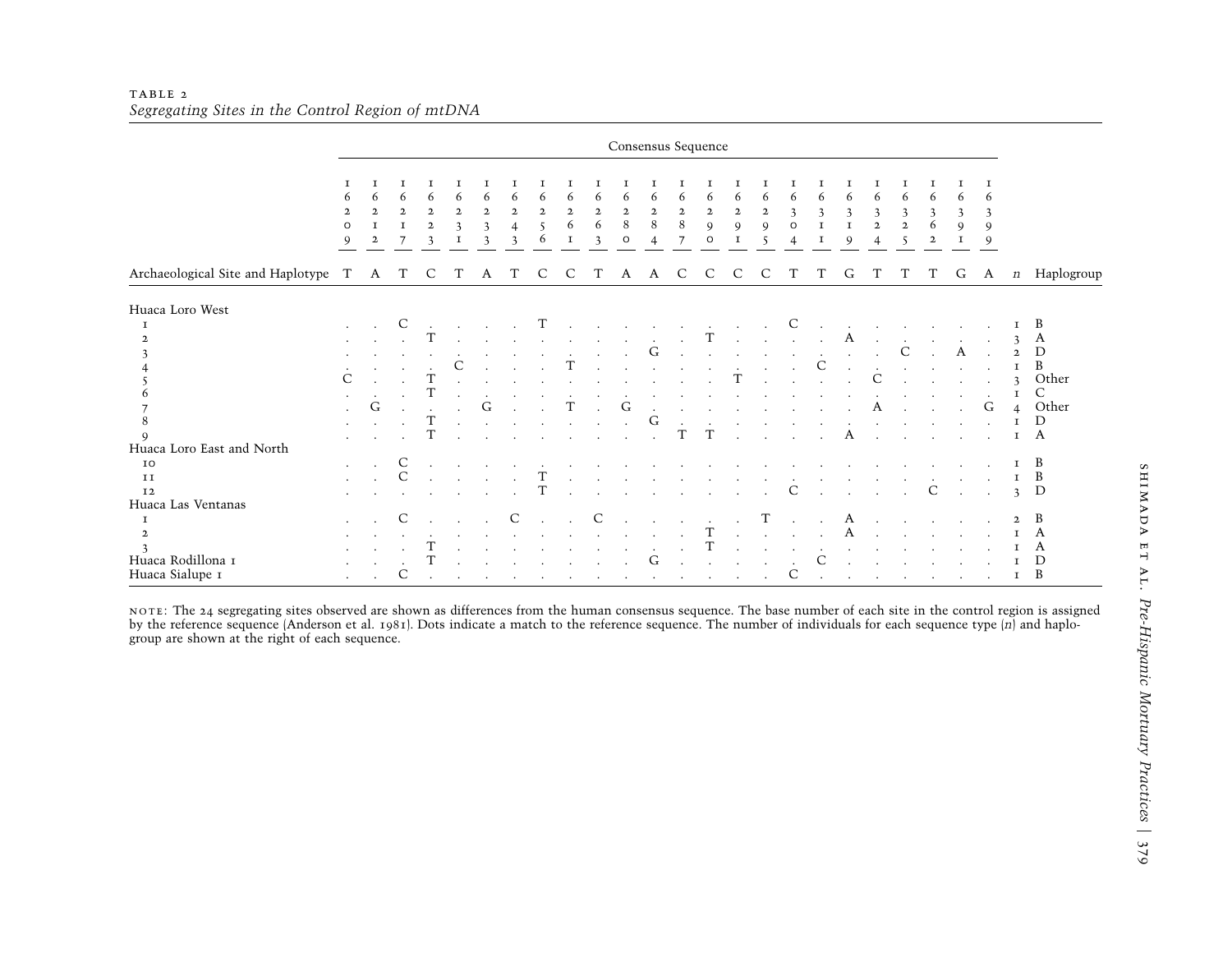TABLE 2

*Segregating Sites in the Control Region of mtDNA*

| | Consensus Sequence | | | | | | | | | | | | | | | | | | | | | | | | | |
|---|---|---|---|---|---|---|---|---|---|---|---|---|---|---|---|---|---|---|---|---|---|---|---|---|---|---|
| | 16209 | 16212 | 16217 | 16223 | 16231 | 16233 | 16243 | 16256 | 16261 | 16263 | 16280 | 16284 | 16287 | 16290 | 16291 | 16295 | 16304 | 16311 | 16319 | 16324 | 16325 | 16362 | 16391 | 16399 | | |
| Archaeological Site and Haplotype | T | A | T | C | T | A | T | C | C | T | A | A | C | C | C | C | T | T | G | T | T | T | G | A | *n* | Haplogroup |
| Huaca Loro West | | | | | | | | | | | | | | | | | | | | | | | | | | |
| 1 | . | . | C | . | . | . | . | T | . | . | . | . | . | . | . | . | C | . | . | . | . | . | . | . | 1 | B |
| 2 | . | . | . | T | . | . | . | . | . | . | . | . | . | T | . | . | . | . | A | . | . | . | . | . | 3 | A |
| 3 | . | . | . | . | . | . | . | . | . | . | . | G | . | . | . | . | . | . | . | . | C | . | A | . | 2 | D |
| 4 | . | . | . | . | C | . | . | . | T | . | . | . | . | . | . | . | . | C | . | . | . | . | . | . | 1 | B |
| 5 | C | . | . | T | . | . | . | . | . | . | . | . | . | . | T | . | . | . | . | C | . | . | . | . | 3 | Other |
| 6 | . | . | . | T | . | . | . | . | . | . | . | . | . | . | . | . | . | . | . | . | . | . | . | . | 1 | C |
| 7 | . | G | . | . | . | G | . | . | T | . | G | . | . | . | . | . | . | . | . | A | . | . | . | G | 4 | Other |
| 8 | . | . | . | T | . | . | . | . | . | . | . | G | . | . | . | . | . | . | . | . | . | . | . | . | 1 | D |
| 9 | . | . | . | T | . | . | . | . | . | . | . | . | T | T | . | . | . | . | A | . | . | . | . | . | 1 | A |
| Huaca Loro East and North | | | | | | | | | | | | | | | | | | | | | | | | | | |
| 10 | . | . | C | . | . | . | . | . | . | . | . | . | . | . | . | . | . | . | . | . | . | . | . | . | 1 | B |
| 11 | . | . | C | . | . | . | . | T | . | . | . | . | . | . | . | . | . | . | . | . | . | . | . | . | 1 | B |
| 12 | . | . | . | . | . | . | . | T | . | . | . | . | . | . | . | . | C | . | . | . | . | C | . | . | 3 | D |
| Huaca Las Ventanas | | | | | | | | | | | | | | | | | | | | | | | | | | |
| 1 | . | . | C | . | . | . | C | . | . | C | . | . | . | . | . | T | . | . | A | . | . | . | . | . | 2 | B |
| 2 | . | . | . | . | . | . | . | . | . | . | . | . | . | T | . | . | . | . | A | . | . | . | . | . | 1 | A |
| 3 | . | . | . | T | . | . | . | . | . | . | . | . | . | T | . | . | . | . | . | . | . | . | . | . | 1 | A |
| Huaca Rodillona 1 | . | . | . | T | . | . | . | . | . | . | . | G | . | . | . | . | . | C | . | . | . | . | . | . | 1 | D |
| Huaca Sialupe 1 | . | . | C | . | . | . | . | . | . | . | . | . | . | . | . | . | C | . | . | . | . | . | . | . | 1 | B |

NOTE: The 24 segregating sites observed are shown as differences from the human consensus sequence. The base number of each site in the control region is assigned by the reference sequence (Anderson et al. 1981). Dots indicate a match to the reference sequence. The number of individuals for each sequence type (*n*) and haplogroup are shown at the right of each sequence.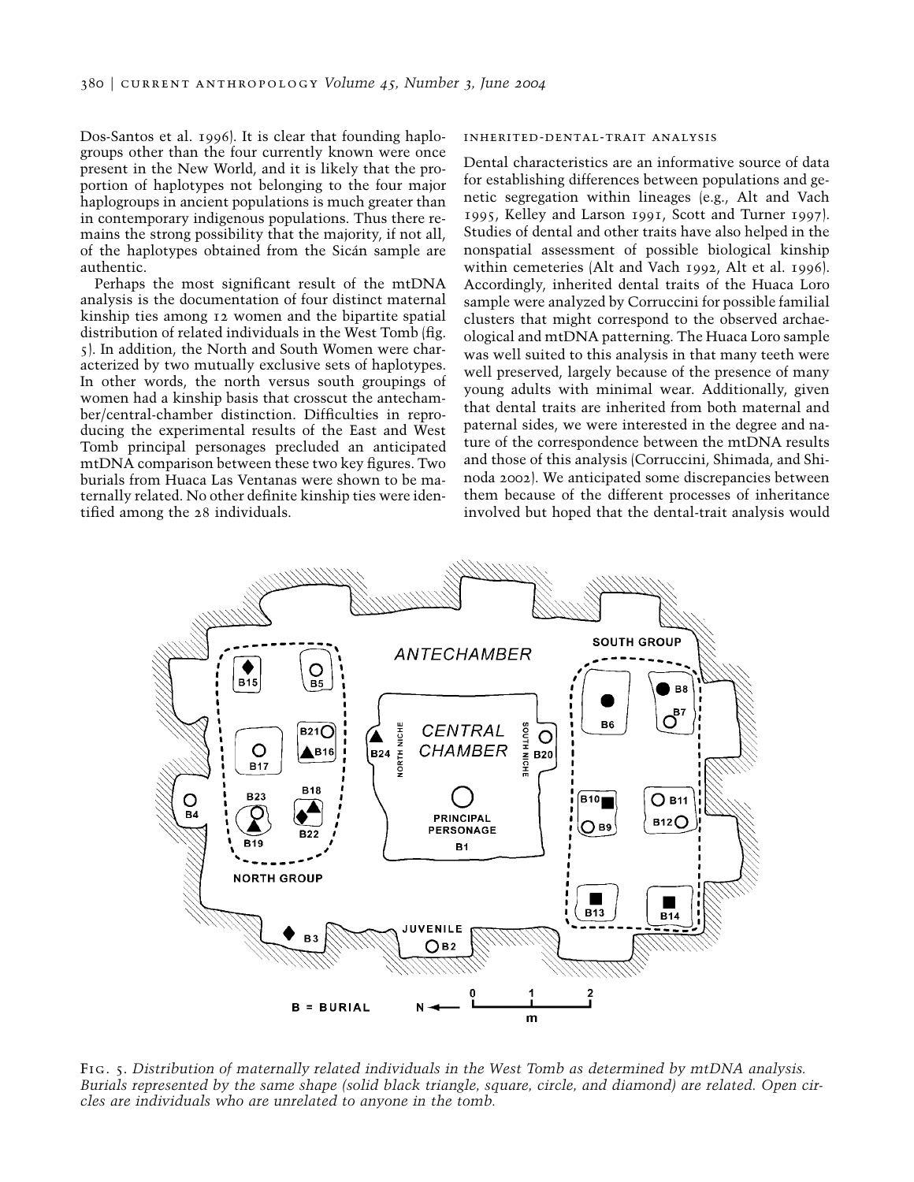Dos-Santos et al. 1996). It is clear that founding haplogroups other than the four currently known were once present in the New World, and it is likely that the proportion of haplotypes not belonging to the four major haplogroups in ancient populations is much greater than in contemporary indigenous populations. Thus there remains the strong possibility that the majority, if not all, of the haplotypes obtained from the Sicán sample are authentic.

Perhaps the most significant result of the mtDNA analysis is the documentation of four distinct maternal kinship ties among 12 women and the bipartite spatial distribution of related individuals in the West Tomb (fig. 5). In addition, the North and South Women were characterized by two mutually exclusive sets of haplotypes. In other words, the north versus south groupings of women had a kinship basis that crosscut the antechamber/central-chamber distinction. Difficulties in reproducing the experimental results of the East and West Tomb principal personages precluded an anticipated mtDNA comparison between these two key figures. Two burials from Huaca Las Ventanas were shown to be maternally related. No other definite kinship ties were identified among the 28 individuals.

### inherited-dental-trait analysis

Dental characteristics are an informative source of data for establishing differences between populations and genetic segregation within lineages (e.g., Alt and Vach 1995, Kelley and Larson 1991, Scott and Turner 1997). Studies of dental and other traits have also helped in the nonspatial assessment of possible biological kinship within cemeteries (Alt and Vach 1992, Alt et al. 1996). Accordingly, inherited dental traits of the Huaca Loro sample were analyzed by Corruccini for possible familial clusters that might correspond to the observed archaeological and mtDNA patterning. The Huaca Loro sample was well suited to this analysis in that many teeth were well preserved, largely because of the presence of many young adults with minimal wear. Additionally, given that dental traits are inherited from both maternal and paternal sides, we were interested in the degree and nature of the correspondence between the mtDNA results and those of this analysis (Corruccini, Shimada, and Shinoda 2002). We anticipated some discrepancies between them because of the different processes of inheritance involved but hoped that the dental-trait analysis would

Fig. 5. *Distribution of maternally related individuals in the West Tomb as determined by mtDNA analysis. Burials represented by the same shape (solid black triangle, square, circle, and diamond) are related. Open circles are individuals who are unrelated to anyone in the tomb.*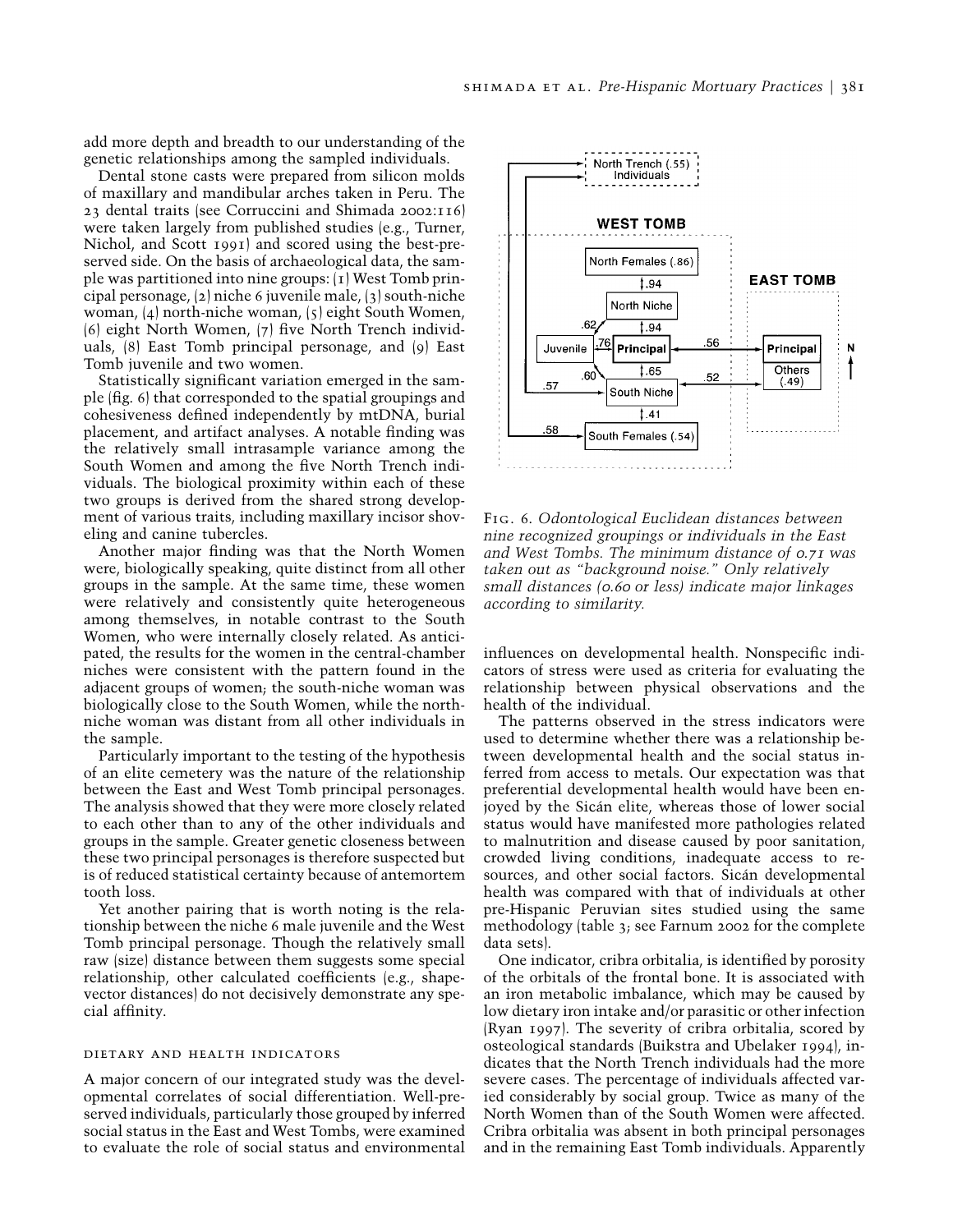add more depth and breadth to our understanding of the genetic relationships among the sampled individuals.

Dental stone casts were prepared from silicon molds of maxillary and mandibular arches taken in Peru. The 23 dental traits (see Corruccini and Shimada 2002:116) were taken largely from published studies (e.g., Turner, Nichol, and Scott 1991) and scored using the best-preserved side. On the basis of archaeological data, the sample was partitioned into nine groups: (1) West Tomb principal personage, (2) niche 6 juvenile male, (3) south-niche woman, (4) north-niche woman, (5) eight South Women, (6) eight North Women, (7) five North Trench individuals, (8) East Tomb principal personage, and (9) East Tomb juvenile and two women.

Statistically significant variation emerged in the sample (fig. 6) that corresponded to the spatial groupings and cohesiveness defined independently by mtDNA, burial placement, and artifact analyses. A notable finding was the relatively small intrasample variance among the South Women and among the five North Trench individuals. The biological proximity within each of these two groups is derived from the shared strong development of various traits, including maxillary incisor shoveling and canine tubercles.

Another major finding was that the North Women were, biologically speaking, quite distinct from all other groups in the sample. At the same time, these women were relatively and consistently quite heterogeneous among themselves, in notable contrast to the South Women, who were internally closely related. As anticipated, the results for the women in the central-chamber niches were consistent with the pattern found in the adjacent groups of women; the south-niche woman was biologically close to the South Women, while the north-niche woman was distant from all other individuals in the sample.

Particularly important to the testing of the hypothesis of an elite cemetery was the nature of the relationship between the East and West Tomb principal personages. The analysis showed that they were more closely related to each other than to any of the other individuals and groups in the sample. Greater genetic closeness between these two principal personages is therefore suspected but is of reduced statistical certainty because of antemortem tooth loss.

Yet another pairing that is worth noting is the relationship between the niche 6 male juvenile and the West Tomb principal personage. Though the relatively small raw (size) distance between them suggests some special relationship, other calculated coefficients (e.g., shape-vector distances) do not decisively demonstrate any special affinity.

Fig. 6. *Odontological Euclidean distances between nine recognized groupings or individuals in the East and West Tombs. The minimum distance of 0.71 was taken out as "background noise." Only relatively small distances (0.60 or less) indicate major linkages according to similarity.*

### Dietary and Health Indicators

A major concern of our integrated study was the developmental correlates of social differentiation. Well-preserved individuals, particularly those grouped by inferred social status in the East and West Tombs, were examined to evaluate the role of social status and environmental influences on developmental health. Nonspecific indicators of stress were used as criteria for evaluating the relationship between physical observations and the health of the individual.

The patterns observed in the stress indicators were used to determine whether there was a relationship between developmental health and the social status inferred from access to metals. Our expectation was that preferential developmental health would have been enjoyed by the Sicán elite, whereas those of lower social status would have manifested more pathologies related to malnutrition and disease caused by poor sanitation, crowded living conditions, inadequate access to resources, and other social factors. Sicán developmental health was compared with that of individuals at other pre-Hispanic Peruvian sites studied using the same methodology (table 3; see Farnum 2002 for the complete data sets).

One indicator, cribra orbitalia, is identified by porosity of the orbitals of the frontal bone. It is associated with an iron metabolic imbalance, which may be caused by low dietary iron intake and/or parasitic or other infection (Ryan 1997). The severity of cribra orbitalia, scored by osteological standards (Buikstra and Ubelaker 1994), indicates that the North Trench individuals had the more severe cases. The percentage of individuals affected varied considerably by social group. Twice as many of the North Women than of the South Women were affected. Cribra orbitalia was absent in both principal personages and in the remaining East Tomb individuals. Apparently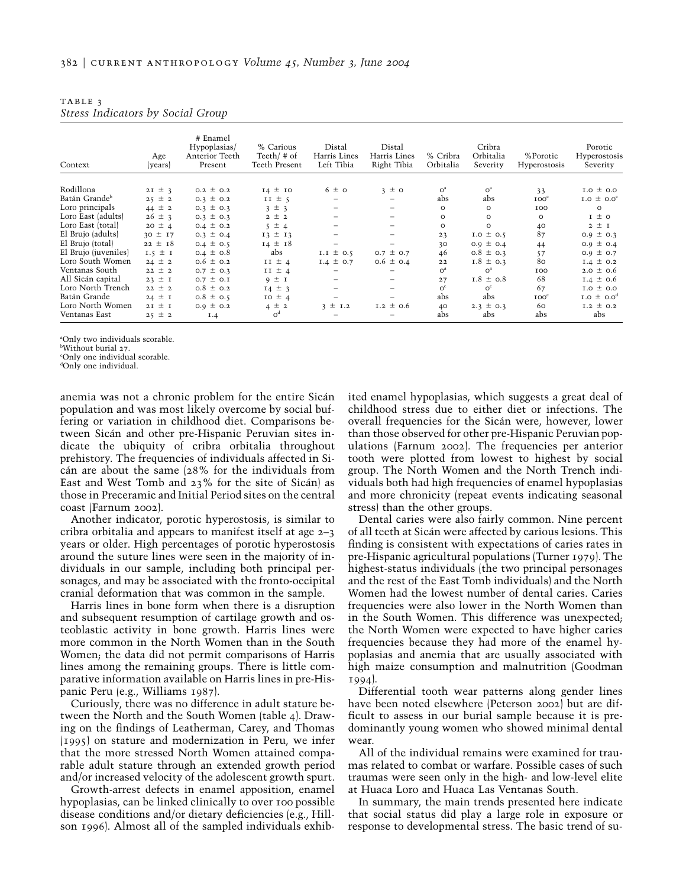TABLE 3
*Stress Indicators by Social Group*

| Context | Age (years) | # Enamel Hypoplasias/ Anterior Teeth Present | % Carious Teeth/ # of Teeth Present | Distal Harris Lines Left Tibia | Distal Harris Lines Right Tibia | % Cribra Orbitalia | Cribra Orbitalia Severity | %Porotic Hyperostosis | Porotic Hyperostosis Severity |
|---|---|---|---|---|---|---|---|---|---|
| Rodillona | 21 ± 3 | 0.2 ± 0.2 | 14 ± 10 | 6 ± 0 | 3 ± 0 | 0[a] | 0[a] | 33 | 1.0 ± 0.0 |
| Batán Grande[b] | 25 ± 2 | 0.3 ± 0.2 | 11 ± 5 | – | – | abs | abs | 100[c] | 1.0 ± 0.0[c] |
| Loro principals | 44 ± 2 | 0.3 ± 0.3 | 3 ± 3 | – | – | 0 | 0 | 100 | 0 |
| Loro East (adults) | 26 ± 3 | 0.3 ± 0.3 | 2 ± 2 | – | – | 0 | 0 | 0 | 1 ± 0 |
| Loro East (total) | 20 ± 4 | 0.4 ± 0.2 | 5 ± 4 | – | – | 0 | 0 | 40 | 2 ± 1 |
| El Brujo (adults) | 30 ± 17 | 0.3 ± 0.4 | 13 ± 13 | – | – | 23 | 1.0 ± 0.5 | 87 | 0.9 ± 0.3 |
| El Brujo (total) | 22 ± 18 | 0.4 ± 0.5 | 14 ± 18 | – | – | 30 | 0.9 ± 0.4 | 44 | 0.9 ± 0.4 |
| El Brujo (juveniles) | 1.5 ± 1 | 0.4 ± 0.8 | abs | 1.1 ± 0.5 | 0.7 ± 0.7 | 46 | 0.8 ± 0.3 | 57 | 0.9 ± 0.7 |
| Loro South Women | 24 ± 2 | 0.6 ± 0.2 | 11 ± 4 | 1.4 ± 0.7 | 0.6 ± 0.4 | 22 | 1.8 ± 0.3 | 80 | 1.4 ± 0.2 |
| Ventanas South | 22 ± 2 | 0.7 ± 0.3 | 11 ± 4 | – | – | 0[a] | 0[a] | 100 | 2.0 ± 0.6 |
| All Sicán capital | 23 ± 1 | 0.7 ± 0.1 | 9 ± 1 | – | – | 27 | 1.8 ± 0.8 | 68 | 1.4 ± 0.6 |
| Loro North Trench | 22 ± 2 | 0.8 ± 0.2 | 14 ± 3 | – | – | 0[c] | 0[c] | 67 | 1.0 ± 0.0 |
| Batán Grande | 24 ± 1 | 0.8 ± 0.5 | 10 ± 4 | – | – | abs | abs | 100[c] | 1.0 ± 0.0[d] |
| Loro North Women | 21 ± 1 | 0.9 ± 0.2 | 4 ± 2 | 3 ± 1.2 | 1.2 ± 0.6 | 40 | 2.3 ± 0.3 | 60 | 1.2 ± 0.2 |
| Ventanas East | 25 ± 2 | 1.4 | 0[d] | – | – | abs | abs | abs | abs |

[a]Only two individuals scorable.
[b]Without burial 27.
[c]Only one individual scorable.
[d]Only one individual.

anemia was not a chronic problem for the entire Sicán population and was most likely overcome by social buffering or variation in childhood diet. Comparisons between Sicán and other pre-Hispanic Peruvian sites indicate the ubiquity of cribra orbitalia throughout prehistory. The frequencies of individuals affected in Sicán are about the same (28% for the individuals from East and West Tomb and 23% for the site of Sicán) as those in Preceramic and Initial Period sites on the central coast (Farnum 2002).

Another indicator, porotic hyperostosis, is similar to cribra orbitalia and appears to manifest itself at age 2–3 years or older. High percentages of porotic hyperostosis around the suture lines were seen in the majority of individuals in our sample, including both principal personages, and may be associated with the fronto-occipital cranial deformation that was common in the sample.

Harris lines in bone form when there is a disruption and subsequent resumption of cartilage growth and osteoblastic activity in bone growth. Harris lines were more common in the North Women than in the South Women; the data did not permit comparisons of Harris lines among the remaining groups. There is little comparative information available on Harris lines in pre-Hispanic Peru (e.g., Williams 1987).

Curiously, there was no difference in adult stature between the North and the South Women (table 4). Drawing on the findings of Leatherman, Carey, and Thomas (1995) on stature and modernization in Peru, we infer that the more stressed North Women attained comparable adult stature through an extended growth period and/or increased velocity of the adolescent growth spurt.

Growth-arrest defects in enamel apposition, enamel hypoplasias, can be linked clinically to over 100 possible disease conditions and/or dietary deficiencies (e.g., Hillson 1996). Almost all of the sampled individuals exhibited enamel hypoplasias, which suggests a great deal of childhood stress due to either diet or infections. The overall frequencies for the Sicán were, however, lower than those observed for other pre-Hispanic Peruvian populations (Farnum 2002). The frequencies per anterior tooth were plotted from lowest to highest by social group. The North Women and the North Trench individuals both had high frequencies of enamel hypoplasias and more chronicity (repeat events indicating seasonal stress) than the other groups.

Dental caries were also fairly common. Nine percent of all teeth at Sicán were affected by carious lesions. This finding is consistent with expectations of caries rates in pre-Hispanic agricultural populations (Turner 1979). The highest-status individuals (the two principal personages and the rest of the East Tomb individuals) and the North Women had the lowest number of dental caries. Caries frequencies were also lower in the North Women than in the South Women. This difference was unexpected; the North Women were expected to have higher caries frequencies because they had more of the enamel hypoplasias and anemia that are usually associated with high maize consumption and malnutrition (Goodman 1994).

Differential tooth wear patterns along gender lines have been noted elsewhere (Peterson 2002) but are difficult to assess in our burial sample because it is predominantly young women who showed minimal dental wear.

All of the individual remains were examined for traumas related to combat or warfare. Possible cases of such traumas were seen only in the high- and low-level elite at Huaca Loro and Huaca Las Ventanas South.

In summary, the main trends presented here indicate that social status did play a large role in exposure or response to developmental stress. The basic trend of su-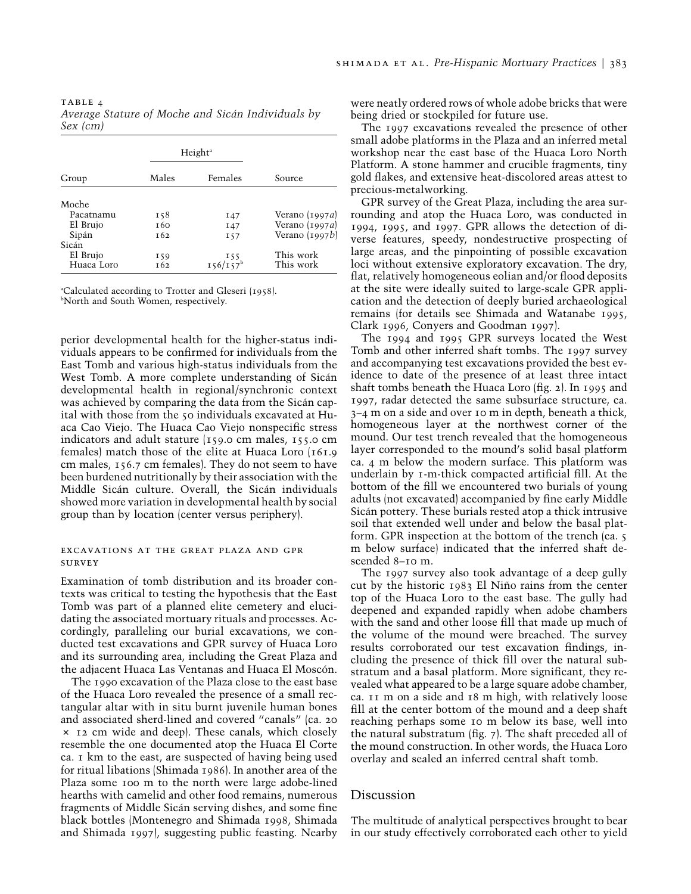TABLE 4
*Average Stature of Moche and Sicán Individuals by Sex (cm)*

| Group | Height[a] | | Source |
|---|---|---|---|
| | Males | Females | |
| Moche | | | |
| Pacatnamu | 158 | 147 | Verano (1997*a*) |
| El Brujo | 160 | 147 | Verano (1997*a*) |
| Sipán | 162 | 157 | Verano (1997*b*) |
| Sicán | | | |
| El Brujo | 159 | 155 | This work |
| Huaca Loro | 162 | 156/157[b] | This work |

[a]Calculated according to Trotter and Gleseri (1958).
[b]North and South Women, respectively.

perior developmental health for the higher-status individuals appears to be confirmed for individuals from the East Tomb and various high-status individuals from the West Tomb. A more complete understanding of Sicán developmental health in regional/synchronic context was achieved by comparing the data from the Sicán capital with those from the 50 individuals excavated at Huaca Cao Viejo. The Huaca Cao Viejo nonspecific stress indicators and adult stature (159.0 cm males, 155.0 cm females) match those of the elite at Huaca Loro (161.9 cm males, 156.7 cm females). They do not seem to have been burdened nutritionally by their association with the Middle Sicán culture. Overall, the Sicán individuals showed more variation in developmental health by social group than by location (center versus periphery).

### EXCAVATIONS AT THE GREAT PLAZA AND GPR SURVEY

Examination of tomb distribution and its broader contexts was critical to testing the hypothesis that the East Tomb was part of a planned elite cemetery and elucidating the associated mortuary rituals and processes. Accordingly, paralleling our burial excavations, we conducted test excavations and GPR survey of Huaca Loro and its surrounding area, including the Great Plaza and the adjacent Huaca Las Ventanas and Huaca El Moscón.

The 1990 excavation of the Plaza close to the east base of the Huaca Loro revealed the presence of a small rectangular altar with in situ burnt juvenile human bones and associated sherd-lined and covered "canals" (ca. 20 × 12 cm wide and deep). These canals, which closely resemble the one documented atop the Huaca El Corte ca. 1 km to the east, are suspected of having being used for ritual libations (Shimada 1986). In another area of the Plaza some 100 m to the north were large adobe-lined hearths with camelid and other food remains, numerous fragments of Middle Sicán serving dishes, and some fine black bottles (Montenegro and Shimada 1998, Shimada and Shimada 1997), suggesting public feasting. Nearby were neatly ordered rows of whole adobe bricks that were being dried or stockpiled for future use.

The 1997 excavations revealed the presence of other small adobe platforms in the Plaza and an inferred metal workshop near the east base of the Huaca Loro North Platform. A stone hammer and crucible fragments, tiny gold flakes, and extensive heat-discolored areas attest to precious-metalworking.

GPR survey of the Great Plaza, including the area surrounding and atop the Huaca Loro, was conducted in 1994, 1995, and 1997. GPR allows the detection of diverse features, speedy, nondestructive prospecting of large areas, and the pinpointing of possible excavation loci without extensive exploratory excavation. The dry, flat, relatively homogeneous eolian and/or flood deposits at the site were ideally suited to large-scale GPR application and the detection of deeply buried archaeological remains (for details see Shimada and Watanabe 1995, Clark 1996, Conyers and Goodman 1997).

The 1994 and 1995 GPR surveys located the West Tomb and other inferred shaft tombs. The 1997 survey and accompanying test excavations provided the best evidence to date of the presence of at least three intact shaft tombs beneath the Huaca Loro (fig. 2). In 1995 and 1997, radar detected the same subsurface structure, ca. 3–4 m on a side and over 10 m in depth, beneath a thick, homogeneous layer at the northwest corner of the mound. Our test trench revealed that the homogeneous layer corresponded to the mound's solid basal platform ca. 4 m below the modern surface. This platform was underlain by 1-m-thick compacted artificial fill. At the bottom of the fill we encountered two burials of young adults (not excavated) accompanied by fine early Middle Sicán pottery. These burials rested atop a thick intrusive soil that extended well under and below the basal platform. GPR inspection at the bottom of the trench (ca. 5 m below surface) indicated that the inferred shaft descended 8–10 m.

The 1997 survey also took advantage of a deep gully cut by the historic 1983 El Niño rains from the center top of the Huaca Loro to the east base. The gully had deepened and expanded rapidly when adobe chambers with the sand and other loose fill that made up much of the volume of the mound were breached. The survey results corroborated our test excavation findings, including the presence of thick fill over the natural substratum and a basal platform. More significant, they revealed what appeared to be a large square adobe chamber, ca. 11 m on a side and 18 m high, with relatively loose fill at the center bottom of the mound and a deep shaft reaching perhaps some 10 m below its base, well into the natural substratum (fig. 7). The shaft preceded all of the mound construction. In other words, the Huaca Loro overlay and sealed an inferred central shaft tomb.

## Discussion

The multitude of analytical perspectives brought to bear in our study effectively corroborated each other to yield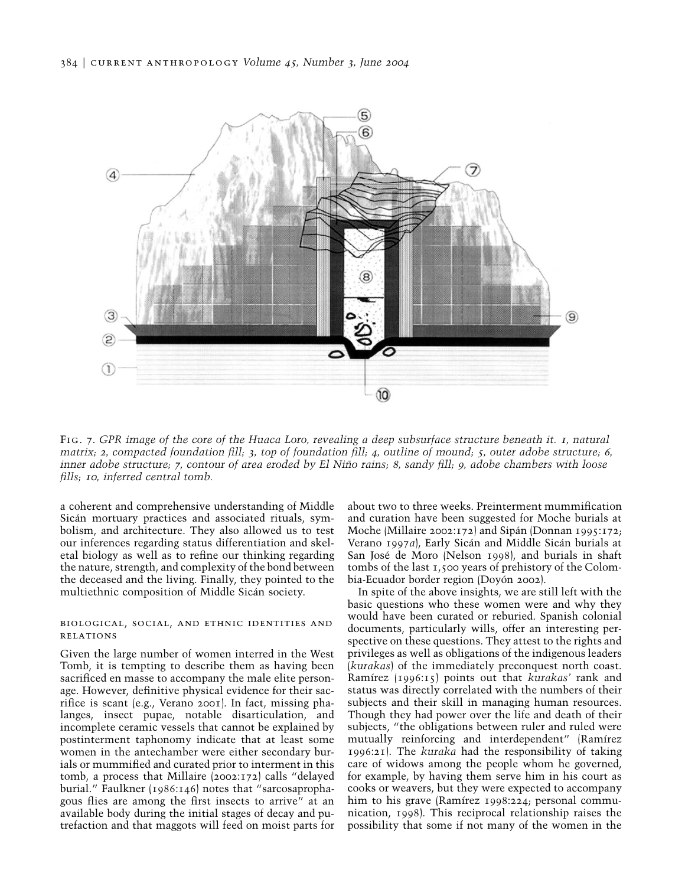Fig. 7. *GPR image of the core of the Huaca Loro, revealing a deep subsurface structure beneath it. 1, natural matrix; 2, compacted foundation fill; 3, top of foundation fill; 4, outline of mound; 5, outer adobe structure; 6, inner adobe structure; 7, contour of area eroded by El Niño rains; 8, sandy fill; 9, adobe chambers with loose fills; 10, inferred central tomb.*

a coherent and comprehensive understanding of Middle Sicán mortuary practices and associated rituals, symbolism, and architecture. They also allowed us to test our inferences regarding status differentiation and skeletal biology as well as to refine our thinking regarding the nature, strength, and complexity of the bond between the deceased and the living. Finally, they pointed to the multiethnic composition of Middle Sicán society.

## Biological, Social, and Ethnic Identities and Relations

Given the large number of women interred in the West Tomb, it is tempting to describe them as having been sacrificed en masse to accompany the male elite personage. However, definitive physical evidence for their sacrifice is scant (e.g., Verano 2001). In fact, missing phalanges, insect pupae, notable disarticulation, and incomplete ceramic vessels that cannot be explained by postinterment taphonomy indicate that at least some women in the antechamber were either secondary burials or mummified and curated prior to interment in this tomb, a process that Millaire (2002:172) calls "delayed burial." Faulkner (1986:146) notes that "sarcosaprophagous flies are among the first insects to arrive" at an available body during the initial stages of decay and putrefaction and that maggots will feed on moist parts for about two to three weeks. Preinterment mummification and curation have been suggested for Moche burials at Moche (Millaire 2002:172) and Sipán (Donnan 1995:172; Verano 1997*a*), Early Sicán and Middle Sicán burials at San José de Moro (Nelson 1998), and burials in shaft tombs of the last 1,500 years of prehistory of the Colombia-Ecuador border region (Doyón 2002).

In spite of the above insights, we are still left with the basic questions who these women were and why they would have been curated or reburied. Spanish colonial documents, particularly wills, offer an interesting perspective on these questions. They attest to the rights and privileges as well as obligations of the indigenous leaders (*kurakas*) of the immediately preconquest north coast. Ramírez (1996:15) points out that *kurakas'* rank and status was directly correlated with the numbers of their subjects and their skill in managing human resources. Though they had power over the life and death of their subjects, "the obligations between ruler and ruled were mutually reinforcing and interdependent" (Ramírez 1996:21). The *kuraka* had the responsibility of taking care of widows among the people whom he governed, for example, by having them serve him in his court as cooks or weavers, but they were expected to accompany him to his grave (Ramírez 1998:224; personal communication, 1998). This reciprocal relationship raises the possibility that some if not many of the women in the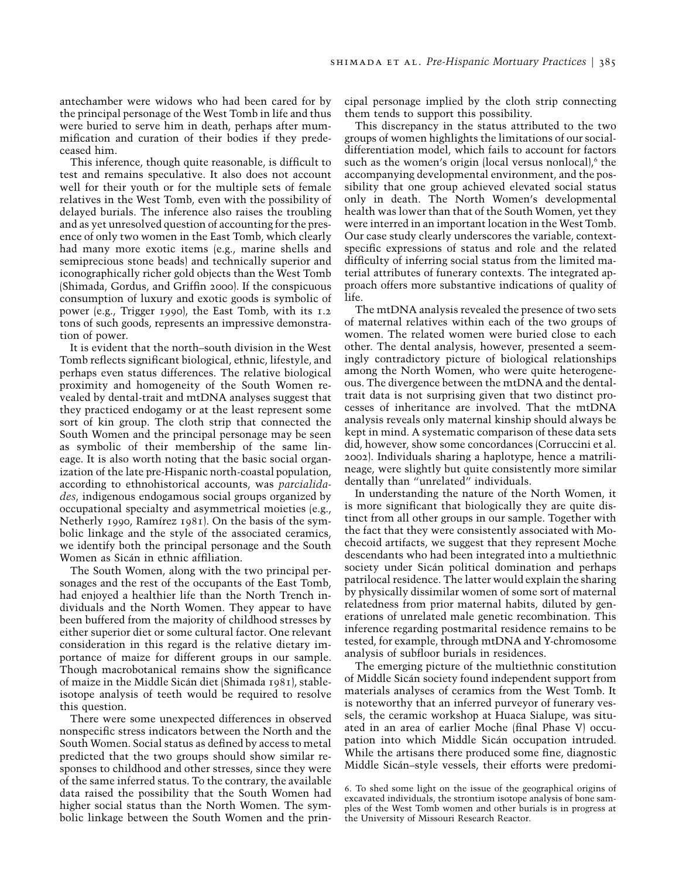antechamber were widows who had been cared for by the principal personage of the West Tomb in life and thus were buried to serve him in death, perhaps after mummification and curation of their bodies if they predeceased him.

This inference, though quite reasonable, is difficult to test and remains speculative. It also does not account well for their youth or for the multiple sets of female relatives in the West Tomb, even with the possibility of delayed burials. The inference also raises the troubling and as yet unresolved question of accounting for the presence of only two women in the East Tomb, which clearly had many more exotic items (e.g., marine shells and semiprecious stone beads) and technically superior and iconographically richer gold objects than the West Tomb (Shimada, Gordus, and Griffin 2000). If the conspicuous consumption of luxury and exotic goods is symbolic of power (e.g., Trigger 1990), the East Tomb, with its 1.2 tons of such goods, represents an impressive demonstration of power.

It is evident that the north–south division in the West Tomb reflects significant biological, ethnic, lifestyle, and perhaps even status differences. The relative biological proximity and homogeneity of the South Women revealed by dental-trait and mtDNA analyses suggest that they practiced endogamy or at the least represent some sort of kin group. The cloth strip that connected the South Women and the principal personage may be seen as symbolic of their membership of the same lineage. It is also worth noting that the basic social organization of the late pre-Hispanic north-coastal population, according to ethnohistorical accounts, was *parcialidades*, indigenous endogamous social groups organized by occupational specialty and asymmetrical moieties (e.g., Netherly 1990, Ramírez 1981). On the basis of the symbolic linkage and the style of the associated ceramics, we identify both the principal personage and the South Women as Sicán in ethnic affiliation.

The South Women, along with the two principal personages and the rest of the occupants of the East Tomb, had enjoyed a healthier life than the North Trench individuals and the North Women. They appear to have been buffered from the majority of childhood stresses by either superior diet or some cultural factor. One relevant consideration in this regard is the relative dietary importance of maize for different groups in our sample. Though macrobotanical remains show the significance of maize in the Middle Sicán diet (Shimada 1981), stable-isotope analysis of teeth would be required to resolve this question.

There were some unexpected differences in observed nonspecific stress indicators between the North and the South Women. Social status as defined by access to metal predicted that the two groups should show similar responses to childhood and other stresses, since they were of the same inferred status. To the contrary, the available data raised the possibility that the South Women had higher social status than the North Women. The symbolic linkage between the South Women and the principal personage implied by the cloth strip connecting them tends to support this possibility.

This discrepancy in the status attributed to the two groups of women highlights the limitations of our social-differentiation model, which fails to account for factors such as the women's origin (local versus nonlocal),[6] the accompanying developmental environment, and the possibility that one group achieved elevated social status only in death. The North Women's developmental health was lower than that of the South Women, yet they were interred in an important location in the West Tomb. Our case study clearly underscores the variable, context-specific expressions of status and role and the related difficulty of inferring social status from the limited material attributes of funerary contexts. The integrated approach offers more substantive indications of quality of life.

The mtDNA analysis revealed the presence of two sets of maternal relatives within each of the two groups of women. The related women were buried close to each other. The dental analysis, however, presented a seemingly contradictory picture of biological relationships among the North Women, who were quite heterogeneous. The divergence between the mtDNA and the dental-trait data is not surprising given that two distinct processes of inheritance are involved. That the mtDNA analysis reveals only maternal kinship should always be kept in mind. A systematic comparison of these data sets did, however, show some concordances (Corruccini et al. 2002). Individuals sharing a haplotype, hence a matrilineage, were slightly but quite consistently more similar dentally than "unrelated" individuals.

In understanding the nature of the North Women, it is more significant that biologically they are quite distinct from all other groups in our sample. Together with the fact that they were consistently associated with Mochecoid artifacts, we suggest that they represent Moche descendants who had been integrated into a multiethnic society under Sicán political domination and perhaps patrilocal residence. The latter would explain the sharing by physically dissimilar women of some sort of maternal relatedness from prior maternal habits, diluted by generations of unrelated male genetic recombination. This inference regarding postmarital residence remains to be tested, for example, through mtDNA and Y-chromosome analysis of subfloor burials in residences.

The emerging picture of the multiethnic constitution of Middle Sicán society found independent support from materials analyses of ceramics from the West Tomb. It is noteworthy that an inferred purveyor of funerary vessels, the ceramic workshop at Huaca Sialupe, was situated in an area of earlier Moche (final Phase V) occupation into which Middle Sicán occupation intruded. While the artisans there produced some fine, diagnostic Middle Sicán–style vessels, their efforts were predomi-

6. To shed some light on the issue of the geographical origins of excavated individuals, the strontium isotope analysis of bone samples of the West Tomb women and other burials is in progress at the University of Missouri Research Reactor.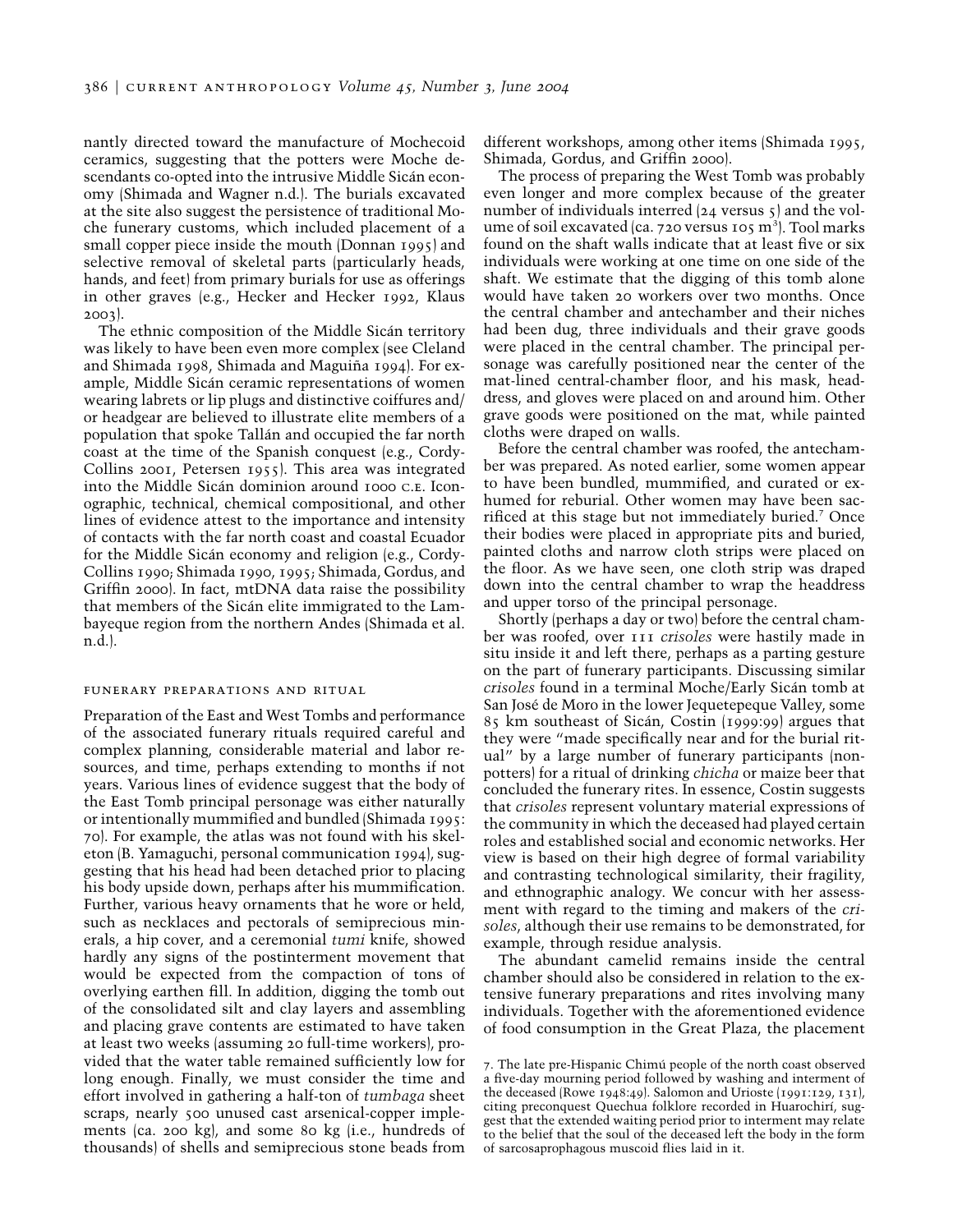nantly directed toward the manufacture of Mochecoid ceramics, suggesting that the potters were Moche descendants co-opted into the intrusive Middle Sicán economy (Shimada and Wagner n.d.). The burials excavated at the site also suggest the persistence of traditional Moche funerary customs, which included placement of a small copper piece inside the mouth (Donnan 1995) and selective removal of skeletal parts (particularly heads, hands, and feet) from primary burials for use as offerings in other graves (e.g., Hecker and Hecker 1992, Klaus 2003).

The ethnic composition of the Middle Sicán territory was likely to have been even more complex (see Cleland and Shimada 1998, Shimada and Maguiña 1994). For example, Middle Sicán ceramic representations of women wearing labrets or lip plugs and distinctive coiffures and/or headgear are believed to illustrate elite members of a population that spoke Tallán and occupied the far north coast at the time of the Spanish conquest (e.g., Cordy-Collins 2001, Petersen 1955). This area was integrated into the Middle Sicán dominion around 1000 C.E. Iconographic, technical, chemical compositional, and other lines of evidence attest to the importance and intensity of contacts with the far north coast and coastal Ecuador for the Middle Sicán economy and religion (e.g., Cordy-Collins 1990; Shimada 1990, 1995; Shimada, Gordus, and Griffin 2000). In fact, mtDNA data raise the possibility that members of the Sicán elite immigrated to the Lambayeque region from the northern Andes (Shimada et al. n.d.).

## Funerary Preparations and Ritual

Preparation of the East and West Tombs and performance of the associated funerary rituals required careful and complex planning, considerable material and labor resources, and time, perhaps extending to months if not years. Various lines of evidence suggest that the body of the East Tomb principal personage was either naturally or intentionally mummified and bundled (Shimada 1995:70). For example, the atlas was not found with his skeleton (B. Yamaguchi, personal communication 1994), suggesting that his head had been detached prior to placing his body upside down, perhaps after his mummification. Further, various heavy ornaments that he wore or held, such as necklaces and pectorals of semiprecious minerals, a hip cover, and a ceremonial *tumi* knife, showed hardly any signs of the postinterment movement that would be expected from the compaction of tons of overlying earthen fill. In addition, digging the tomb out of the consolidated silt and clay layers and assembling and placing grave contents are estimated to have taken at least two weeks (assuming 20 full-time workers), provided that the water table remained sufficiently low for long enough. Finally, we must consider the time and effort involved in gathering a half-ton of *tumbaga* sheet scraps, nearly 500 unused cast arsenical-copper implements (ca. 200 kg), and some 80 kg (i.e., hundreds of thousands) of shells and semiprecious stone beads from different workshops, among other items (Shimada 1995, Shimada, Gordus, and Griffin 2000).

The process of preparing the West Tomb was probably even longer and more complex because of the greater number of individuals interred (24 versus 5) and the volume of soil excavated (ca. 720 versus 105 m$^3$). Tool marks found on the shaft walls indicate that at least five or six individuals were working at one time on one side of the shaft. We estimate that the digging of this tomb alone would have taken 20 workers over two months. Once the central chamber and antechamber and their niches had been dug, three individuals and their grave goods were placed in the central chamber. The principal personage was carefully positioned near the center of the mat-lined central-chamber floor, and his mask, headdress, and gloves were placed on and around him. Other grave goods were positioned on the mat, while painted cloths were draped on walls.

Before the central chamber was roofed, the antechamber was prepared. As noted earlier, some women appear to have been bundled, mummified, and curated or exhumed for reburial. Other women may have been sacrificed at this stage but not immediately buried.[7] Once their bodies were placed in appropriate pits and buried, painted cloths and narrow cloth strips were placed on the floor. As we have seen, one cloth strip was draped down into the central chamber to wrap the headdress and upper torso of the principal personage.

Shortly (perhaps a day or two) before the central chamber was roofed, over 111 *crisoles* were hastily made in situ inside it and left there, perhaps as a parting gesture on the part of funerary participants. Discussing similar *crisoles* found in a terminal Moche/Early Sicán tomb at San José de Moro in the lower Jequetepeque Valley, some 85 km southeast of Sicán, Costin (1999:99) argues that they were "made specifically near and for the burial ritual" by a large number of funerary participants (non-potters) for a ritual of drinking *chicha* or maize beer that concluded the funerary rites. In essence, Costin suggests that *crisoles* represent voluntary material expressions of the community in which the deceased had played certain roles and established social and economic networks. Her view is based on their high degree of formal variability and contrasting technological similarity, their fragility, and ethnographic analogy. We concur with her assessment with regard to the timing and makers of the *crisoles*, although their use remains to be demonstrated, for example, through residue analysis.

The abundant camelid remains inside the central chamber should also be considered in relation to the extensive funerary preparations and rites involving many individuals. Together with the aforementioned evidence of food consumption in the Great Plaza, the placement

7. The late pre-Hispanic Chimú people of the north coast observed a five-day mourning period followed by washing and interment of the deceased (Rowe 1948:49). Salomon and Urioste (1991:129, 131), citing preconquest Quechua folklore recorded in Huarochirí, suggest that the extended waiting period prior to interment may relate to the belief that the soul of the deceased left the body in the form of sarcosaprophagous muscoid flies laid in it.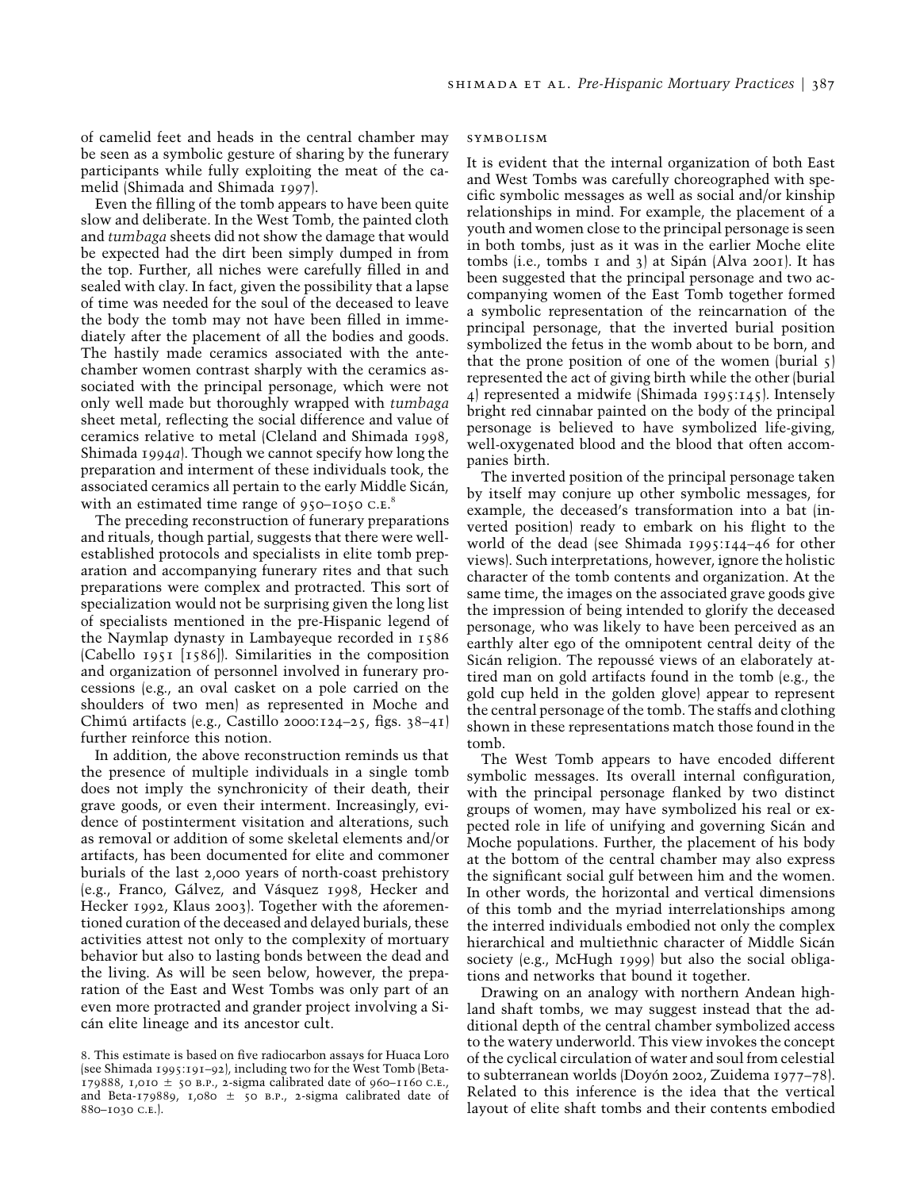of camelid feet and heads in the central chamber may be seen as a symbolic gesture of sharing by the funerary participants while fully exploiting the meat of the camelid (Shimada and Shimada 1997).

Even the filling of the tomb appears to have been quite slow and deliberate. In the West Tomb, the painted cloth and *tumbaga* sheets did not show the damage that would be expected had the dirt been simply dumped in from the top. Further, all niches were carefully filled in and sealed with clay. In fact, given the possibility that a lapse of time was needed for the soul of the deceased to leave the body the tomb may not have been filled in immediately after the placement of all the bodies and goods. The hastily made ceramics associated with the antechamber women contrast sharply with the ceramics associated with the principal personage, which were not only well made but thoroughly wrapped with *tumbaga* sheet metal, reflecting the social difference and value of ceramics relative to metal (Cleland and Shimada 1998, Shimada 1994*a*). Though we cannot specify how long the preparation and interment of these individuals took, the associated ceramics all pertain to the early Middle Sicán, with an estimated time range of 950–1050 C.E.[8]

The preceding reconstruction of funerary preparations and rituals, though partial, suggests that there were well-established protocols and specialists in elite tomb preparation and accompanying funerary rites and that such preparations were complex and protracted. This sort of specialization would not be surprising given the long list of specialists mentioned in the pre-Hispanic legend of the Naymlap dynasty in Lambayeque recorded in 1586 (Cabello 1951 [1586]). Similarities in the composition and organization of personnel involved in funerary processions (e.g., an oval casket on a pole carried on the shoulders of two men) as represented in Moche and Chimú artifacts (e.g., Castillo 2000:124–25, figs. 38–41) further reinforce this notion.

In addition, the above reconstruction reminds us that the presence of multiple individuals in a single tomb does not imply the synchronicity of their death, their grave goods, or even their interment. Increasingly, evidence of postinterment visitation and alterations, such as removal or addition of some skeletal elements and/or artifacts, has been documented for elite and commoner burials of the last 2,000 years of north-coast prehistory (e.g., Franco, Gálvez, and Vásquez 1998, Hecker and Hecker 1992, Klaus 2003). Together with the aforementioned curation of the deceased and delayed burials, these activities attest not only to the complexity of mortuary behavior but also to lasting bonds between the dead and the living. As will be seen below, however, the preparation of the East and West Tombs was only part of an even more protracted and grander project involving a Sicán elite lineage and its ancestor cult.

### SYMBOLISM

It is evident that the internal organization of both East and West Tombs was carefully choreographed with specific symbolic messages as well as social and/or kinship relationships in mind. For example, the placement of a youth and women close to the principal personage is seen in both tombs, just as it was in the earlier Moche elite tombs (i.e., tombs 1 and 3) at Sipán (Alva 2001). It has been suggested that the principal personage and two accompanying women of the East Tomb together formed a symbolic representation of the reincarnation of the principal personage, that the inverted burial position symbolized the fetus in the womb about to be born, and that the prone position of one of the women (burial 5) represented the act of giving birth while the other (burial 4) represented a midwife (Shimada 1995:145). Intensely bright red cinnabar painted on the body of the principal personage is believed to have symbolized life-giving, well-oxygenated blood and the blood that often accompanies birth.

The inverted position of the principal personage taken by itself may conjure up other symbolic messages, for example, the deceased's transformation into a bat (inverted position) ready to embark on his flight to the world of the dead (see Shimada 1995:144–46 for other views). Such interpretations, however, ignore the holistic character of the tomb contents and organization. At the same time, the images on the associated grave goods give the impression of being intended to glorify the deceased personage, who was likely to have been perceived as an earthly alter ego of the omnipotent central deity of the Sicán religion. The repoussé views of an elaborately attired man on gold artifacts found in the tomb (e.g., the gold cup held in the golden glove) appear to represent the central personage of the tomb. The staffs and clothing shown in these representations match those found in the tomb.

The West Tomb appears to have encoded different symbolic messages. Its overall internal configuration, with the principal personage flanked by two distinct groups of women, may have symbolized his real or expected role in life of unifying and governing Sicán and Moche populations. Further, the placement of his body at the bottom of the central chamber may also express the significant social gulf between him and the women. In other words, the horizontal and vertical dimensions of this tomb and the myriad interrelationships among the interred individuals embodied not only the complex hierarchical and multiethnic character of Middle Sicán society (e.g., McHugh 1999) but also the social obligations and networks that bound it together.

Drawing on an analogy with northern Andean highland shaft tombs, we may suggest instead that the additional depth of the central chamber symbolized access to the watery underworld. This view invokes the concept of the cyclical circulation of water and soul from celestial to subterranean worlds (Doyón 2002, Zuidema 1977–78). Related to this inference is the idea that the vertical layout of elite shaft tombs and their contents embodied

8. This estimate is based on five radiocarbon assays for Huaca Loro (see Shimada 1995:191–92), including two for the West Tomb (Beta-179888, 1,010 ± 50 B.P., 2-sigma calibrated date of 960–1160 C.E., and Beta-179889, 1,080 ± 50 B.P., 2-sigma calibrated date of 880–1030 C.E.).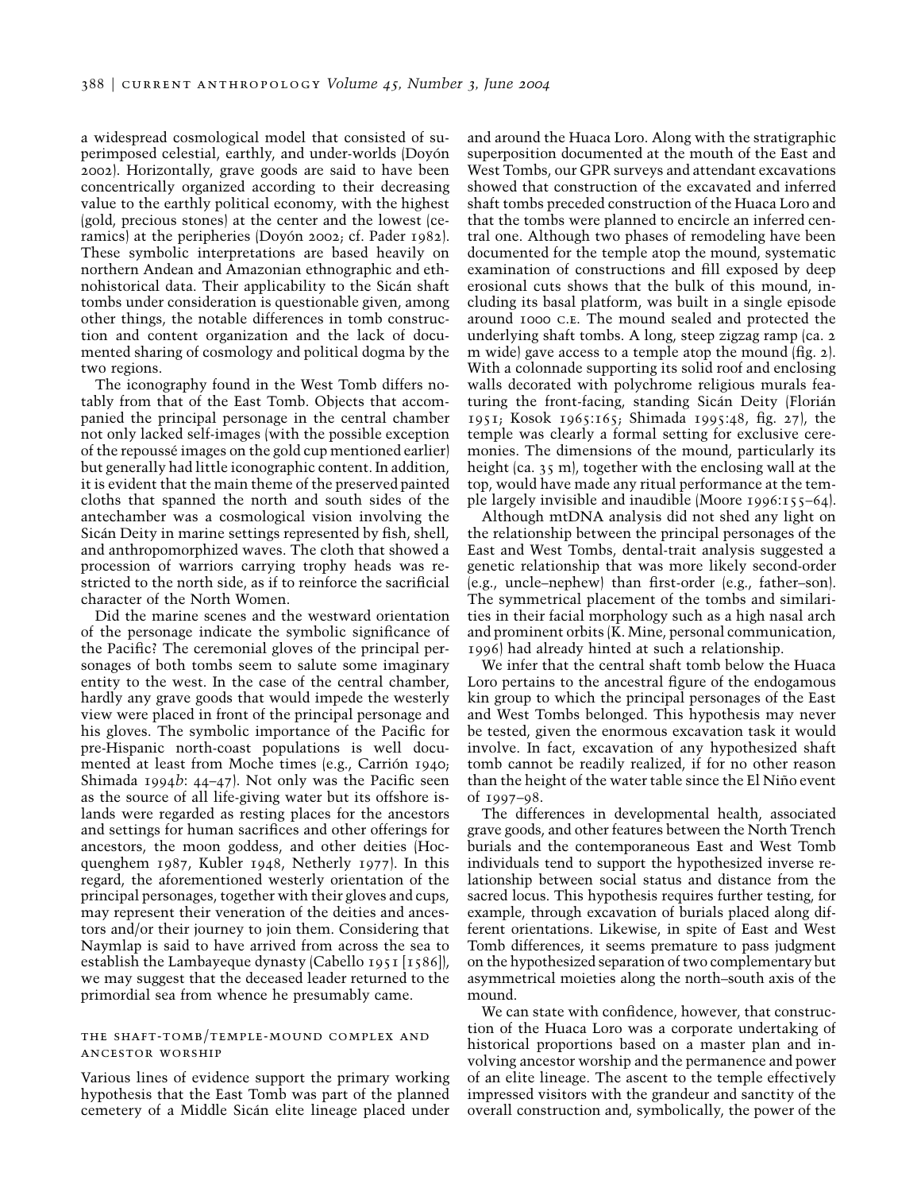a widespread cosmological model that consisted of superimposed celestial, earthly, and under-worlds (Doyón 2002). Horizontally, grave goods are said to have been concentrically organized according to their decreasing value to the earthly political economy, with the highest (gold, precious stones) at the center and the lowest (ceramics) at the peripheries (Doyón 2002; cf. Pader 1982). These symbolic interpretations are based heavily on northern Andean and Amazonian ethnographic and ethnohistorical data. Their applicability to the Sicán shaft tombs under consideration is questionable given, among other things, the notable differences in tomb construction and content organization and the lack of documented sharing of cosmology and political dogma by the two regions.

The iconography found in the West Tomb differs notably from that of the East Tomb. Objects that accompanied the principal personage in the central chamber not only lacked self-images (with the possible exception of the repoussé images on the gold cup mentioned earlier) but generally had little iconographic content. In addition, it is evident that the main theme of the preserved painted cloths that spanned the north and south sides of the antechamber was a cosmological vision involving the Sicán Deity in marine settings represented by fish, shell, and anthropomorphized waves. The cloth that showed a procession of warriors carrying trophy heads was restricted to the north side, as if to reinforce the sacrificial character of the North Women.

Did the marine scenes and the westward orientation of the personage indicate the symbolic significance of the Pacific? The ceremonial gloves of the principal personages of both tombs seem to salute some imaginary entity to the west. In the case of the central chamber, hardly any grave goods that would impede the westerly view were placed in front of the principal personage and his gloves. The symbolic importance of the Pacific for pre-Hispanic north-coast populations is well documented at least from Moche times (e.g., Carrión 1940; Shimada 1994*b*: 44–47). Not only was the Pacific seen as the source of all life-giving water but its offshore islands were regarded as resting places for the ancestors and settings for human sacrifices and other offerings for ancestors, the moon goddess, and other deities (Hocquenghem 1987, Kubler 1948, Netherly 1977). In this regard, the aforementioned westerly orientation of the principal personages, together with their gloves and cups, may represent their veneration of the deities and ancestors and/or their journey to join them. Considering that Naymlap is said to have arrived from across the sea to establish the Lambayeque dynasty (Cabello 1951 [1586]), we may suggest that the deceased leader returned to the primordial sea from whence he presumably came.

## the shaft-tomb/temple-mound complex and ancestor worship

Various lines of evidence support the primary working hypothesis that the East Tomb was part of the planned cemetery of a Middle Sicán elite lineage placed under and around the Huaca Loro. Along with the stratigraphic superposition documented at the mouth of the East and West Tombs, our GPR surveys and attendant excavations showed that construction of the excavated and inferred shaft tombs preceded construction of the Huaca Loro and that the tombs were planned to encircle an inferred central one. Although two phases of remodeling have been documented for the temple atop the mound, systematic examination of constructions and fill exposed by deep erosional cuts shows that the bulk of this mound, including its basal platform, was built in a single episode around 1000 C.E. The mound sealed and protected the underlying shaft tombs. A long, steep zigzag ramp (ca. 2 m wide) gave access to a temple atop the mound (fig. 2). With a colonnade supporting its solid roof and enclosing walls decorated with polychrome religious murals featuring the front-facing, standing Sicán Deity (Florián 1951; Kosok 1965:165; Shimada 1995:48, fig. 27), the temple was clearly a formal setting for exclusive ceremonies. The dimensions of the mound, particularly its height (ca. 35 m), together with the enclosing wall at the top, would have made any ritual performance at the temple largely invisible and inaudible (Moore 1996:155–64).

Although mtDNA analysis did not shed any light on the relationship between the principal personages of the East and West Tombs, dental-trait analysis suggested a genetic relationship that was more likely second-order (e.g., uncle–nephew) than first-order (e.g., father–son). The symmetrical placement of the tombs and similarities in their facial morphology such as a high nasal arch and prominent orbits (K. Mine, personal communication, 1996) had already hinted at such a relationship.

We infer that the central shaft tomb below the Huaca Loro pertains to the ancestral figure of the endogamous kin group to which the principal personages of the East and West Tombs belonged. This hypothesis may never be tested, given the enormous excavation task it would involve. In fact, excavation of any hypothesized shaft tomb cannot be readily realized, if for no other reason than the height of the water table since the El Niño event of 1997–98.

The differences in developmental health, associated grave goods, and other features between the North Trench burials and the contemporaneous East and West Tomb individuals tend to support the hypothesized inverse relationship between social status and distance from the sacred locus. This hypothesis requires further testing, for example, through excavation of burials placed along different orientations. Likewise, in spite of East and West Tomb differences, it seems premature to pass judgment on the hypothesized separation of two complementary but asymmetrical moieties along the north–south axis of the mound.

We can state with confidence, however, that construction of the Huaca Loro was a corporate undertaking of historical proportions based on a master plan and involving ancestor worship and the permanence and power of an elite lineage. The ascent to the temple effectively impressed visitors with the grandeur and sanctity of the overall construction and, symbolically, the power of the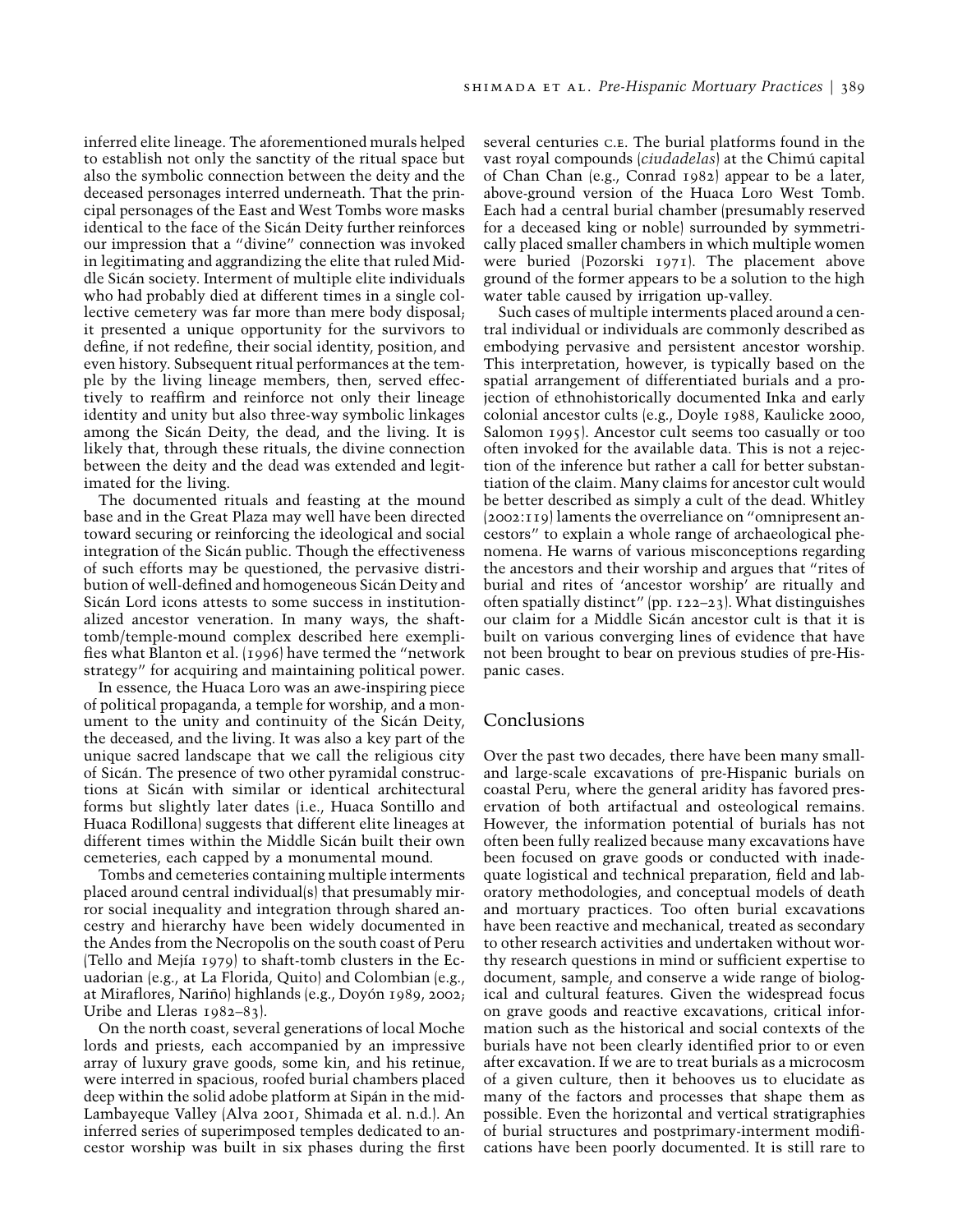inferred elite lineage. The aforementioned murals helped to establish not only the sanctity of the ritual space but also the symbolic connection between the deity and the deceased personages interred underneath. That the principal personages of the East and West Tombs wore masks identical to the face of the Sicán Deity further reinforces our impression that a "divine" connection was invoked in legitimating and aggrandizing the elite that ruled Middle Sicán society. Interment of multiple elite individuals who had probably died at different times in a single collective cemetery was far more than mere body disposal; it presented a unique opportunity for the survivors to define, if not redefine, their social identity, position, and even history. Subsequent ritual performances at the temple by the living lineage members, then, served effectively to reaffirm and reinforce not only their lineage identity and unity but also three-way symbolic linkages among the Sicán Deity, the dead, and the living. It is likely that, through these rituals, the divine connection between the deity and the dead was extended and legitimated for the living.

The documented rituals and feasting at the mound base and in the Great Plaza may well have been directed toward securing or reinforcing the ideological and social integration of the Sicán public. Though the effectiveness of such efforts may be questioned, the pervasive distribution of well-defined and homogeneous Sicán Deity and Sicán Lord icons attests to some success in institutionalized ancestor veneration. In many ways, the shaft-tomb/temple-mound complex described here exemplifies what Blanton et al. (1996) have termed the "network strategy" for acquiring and maintaining political power.

In essence, the Huaca Loro was an awe-inspiring piece of political propaganda, a temple for worship, and a monument to the unity and continuity of the Sicán Deity, the deceased, and the living. It was also a key part of the unique sacred landscape that we call the religious city of Sicán. The presence of two other pyramidal constructions at Sicán with similar or identical architectural forms but slightly later dates (i.e., Huaca Sontillo and Huaca Rodillona) suggests that different elite lineages at different times within the Middle Sicán built their own cemeteries, each capped by a monumental mound.

Tombs and cemeteries containing multiple interments placed around central individual(s) that presumably mirror social inequality and integration through shared ancestry and hierarchy have been widely documented in the Andes from the Necropolis on the south coast of Peru (Tello and Mejía 1979) to shaft-tomb clusters in the Ecuadorian (e.g., at La Florida, Quito) and Colombian (e.g., at Miraflores, Nariño) highlands (e.g., Doyón 1989, 2002; Uribe and Lleras 1982–83).

On the north coast, several generations of local Moche lords and priests, each accompanied by an impressive array of luxury grave goods, some kin, and his retinue, were interred in spacious, roofed burial chambers placed deep within the solid adobe platform at Sipán in the mid-Lambayeque Valley (Alva 2001, Shimada et al. n.d.). An inferred series of superimposed temples dedicated to ancestor worship was built in six phases during the first several centuries C.E. The burial platforms found in the vast royal compounds (*ciudadelas*) at the Chimú capital of Chan Chan (e.g., Conrad 1982) appear to be a later, above-ground version of the Huaca Loro West Tomb. Each had a central burial chamber (presumably reserved for a deceased king or noble) surrounded by symmetrically placed smaller chambers in which multiple women were buried (Pozorski 1971). The placement above ground of the former appears to be a solution to the high water table caused by irrigation up-valley.

Such cases of multiple interments placed around a central individual or individuals are commonly described as embodying pervasive and persistent ancestor worship. This interpretation, however, is typically based on the spatial arrangement of differentiated burials and a projection of ethnohistorically documented Inka and early colonial ancestor cults (e.g., Doyle 1988, Kaulicke 2000, Salomon 1995). Ancestor cult seems too casually or too often invoked for the available data. This is not a rejection of the inference but rather a call for better substantiation of the claim. Many claims for ancestor cult would be better described as simply a cult of the dead. Whitley (2002:119) laments the overreliance on "omnipresent ancestors" to explain a whole range of archaeological phenomena. He warns of various misconceptions regarding the ancestors and their worship and argues that "rites of burial and rites of 'ancestor worship' are ritually and often spatially distinct" (pp. 122–23). What distinguishes our claim for a Middle Sicán ancestor cult is that it is built on various converging lines of evidence that have not been brought to bear on previous studies of pre-Hispanic cases.

## Conclusions

Over the past two decades, there have been many small- and large-scale excavations of pre-Hispanic burials on coastal Peru, where the general aridity has favored preservation of both artifactual and osteological remains. However, the information potential of burials has not often been fully realized because many excavations have been focused on grave goods or conducted with inadequate logistical and technical preparation, field and laboratory methodologies, and conceptual models of death and mortuary practices. Too often burial excavations have been reactive and mechanical, treated as secondary to other research activities and undertaken without worthy research questions in mind or sufficient expertise to document, sample, and conserve a wide range of biological and cultural features. Given the widespread focus on grave goods and reactive excavations, critical information such as the historical and social contexts of the burials have not been clearly identified prior to or even after excavation. If we are to treat burials as a microcosm of a given culture, then it behooves us to elucidate as many of the factors and processes that shape them as possible. Even the horizontal and vertical stratigraphies of burial structures and postprimary-interment modifications have been poorly documented. It is still rare to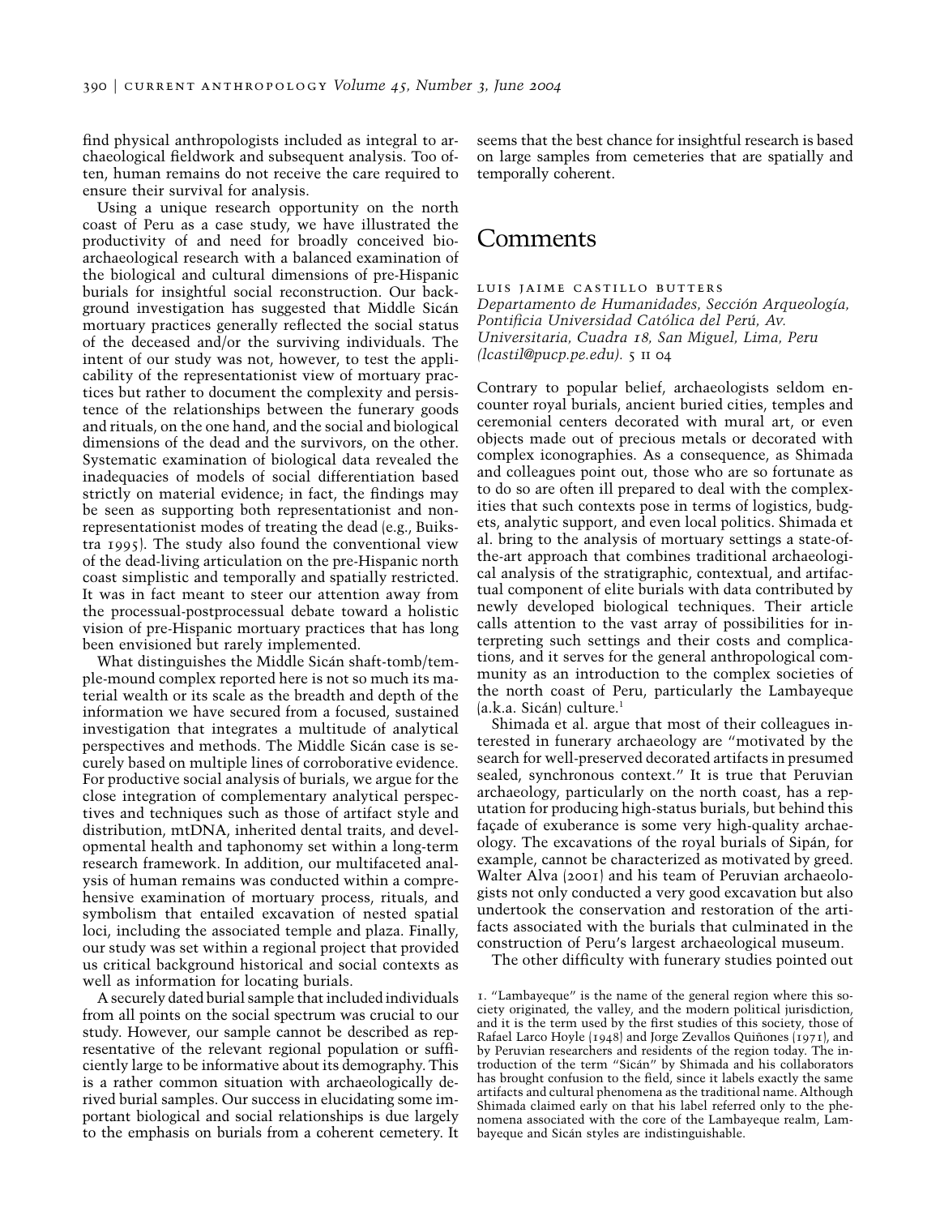find physical anthropologists included as integral to archaeological fieldwork and subsequent analysis. Too often, human remains do not receive the care required to ensure their survival for analysis.

Using a unique research opportunity on the north coast of Peru as a case study, we have illustrated the productivity of and need for broadly conceived bioarchaeological research with a balanced examination of the biological and cultural dimensions of pre-Hispanic burials for insightful social reconstruction. Our background investigation has suggested that Middle Sicán mortuary practices generally reflected the social status of the deceased and/or the surviving individuals. The intent of our study was not, however, to test the applicability of the representationist view of mortuary practices but rather to document the complexity and persistence of the relationships between the funerary goods and rituals, on the one hand, and the social and biological dimensions of the dead and the survivors, on the other. Systematic examination of biological data revealed the inadequacies of models of social differentiation based strictly on material evidence; in fact, the findings may be seen as supporting both representationist and nonrepresentationist modes of treating the dead (e.g., Buikstra 1995). The study also found the conventional view of the dead-living articulation on the pre-Hispanic north coast simplistic and temporally and spatially restricted. It was in fact meant to steer our attention away from the processual-postprocessual debate toward a holistic vision of pre-Hispanic mortuary practices that has long been envisioned but rarely implemented.

What distinguishes the Middle Sicán shaft-tomb/temple-mound complex reported here is not so much its material wealth or its scale as the breadth and depth of the information we have secured from a focused, sustained investigation that integrates a multitude of analytical perspectives and methods. The Middle Sicán case is securely based on multiple lines of corroborative evidence. For productive social analysis of burials, we argue for the close integration of complementary analytical perspectives and techniques such as those of artifact style and distribution, mtDNA, inherited dental traits, and developmental health and taphonomy set within a long-term research framework. In addition, our multifaceted analysis of human remains was conducted within a comprehensive examination of mortuary process, rituals, and symbolism that entailed excavation of nested spatial loci, including the associated temple and plaza. Finally, our study was set within a regional project that provided us critical background historical and social contexts as well as information for locating burials.

A securely dated burial sample that included individuals from all points on the social spectrum was crucial to our study. However, our sample cannot be described as representative of the relevant regional population or sufficiently large to be informative about its demography. This is a rather common situation with archaeologically derived burial samples. Our success in elucidating some important biological and social relationships is due largely to the emphasis on burials from a coherent cemetery. It seems that the best chance for insightful research is based on large samples from cemeteries that are spatially and temporally coherent.

# Comments

LUIS JAIME CASTILLO BUTTERS
*Departamento de Humanidades, Sección Arqueología, Pontificia Universidad Católica del Perú, Av. Universitaria, Cuadra 18, San Miguel, Lima, Peru (lcastil@pucp.pe.edu).* 5 II 04

Contrary to popular belief, archaeologists seldom encounter royal burials, ancient buried cities, temples and ceremonial centers decorated with mural art, or even objects made out of precious metals or decorated with complex iconographies. As a consequence, as Shimada and colleagues point out, those who are so fortunate as to do so are often ill prepared to deal with the complexities that such contexts pose in terms of logistics, budgets, analytic support, and even local politics. Shimada et al. bring to the analysis of mortuary settings a state-of-the-art approach that combines traditional archaeological analysis of the stratigraphic, contextual, and artifactual component of elite burials with data contributed by newly developed biological techniques. Their article calls attention to the vast array of possibilities for interpreting such settings and their costs and complications, and it serves for the general anthropological community as an introduction to the complex societies of the north coast of Peru, particularly the Lambayeque (a.k.a. Sicán) culture.[1]

Shimada et al. argue that most of their colleagues interested in funerary archaeology are "motivated by the search for well-preserved decorated artifacts in presumed sealed, synchronous context." It is true that Peruvian archaeology, particularly on the north coast, has a reputation for producing high-status burials, but behind this façade of exuberance is some very high-quality archaeology. The excavations of the royal burials of Sipán, for example, cannot be characterized as motivated by greed. Walter Alva (2001) and his team of Peruvian archaeologists not only conducted a very good excavation but also undertook the conservation and restoration of the artifacts associated with the burials that culminated in the construction of Peru's largest archaeological museum.

The other difficulty with funerary studies pointed out

1. "Lambayeque" is the name of the general region where this society originated, the valley, and the modern political jurisdiction, and it is the term used by the first studies of this society, those of Rafael Larco Hoyle (1948) and Jorge Zevallos Quiñones (1971), and by Peruvian researchers and residents of the region today. The introduction of the term "Sicán" by Shimada and his collaborators has brought confusion to the field, since it labels exactly the same artifacts and cultural phenomena as the traditional name. Although Shimada claimed early on that his label referred only to the phenomena associated with the core of the Lambayeque realm, Lambayeque and Sicán styles are indistinguishable.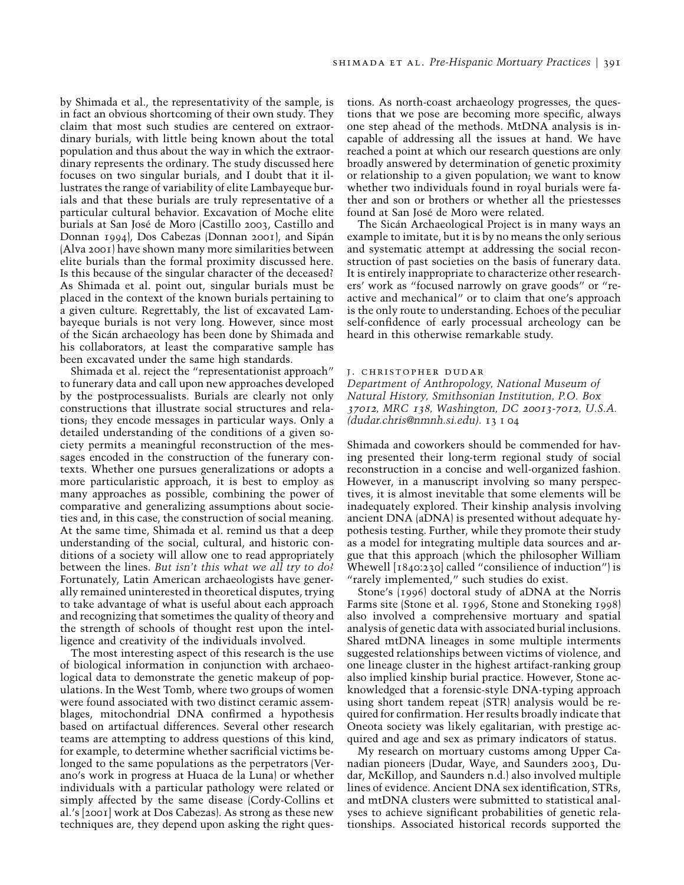by Shimada et al., the representativity of the sample, is in fact an obvious shortcoming of their own study. They claim that most such studies are centered on extraordinary burials, with little being known about the total population and thus about the way in which the extraordinary represents the ordinary. The study discussed here focuses on two singular burials, and I doubt that it illustrates the range of variability of elite Lambayeque burials and that these burials are truly representative of a particular cultural behavior. Excavation of Moche elite burials at San José de Moro (Castillo 2003, Castillo and Donnan 1994), Dos Cabezas (Donnan 2001), and Sipán (Alva 2001) have shown many more similarities between elite burials than the formal proximity discussed here. Is this because of the singular character of the deceased? As Shimada et al. point out, singular burials must be placed in the context of the known burials pertaining to a given culture. Regrettably, the list of excavated Lambayeque burials is not very long. However, since most of the Sicán archaeology has been done by Shimada and his collaborators, at least the comparative sample has been excavated under the same high standards.

Shimada et al. reject the "representationist approach" to funerary data and call upon new approaches developed by the postprocessualists. Burials are clearly not only constructions that illustrate social structures and relations; they encode messages in particular ways. Only a detailed understanding of the conditions of a given society permits a meaningful reconstruction of the messages encoded in the construction of the funerary contexts. Whether one pursues generalizations or adopts a more particularistic approach, it is best to employ as many approaches as possible, combining the power of comparative and generalizing assumptions about societies and, in this case, the construction of social meaning. At the same time, Shimada et al. remind us that a deep understanding of the social, cultural, and historic conditions of a society will allow one to read appropriately between the lines. *But isn't this what we all try to do?* Fortunately, Latin American archaeologists have generally remained uninterested in theoretical disputes, trying to take advantage of what is useful about each approach and recognizing that sometimes the quality of theory and the strength of schools of thought rest upon the intelligence and creativity of the individuals involved.

The most interesting aspect of this research is the use of biological information in conjunction with archaeological data to demonstrate the genetic makeup of populations. In the West Tomb, where two groups of women were found associated with two distinct ceramic assemblages, mitochondrial DNA confirmed a hypothesis based on artifactual differences. Several other research teams are attempting to address questions of this kind, for example, to determine whether sacrificial victims belonged to the same populations as the perpetrators (Verano's work in progress at Huaca de la Luna) or whether individuals with a particular pathology were related or simply affected by the same disease (Cordy-Collins et al.'s [2001] work at Dos Cabezas). As strong as these new techniques are, they depend upon asking the right questions. As north-coast archaeology progresses, the questions that we pose are becoming more specific, always one step ahead of the methods. MtDNA analysis is incapable of addressing all the issues at hand. We have reached a point at which our research questions are only broadly answered by determination of genetic proximity or relationship to a given population; we want to know whether two individuals found in royal burials were father and son or brothers or whether all the priestesses found at San José de Moro were related.

The Sicán Archaeological Project is in many ways an example to imitate, but it is by no means the only serious and systematic attempt at addressing the social reconstruction of past societies on the basis of funerary data. It is entirely inappropriate to characterize other researchers' work as "focused narrowly on grave goods" or "reactive and mechanical" or to claim that one's approach is the only route to understanding. Echoes of the peculiar self-confidence of early processual archeology can be heard in this otherwise remarkable study.

J. CHRISTOPHER DUDAR
*Department of Anthropology, National Museum of Natural History, Smithsonian Institution, P.O. Box 37012, MRC 138, Washington, DC 20013-7012, U.S.A. (dudar.chris@nmnh.si.edu).* 13 I 04

Shimada and coworkers should be commended for having presented their long-term regional study of social reconstruction in a concise and well-organized fashion. However, in a manuscript involving so many perspectives, it is almost inevitable that some elements will be inadequately explored. Their kinship analysis involving ancient DNA (aDNA) is presented without adequate hypothesis testing. Further, while they promote their study as a model for integrating multiple data sources and argue that this approach (which the philosopher William Whewell [1840:230] called "consilience of induction") is "rarely implemented," such studies do exist.

Stone's (1996) doctoral study of aDNA at the Norris Farms site (Stone et al. 1996, Stone and Stoneking 1998) also involved a comprehensive mortuary and spatial analysis of genetic data with associated burial inclusions. Shared mtDNA lineages in some multiple interments suggested relationships between victims of violence, and one lineage cluster in the highest artifact-ranking group also implied kinship burial practice. However, Stone acknowledged that a forensic-style DNA-typing approach using short tandem repeat (STR) analysis would be required for confirmation. Her results broadly indicate that Oneota society was likely egalitarian, with prestige acquired and age and sex as primary indicators of status.

My research on mortuary customs among Upper Canadian pioneers (Dudar, Waye, and Saunders 2003, Dudar, McKillop, and Saunders n.d.) also involved multiple lines of evidence. Ancient DNA sex identification, STRs, and mtDNA clusters were submitted to statistical analyses to achieve significant probabilities of genetic relationships. Associated historical records supported the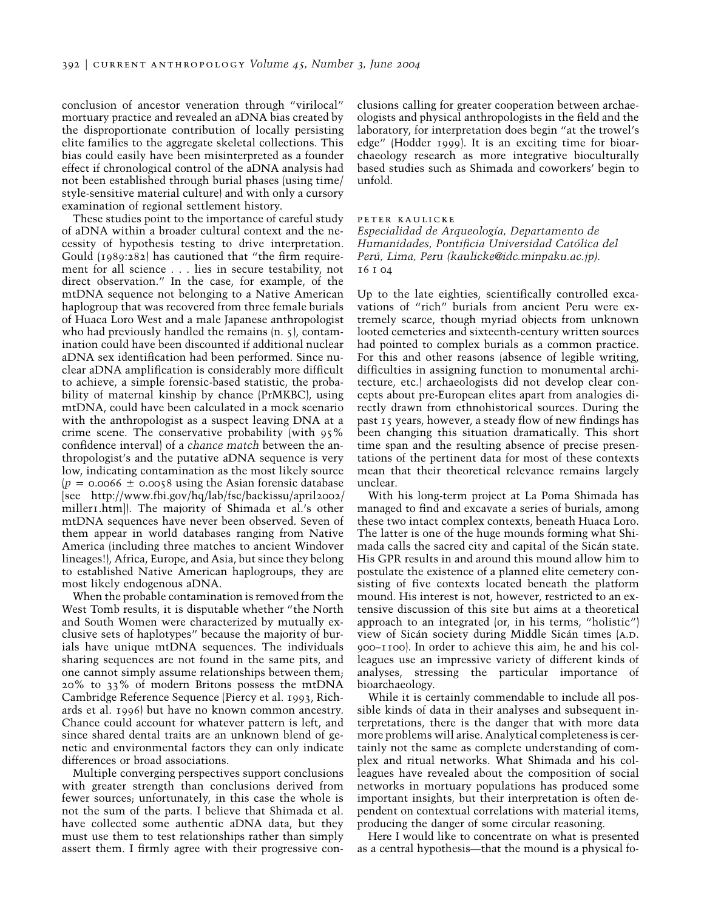conclusion of ancestor veneration through "virilocal" mortuary practice and revealed an aDNA bias created by the disproportionate contribution of locally persisting elite families to the aggregate skeletal collections. This bias could easily have been misinterpreted as a founder effect if chronological control of the aDNA analysis had not been established through burial phases (using time/style-sensitive material culture) and with only a cursory examination of regional settlement history.

These studies point to the importance of careful study of aDNA within a broader cultural context and the necessity of hypothesis testing to drive interpretation. Gould (1989:282) has cautioned that "the firm requirement for all science . . . lies in secure testability, not direct observation." In the case, for example, of the mtDNA sequence not belonging to a Native American haplogroup that was recovered from three female burials of Huaca Loro West and a male Japanese anthropologist who had previously handled the remains (n. 5), contamination could have been discounted if additional nuclear aDNA sex identification had been performed. Since nuclear aDNA amplification is considerably more difficult to achieve, a simple forensic-based statistic, the probability of maternal kinship by chance (PrMKBC), using mtDNA, could have been calculated in a mock scenario with the anthropologist as a suspect leaving DNA at a crime scene. The conservative probability (with 95% confidence interval) of a *chance match* between the anthropologist's and the putative aDNA sequence is very low, indicating contamination as the most likely source ($p = 0.0066 \pm 0.0058$ using the Asian forensic database [see http://www.fbi.gov/hq/lab/fsc/backissu/april2002/miller1.htm]). The majority of Shimada et al.'s other mtDNA sequences have never been observed. Seven of them appear in world databases ranging from Native America (including three matches to ancient Windover lineages!), Africa, Europe, and Asia, but since they belong to established Native American haplogroups, they are most likely endogenous aDNA.

When the probable contamination is removed from the West Tomb results, it is disputable whether "the North and South Women were characterized by mutually exclusive sets of haplotypes" because the majority of burials have unique mtDNA sequences. The individuals sharing sequences are not found in the same pits, and one cannot simply assume relationships between them; 20% to 33% of modern Britons possess the mtDNA Cambridge Reference Sequence (Piercy et al. 1993, Richards et al. 1996) but have no known common ancestry. Chance could account for whatever pattern is left, and since shared dental traits are an unknown blend of genetic and environmental factors they can only indicate differences or broad associations.

Multiple converging perspectives support conclusions with greater strength than conclusions derived from fewer sources; unfortunately, in this case the whole is not the sum of the parts. I believe that Shimada et al. have collected some authentic aDNA data, but they must use them to test relationships rather than simply assert them. I firmly agree with their progressive conclusions calling for greater cooperation between archaeologists and physical anthropologists in the field and the laboratory, for interpretation does begin "at the trowel's edge" (Hodder 1999). It is an exciting time for bioarchaeology research as more integrative bioculturally based studies such as Shimada and coworkers' begin to unfold.

PETER KAULICKE
*Especialidad de Arqueología, Departamento de Humanidades, Pontificia Universidad Católica del Perú, Lima, Peru (kaulicke@idc.minpaku.ac.jp).*
16 I 04

Up to the late eighties, scientifically controlled excavations of "rich" burials from ancient Peru were extremely scarce, though myriad objects from unknown looted cemeteries and sixteenth-century written sources had pointed to complex burials as a common practice. For this and other reasons (absence of legible writing, difficulties in assigning function to monumental architecture, etc.) archaeologists did not develop clear concepts about pre-European elites apart from analogies directly drawn from ethnohistorical sources. During the past 15 years, however, a steady flow of new findings has been changing this situation dramatically. This short time span and the resulting absence of precise presentations of the pertinent data for most of these contexts mean that their theoretical relevance remains largely unclear.

With his long-term project at La Poma Shimada has managed to find and excavate a series of burials, among these two intact complex contexts, beneath Huaca Loro. The latter is one of the huge mounds forming what Shimada calls the sacred city and capital of the Sicán state. His GPR results in and around this mound allow him to postulate the existence of a planned elite cemetery consisting of five contexts located beneath the platform mound. His interest is not, however, restricted to an extensive discussion of this site but aims at a theoretical approach to an integrated (or, in his terms, "holistic") view of Sicán society during Middle Sicán times (A.D. 900–1100). In order to achieve this aim, he and his colleagues use an impressive variety of different kinds of analyses, stressing the particular importance of bioarchaeology.

While it is certainly commendable to include all possible kinds of data in their analyses and subsequent interpretations, there is the danger that with more data more problems will arise. Analytical completeness is certainly not the same as complete understanding of complex and ritual networks. What Shimada and his colleagues have revealed about the composition of social networks in mortuary populations has produced some important insights, but their interpretation is often dependent on contextual correlations with material items, producing the danger of some circular reasoning.

Here I would like to concentrate on what is presented as a central hypothesis—that the mound is a physical fo-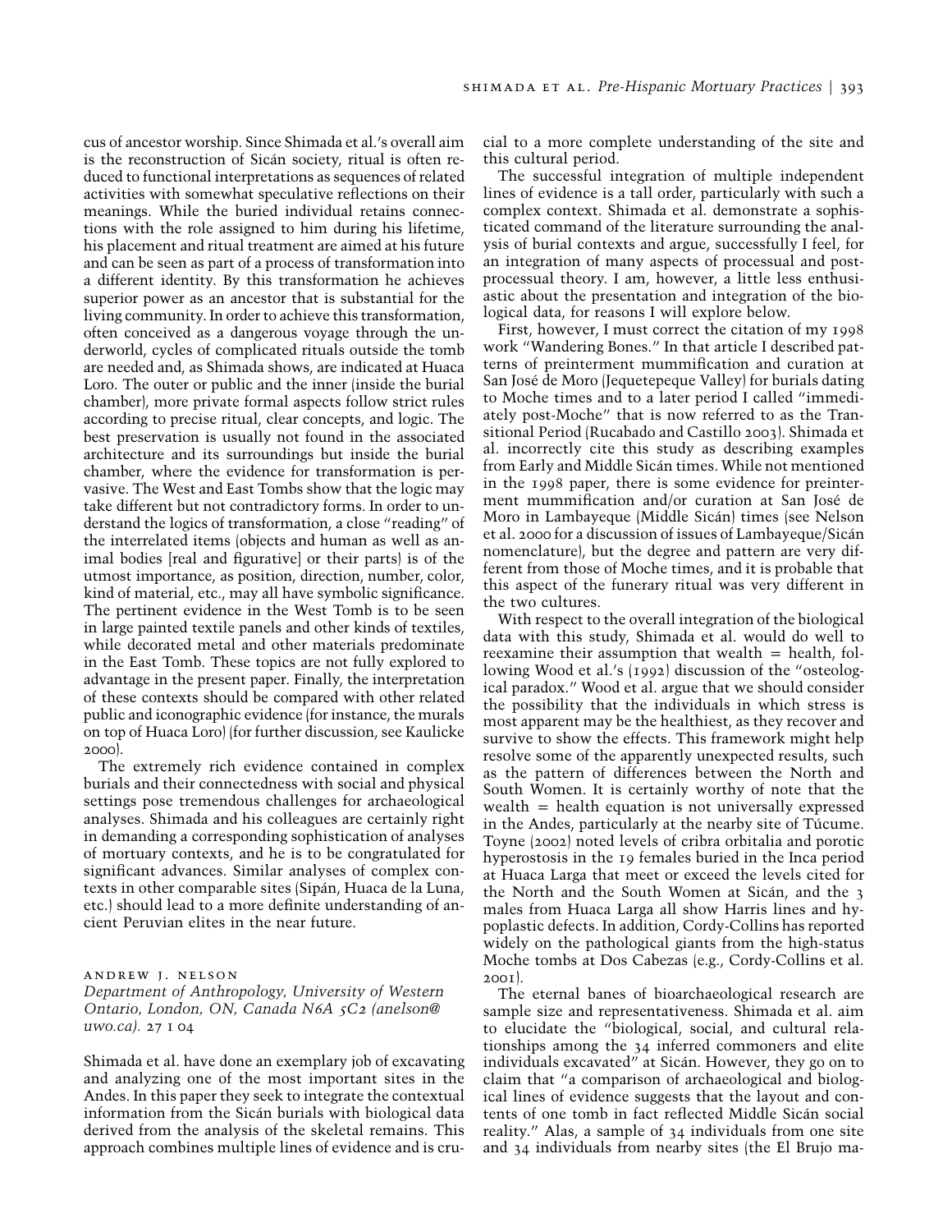cus of ancestor worship. Since Shimada et al.'s overall aim is the reconstruction of Sicán society, ritual is often reduced to functional interpretations as sequences of related activities with somewhat speculative reflections on their meanings. While the buried individual retains connections with the role assigned to him during his lifetime, his placement and ritual treatment are aimed at his future and can be seen as part of a process of transformation into a different identity. By this transformation he achieves superior power as an ancestor that is substantial for the living community. In order to achieve this transformation, often conceived as a dangerous voyage through the underworld, cycles of complicated rituals outside the tomb are needed and, as Shimada shows, are indicated at Huaca Loro. The outer or public and the inner (inside the burial chamber), more private formal aspects follow strict rules according to precise ritual, clear concepts, and logic. The best preservation is usually not found in the associated architecture and its surroundings but inside the burial chamber, where the evidence for transformation is pervasive. The West and East Tombs show that the logic may take different but not contradictory forms. In order to understand the logics of transformation, a close "reading" of the interrelated items (objects and human as well as animal bodies [real and figurative] or their parts) is of the utmost importance, as position, direction, number, color, kind of material, etc., may all have symbolic significance. The pertinent evidence in the West Tomb is to be seen in large painted textile panels and other kinds of textiles, while decorated metal and other materials predominate in the East Tomb. These topics are not fully explored to advantage in the present paper. Finally, the interpretation of these contexts should be compared with other related public and iconographic evidence (for instance, the murals on top of Huaca Loro) (for further discussion, see Kaulicke 2000).

The extremely rich evidence contained in complex burials and their connectedness with social and physical settings pose tremendous challenges for archaeological analyses. Shimada and his colleagues are certainly right in demanding a corresponding sophistication of analyses of mortuary contexts, and he is to be congratulated for significant advances. Similar analyses of complex contexts in other comparable sites (Sipán, Huaca de la Luna, etc.) should lead to a more definite understanding of ancient Peruvian elites in the near future.

andrew j. nelson
*Department of Anthropology, University of Western Ontario, London, ON, Canada N6A 5C2 (anelson@uwo.ca). 27 i 04*

Shimada et al. have done an exemplary job of excavating and analyzing one of the most important sites in the Andes. In this paper they seek to integrate the contextual information from the Sicán burials with biological data derived from the analysis of the skeletal remains. This approach combines multiple lines of evidence and is crucial to a more complete understanding of the site and this cultural period.

The successful integration of multiple independent lines of evidence is a tall order, particularly with such a complex context. Shimada et al. demonstrate a sophisticated command of the literature surrounding the analysis of burial contexts and argue, successfully I feel, for an integration of many aspects of processual and postprocessual theory. I am, however, a little less enthusiastic about the presentation and integration of the biological data, for reasons I will explore below.

First, however, I must correct the citation of my 1998 work "Wandering Bones." In that article I described patterns of preinterment mummification and curation at San José de Moro (Jequetepeque Valley) for burials dating to Moche times and to a later period I called "immediately post-Moche" that is now referred to as the Transitional Period (Rucabado and Castillo 2003). Shimada et al. incorrectly cite this study as describing examples from Early and Middle Sicán times. While not mentioned in the 1998 paper, there is some evidence for preinterment mummification and/or curation at San José de Moro in Lambayeque (Middle Sicán) times (see Nelson et al. 2000 for a discussion of issues of Lambayeque/Sicán nomenclature), but the degree and pattern are very different from those of Moche times, and it is probable that this aspect of the funerary ritual was very different in the two cultures.

With respect to the overall integration of the biological data with this study, Shimada et al. would do well to reexamine their assumption that wealth = health, following Wood et al.'s (1992) discussion of the "osteological paradox." Wood et al. argue that we should consider the possibility that the individuals in which stress is most apparent may be the healthiest, as they recover and survive to show the effects. This framework might help resolve some of the apparently unexpected results, such as the pattern of differences between the North and South Women. It is certainly worthy of note that the wealth = health equation is not universally expressed in the Andes, particularly at the nearby site of Túcume. Toyne (2002) noted levels of cribra orbitalia and porotic hyperostosis in the 19 females buried in the Inca period at Huaca Larga that meet or exceed the levels cited for the North and the South Women at Sicán, and the 3 males from Huaca Larga all show Harris lines and hypoplastic defects. In addition, Cordy-Collins has reported widely on the pathological giants from the high-status Moche tombs at Dos Cabezas (e.g., Cordy-Collins et al. 2001).

The eternal banes of bioarchaeological research are sample size and representativeness. Shimada et al. aim to elucidate the "biological, social, and cultural relationships among the 34 inferred commoners and elite individuals excavated" at Sicán. However, they go on to claim that "a comparison of archaeological and biological lines of evidence suggests that the layout and contents of one tomb in fact reflected Middle Sicán social reality." Alas, a sample of 34 individuals from one site and 34 individuals from nearby sites (the El Brujo ma-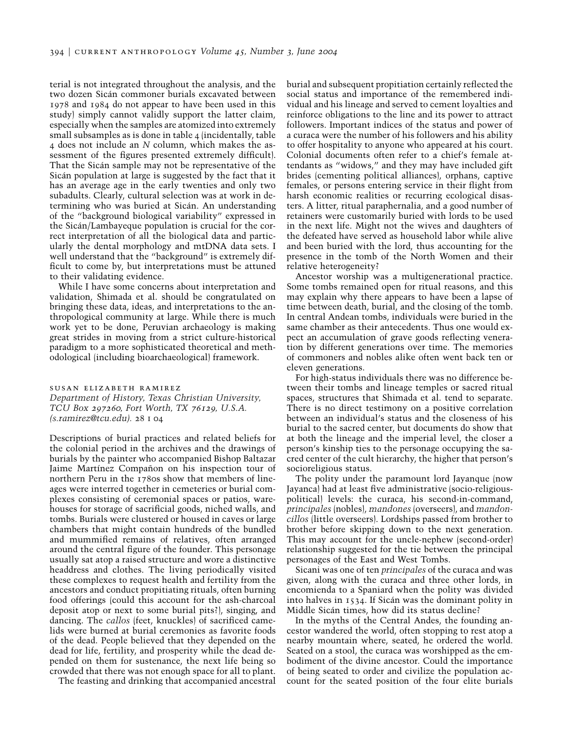terial is not integrated throughout the analysis, and the two dozen Sicán commoner burials excavated between 1978 and 1984 do not appear to have been used in this study) simply cannot validly support the latter claim, especially when the samples are atomized into extremely small subsamples as is done in table 4 (incidentally, table 4 does not include an *N* column, which makes the assessment of the figures presented extremely difficult). That the Sicán sample may not be representative of the Sicán population at large is suggested by the fact that it has an average age in the early twenties and only two subadults. Clearly, cultural selection was at work in determining who was buried at Sicán. An understanding of the "background biological variability" expressed in the Sicán/Lambayeque population is crucial for the correct interpretation of all the biological data and particularly the dental morphology and mtDNA data sets. I well understand that the "background" is extremely difficult to come by, but interpretations must be attuned to their validating evidence.

While I have some concerns about interpretation and validation, Shimada et al. should be congratulated on bringing these data, ideas, and interpretations to the anthropological community at large. While there is much work yet to be done, Peruvian archaeology is making great strides in moving from a strict culture-historical paradigm to a more sophisticated theoretical and methodological (including bioarchaeological) framework.

susan elizabeth ramirez
*Department of History, Texas Christian University, TCU Box 297260, Fort Worth, TX 76129, U.S.A. (s.ramirez@tcu.edu).* 28 i 04

Descriptions of burial practices and related beliefs for the colonial period in the archives and the drawings of burials by the painter who accompanied Bishop Baltazar Jaime Martínez Compañon on his inspection tour of northern Peru in the 1780s show that members of lineages were interred together in cemeteries or burial complexes consisting of ceremonial spaces or patios, warehouses for storage of sacrificial goods, niched walls, and tombs. Burials were clustered or housed in caves or large chambers that might contain hundreds of the bundled and mummified remains of relatives, often arranged around the central figure of the founder. This personage usually sat atop a raised structure and wore a distinctive headdress and clothes. The living periodically visited these complexes to request health and fertility from the ancestors and conduct propitiating rituals, often burning food offerings (could this account for the ash-charcoal deposit atop or next to some burial pits?), singing, and dancing. The *callos* (feet, knuckles) of sacrificed camelids were burned at burial ceremonies as favorite foods of the dead. People believed that they depended on the dead for life, fertility, and prosperity while the dead depended on them for sustenance, the next life being so crowded that there was not enough space for all to plant.

The feasting and drinking that accompanied ancestral burial and subsequent propitiation certainly reflected the social status and importance of the remembered individual and his lineage and served to cement loyalties and reinforce obligations to the line and its power to attract followers. Important indices of the status and power of a curaca were the number of his followers and his ability to offer hospitality to anyone who appeared at his court. Colonial documents often refer to a chief's female attendants as "widows," and they may have included gift brides (cementing political alliances), orphans, captive females, or persons entering service in their flight from harsh economic realities or recurring ecological disasters. A litter, ritual paraphernalia, and a good number of retainers were customarily buried with lords to be used in the next life. Might not the wives and daughters of the defeated have served as household labor while alive and been buried with the lord, thus accounting for the presence in the tomb of the North Women and their relative heterogeneity?

Ancestor worship was a multigenerational practice. Some tombs remained open for ritual reasons, and this may explain why there appears to have been a lapse of time between death, burial, and the closing of the tomb. In central Andean tombs, individuals were buried in the same chamber as their antecedents. Thus one would expect an accumulation of grave goods reflecting veneration by different generations over time. The memories of commoners and nobles alike often went back ten or eleven generations.

For high-status individuals there was no difference between their tombs and lineage temples or sacred ritual spaces, structures that Shimada et al. tend to separate. There is no direct testimony on a positive correlation between an individual's status and the closeness of his burial to the sacred center, but documents do show that at both the lineage and the imperial level, the closer a person's kinship ties to the personage occupying the sacred center of the cult hierarchy, the higher that person's socioreligious status.

The polity under the paramount lord Jayanque (now Jayanca) had at least five administrative (socio-religious-political) levels: the curaca, his second-in-command, *principales* (nobles), *mandones* (overseers), and *mandoncillos* (little overseers). Lordships passed from brother to brother before skipping down to the next generation. This may account for the uncle-nephew (second-order) relationship suggested for the tie between the principal personages of the East and West Tombs.

Sicani was one of ten *principales* of the curaca and was given, along with the curaca and three other lords, in encomienda to a Spaniard when the polity was divided into halves in 1534. If Sicán was the dominant polity in Middle Sicán times, how did its status decline?

In the myths of the Central Andes, the founding ancestor wandered the world, often stopping to rest atop a nearby mountain where, seated, he ordered the world. Seated on a stool, the curaca was worshipped as the embodiment of the divine ancestor. Could the importance of being seated to order and civilize the population account for the seated position of the four elite burials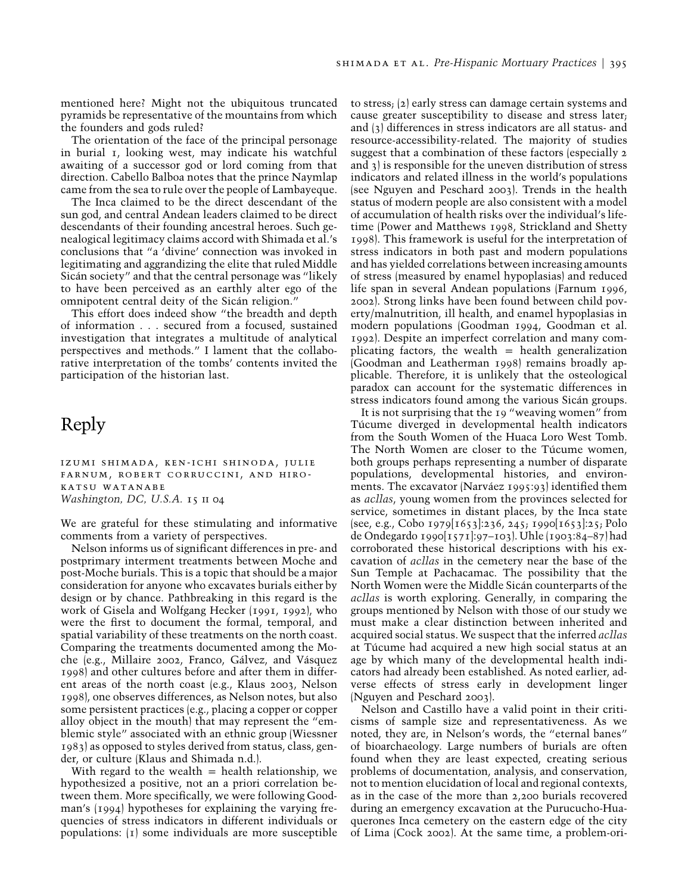mentioned here? Might not the ubiquitous truncated pyramids be representative of the mountains from which the founders and gods ruled?

The orientation of the face of the principal personage in burial 1, looking west, may indicate his watchful awaiting of a successor god or lord coming from that direction. Cabello Balboa notes that the prince Naymlap came from the sea to rule over the people of Lambayeque.

The Inca claimed to be the direct descendant of the sun god, and central Andean leaders claimed to be direct descendants of their founding ancestral heroes. Such genealogical legitimacy claims accord with Shimada et al.'s conclusions that "a 'divine' connection was invoked in legitimating and aggrandizing the elite that ruled Middle Sicán society" and that the central personage was "likely to have been perceived as an earthly alter ego of the omnipotent central deity of the Sicán religion."

This effort does indeed show "the breadth and depth of information . . . secured from a focused, sustained investigation that integrates a multitude of analytical perspectives and methods." I lament that the collaborative interpretation of the tombs' contents invited the participation of the historian last.

# Reply

IZUMI SHIMADA, KEN-ICHI SHINODA, JULIE FARNUM, ROBERT CORRUCCINI, AND HIROKATSU WATANABE
*Washington, DC, U.S.A.* 15 II 04

We are grateful for these stimulating and informative comments from a variety of perspectives.

Nelson informs us of significant differences in pre- and postprimary interment treatments between Moche and post-Moche burials. This is a topic that should be a major consideration for anyone who excavates burials either by design or by chance. Pathbreaking in this regard is the work of Gisela and Wolfgang Hecker (1991, 1992), who were the first to document the formal, temporal, and spatial variability of these treatments on the north coast. Comparing the treatments documented among the Moche (e.g., Millaire 2002, Franco, Gálvez, and Vásquez 1998) and other cultures before and after them in different areas of the north coast (e.g., Klaus 2003, Nelson 1998), one observes differences, as Nelson notes, but also some persistent practices (e.g., placing a copper or copper alloy object in the mouth) that may represent the "emblemic style" associated with an ethnic group (Wiessner 1983) as opposed to styles derived from status, class, gender, or culture (Klaus and Shimada n.d.).

With regard to the wealth = health relationship, we hypothesized a positive, not an a priori correlation between them. More specifically, we were following Goodman's (1994) hypotheses for explaining the varying frequencies of stress indicators in different individuals or populations: (1) some individuals are more susceptible to stress; (2) early stress can damage certain systems and cause greater susceptibility to disease and stress later; and (3) differences in stress indicators are all status- and resource-accessibility-related. The majority of studies suggest that a combination of these factors (especially 2 and 3) is responsible for the uneven distribution of stress indicators and related illness in the world's populations (see Nguyen and Peschard 2003). Trends in the health status of modern people are also consistent with a model of accumulation of health risks over the individual's lifetime (Power and Matthews 1998, Strickland and Shetty 1998). This framework is useful for the interpretation of stress indicators in both past and modern populations and has yielded correlations between increasing amounts of stress (measured by enamel hypoplasias) and reduced life span in several Andean populations (Farnum 1996, 2002). Strong links have been found between child poverty/malnutrition, ill health, and enamel hypoplasias in modern populations (Goodman 1994, Goodman et al. 1992). Despite an imperfect correlation and many complicating factors, the wealth = health generalization (Goodman and Leatherman 1998) remains broadly applicable. Therefore, it is unlikely that the osteological paradox can account for the systematic differences in stress indicators found among the various Sicán groups.

It is not surprising that the 19 "weaving women" from Túcume diverged in developmental health indicators from the South Women of the Huaca Loro West Tomb. The North Women are closer to the Túcume women, both groups perhaps representing a number of disparate populations, developmental histories, and environments. The excavator (Narváez 1995:93) identified them as *acllas*, young women from the provinces selected for service, sometimes in distant places, by the Inca state (see, e.g., Cobo 1979[1653]:236, 245; 1990[1653]:25; Polo de Ondegardo 1990[1571]:97–103). Uhle (1903:84–87) had corroborated these historical descriptions with his excavation of *acllas* in the cemetery near the base of the Sun Temple at Pachacamac. The possibility that the North Women were the Middle Sicán counterparts of the *acllas* is worth exploring. Generally, in comparing the groups mentioned by Nelson with those of our study we must make a clear distinction between inherited and acquired social status. We suspect that the inferred *acllas* at Túcume had acquired a new high social status at an age by which many of the developmental health indicators had already been established. As noted earlier, adverse effects of stress early in development linger (Nguyen and Peschard 2003).

Nelson and Castillo have a valid point in their criticisms of sample size and representativeness. As we noted, they are, in Nelson's words, the "eternal banes" of bioarchaeology. Large numbers of burials are often found when they are least expected, creating serious problems of documentation, analysis, and conservation, not to mention elucidation of local and regional contexts, as in the case of the more than 2,200 burials recovered during an emergency excavation at the Purucucho-Huaquerones Inca cemetery on the eastern edge of the city of Lima (Cock 2002). At the same time, a problem-ori-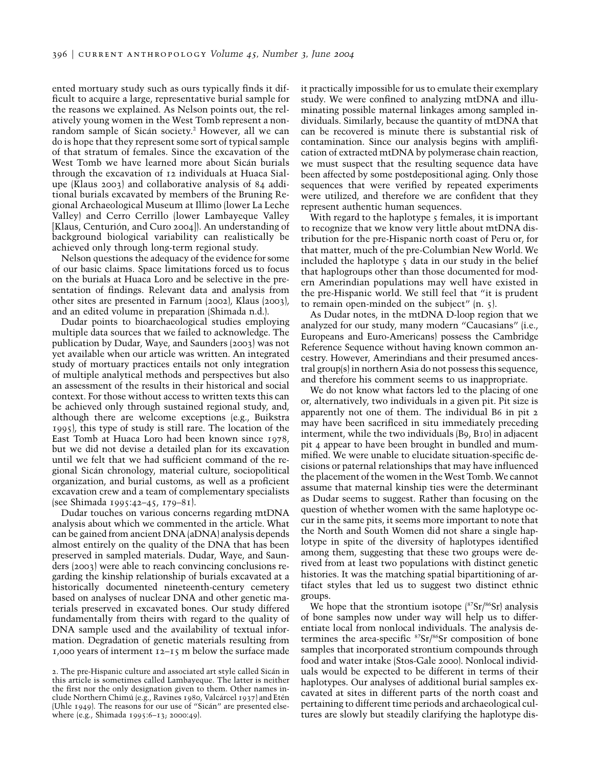ented mortuary study such as ours typically finds it difficult to acquire a large, representative burial sample for the reasons we explained. As Nelson points out, the relatively young women in the West Tomb represent a nonrandom sample of Sicán society.[2] However, all we can do is hope that they represent some sort of typical sample of that stratum of females. Since the excavation of the West Tomb we have learned more about Sicán burials through the excavation of 12 individuals at Huaca Sialupe (Klaus 2003) and collaborative analysis of 84 additional burials excavated by members of the Bruning Regional Archaeological Museum at Illimo (lower La Leche Valley) and Cerro Cerrillo (lower Lambayeque Valley [Klaus, Centurión, and Curo 2004]). An understanding of background biological variability can realistically be achieved only through long-term regional study.

Nelson questions the adequacy of the evidence for some of our basic claims. Space limitations forced us to focus on the burials at Huaca Loro and be selective in the presentation of findings. Relevant data and analysis from other sites are presented in Farnum (2002), Klaus (2003), and an edited volume in preparation (Shimada n.d.).

Dudar points to bioarchaeological studies employing multiple data sources that we failed to acknowledge. The publication by Dudar, Waye, and Saunders (2003) was not yet available when our article was written. An integrated study of mortuary practices entails not only integration of multiple analytical methods and perspectives but also an assessment of the results in their historical and social context. For those without access to written texts this can be achieved only through sustained regional study, and, although there are welcome exceptions (e.g., Buikstra 1995), this type of study is still rare. The location of the East Tomb at Huaca Loro had been known since 1978, but we did not devise a detailed plan for its excavation until we felt that we had sufficient command of the regional Sicán chronology, material culture, sociopolitical organization, and burial customs, as well as a proficient excavation crew and a team of complementary specialists (see Shimada 1995:42–45, 179–81).

Dudar touches on various concerns regarding mtDNA analysis about which we commented in the article. What can be gained from ancient DNA (aDNA) analysis depends almost entirely on the quality of the DNA that has been preserved in sampled materials. Dudar, Waye, and Saunders (2003) were able to reach convincing conclusions regarding the kinship relationship of burials excavated at a historically documented nineteenth-century cemetery based on analyses of nuclear DNA and other genetic materials preserved in excavated bones. Our study differed fundamentally from theirs with regard to the quality of DNA sample used and the availability of textual information. Degradation of genetic materials resulting from 1,000 years of interment 12–15 m below the surface made it practically impossible for us to emulate their exemplary study. We were confined to analyzing mtDNA and illuminating possible maternal linkages among sampled individuals. Similarly, because the quantity of mtDNA that can be recovered is minute there is substantial risk of contamination. Since our analysis begins with amplification of extracted mtDNA by polymerase chain reaction, we must suspect that the resulting sequence data have been affected by some postdepositional aging. Only those sequences that were verified by repeated experiments were utilized, and therefore we are confident that they represent authentic human sequences.

With regard to the haplotype 5 females, it is important to recognize that we know very little about mtDNA distribution for the pre-Hispanic north coast of Peru or, for that matter, much of the pre-Columbian New World. We included the haplotype 5 data in our study in the belief that haplogroups other than those documented for modern Amerindian populations may well have existed in the pre-Hispanic world. We still feel that "it is prudent to remain open-minded on the subject" (n. 5).

As Dudar notes, in the mtDNA D-loop region that we analyzed for our study, many modern "Caucasians" (i.e., Europeans and Euro-Americans) possess the Cambridge Reference Sequence without having known common ancestry. However, Amerindians and their presumed ancestral group(s) in northern Asia do not possess this sequence, and therefore his comment seems to us inappropriate.

We do not know what factors led to the placing of one or, alternatively, two individuals in a given pit. Pit size is apparently not one of them. The individual B6 in pit 2 may have been sacrificed in situ immediately preceding interment, while the two individuals (B9, B10) in adjacent pit 4 appear to have been brought in bundled and mummified. We were unable to elucidate situation-specific decisions or paternal relationships that may have influenced the placement of the women in the West Tomb. We cannot assume that maternal kinship ties were the determinant as Dudar seems to suggest. Rather than focusing on the question of whether women with the same haplotype occur in the same pits, it seems more important to note that the North and South Women did not share a single haplotype in spite of the diversity of haplotypes identified among them, suggesting that these two groups were derived from at least two populations with distinct genetic histories. It was the matching spatial bipartitioning of artifact styles that led us to suggest two distinct ethnic groups.

We hope that the strontium isotope ($^{87}Sr/^{86}Sr$) analysis of bone samples now under way will help us to differentiate local from nonlocal individuals. The analysis determines the area-specific $^{87}Sr/^{86}Sr$ composition of bone samples that incorporated strontium compounds through food and water intake (Stos-Gale 2000). Nonlocal individuals would be expected to be different in terms of their haplotypes. Our analyses of additional burial samples excavated at sites in different parts of the north coast and pertaining to different time periods and archaeological cultures are slowly but steadily clarifying the haplotype dis-

2. The pre-Hispanic culture and associated art style called Sicán in this article is sometimes called Lambayeque. The latter is neither the first nor the only designation given to them. Other names include Northern Chimú (e.g., Ravines 1980, Valcárcel 1937) and Etén (Uhle 1949). The reasons for our use of "Sicán" are presented elsewhere (e.g., Shimada 1995:6–13; 2000:49).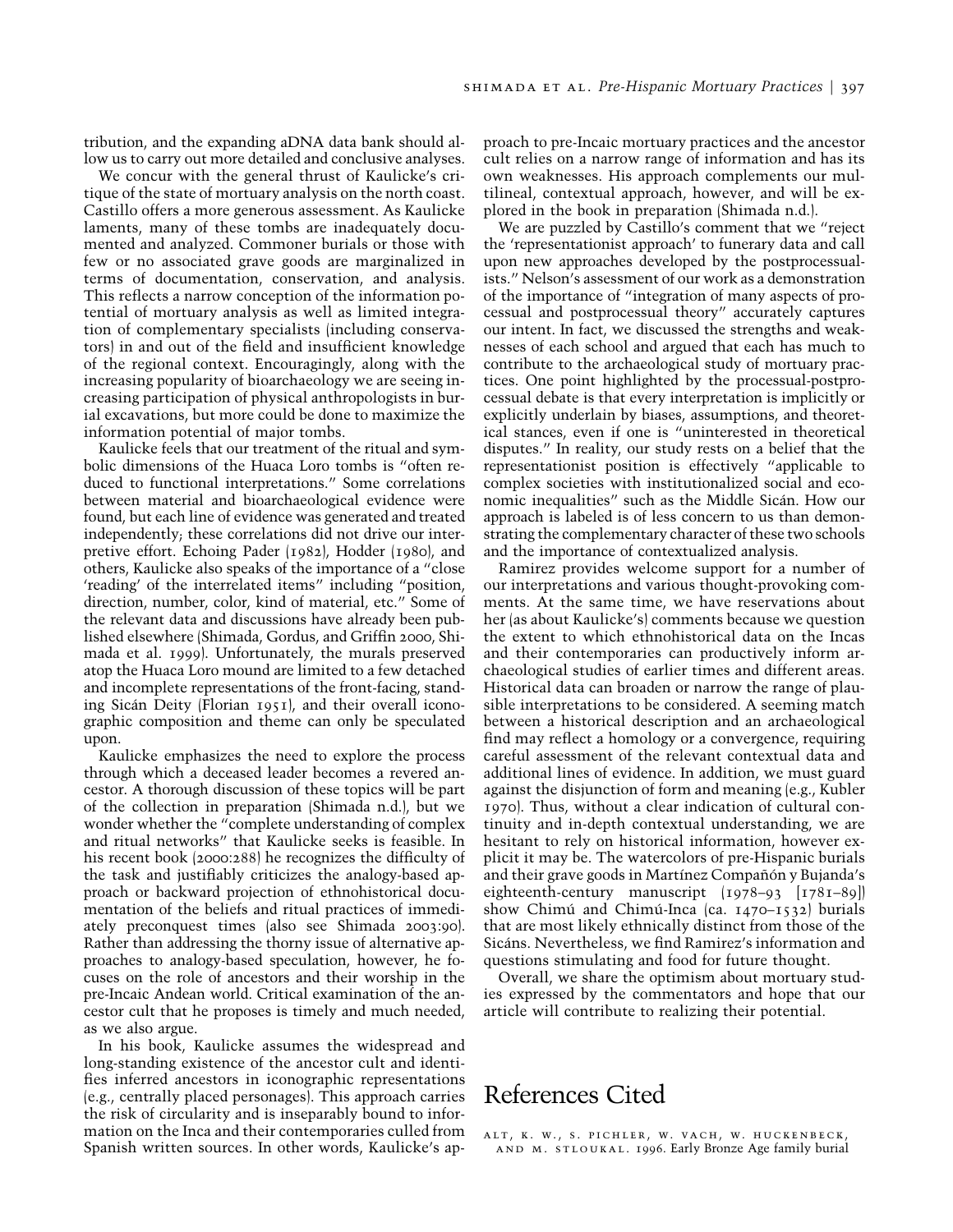tribution, and the expanding aDNA data bank should allow us to carry out more detailed and conclusive analyses.

We concur with the general thrust of Kaulicke's critique of the state of mortuary analysis on the north coast. Castillo offers a more generous assessment. As Kaulicke laments, many of these tombs are inadequately documented and analyzed. Commoner burials or those with few or no associated grave goods are marginalized in terms of documentation, conservation, and analysis. This reflects a narrow conception of the information potential of mortuary analysis as well as limited integration of complementary specialists (including conservators) in and out of the field and insufficient knowledge of the regional context. Encouragingly, along with the increasing popularity of bioarchaeology we are seeing increasing participation of physical anthropologists in burial excavations, but more could be done to maximize the information potential of major tombs.

Kaulicke feels that our treatment of the ritual and symbolic dimensions of the Huaca Loro tombs is "often reduced to functional interpretations." Some correlations between material and bioarchaeological evidence were found, but each line of evidence was generated and treated independently; these correlations did not drive our interpretive effort. Echoing Pader (1982), Hodder (1980), and others, Kaulicke also speaks of the importance of a "close 'reading' of the interrelated items" including "position, direction, number, color, kind of material, etc." Some of the relevant data and discussions have already been published elsewhere (Shimada, Gordus, and Griffin 2000, Shimada et al. 1999). Unfortunately, the murals preserved atop the Huaca Loro mound are limited to a few detached and incomplete representations of the front-facing, standing Sicán Deity (Florian 1951), and their overall iconographic composition and theme can only be speculated upon.

Kaulicke emphasizes the need to explore the process through which a deceased leader becomes a revered ancestor. A thorough discussion of these topics will be part of the collection in preparation (Shimada n.d.), but we wonder whether the "complete understanding of complex and ritual networks" that Kaulicke seeks is feasible. In his recent book (2000:288) he recognizes the difficulty of the task and justifiably criticizes the analogy-based approach or backward projection of ethnohistorical documentation of the beliefs and ritual practices of immediately preconquest times (also see Shimada 2003:90). Rather than addressing the thorny issue of alternative approaches to analogy-based speculation, however, he focuses on the role of ancestors and their worship in the pre-Incaic Andean world. Critical examination of the ancestor cult that he proposes is timely and much needed, as we also argue.

In his book, Kaulicke assumes the widespread and long-standing existence of the ancestor cult and identifies inferred ancestors in iconographic representations (e.g., centrally placed personages). This approach carries the risk of circularity and is inseparably bound to information on the Inca and their contemporaries culled from Spanish written sources. In other words, Kaulicke's approach to pre-Incaic mortuary practices and the ancestor cult relies on a narrow range of information and has its own weaknesses. His approach complements our multilineal, contextual approach, however, and will be explored in the book in preparation (Shimada n.d.).

We are puzzled by Castillo's comment that we "reject the 'representationist approach' to funerary data and call upon new approaches developed by the postprocessualists." Nelson's assessment of our work as a demonstration of the importance of "integration of many aspects of processual and postprocessual theory" accurately captures our intent. In fact, we discussed the strengths and weaknesses of each school and argued that each has much to contribute to the archaeological study of mortuary practices. One point highlighted by the processual-postprocessual debate is that every interpretation is implicitly or explicitly underlain by biases, assumptions, and theoretical stances, even if one is "uninterested in theoretical disputes." In reality, our study rests on a belief that the representationist position is effectively "applicable to complex societies with institutionalized social and economic inequalities" such as the Middle Sicán. How our approach is labeled is of less concern to us than demonstrating the complementary character of these two schools and the importance of contextualized analysis.

Ramirez provides welcome support for a number of our interpretations and various thought-provoking comments. At the same time, we have reservations about her (as about Kaulicke's) comments because we question the extent to which ethnohistorical data on the Incas and their contemporaries can productively inform archaeological studies of earlier times and different areas. Historical data can broaden or narrow the range of plausible interpretations to be considered. A seeming match between a historical description and an archaeological find may reflect a homology or a convergence, requiring careful assessment of the relevant contextual data and additional lines of evidence. In addition, we must guard against the disjunction of form and meaning (e.g., Kubler 1970). Thus, without a clear indication of cultural continuity and in-depth contextual understanding, we are hesitant to rely on historical information, however explicit it may be. The watercolors of pre-Hispanic burials and their grave goods in Martínez Compañón y Bujanda's eighteenth-century manuscript (1978–93 [1781–89]) show Chimú and Chimú-Inca (ca. 1470–1532) burials that are most likely ethnically distinct from those of the Sicáns. Nevertheless, we find Ramirez's information and questions stimulating and food for future thought.

Overall, we share the optimism about mortuary studies expressed by the commentators and hope that our article will contribute to realizing their potential.

# References Cited

ALT, K. W., S. PICHLER, W. VACH, W. HUCKENBECK, AND M. STLOUKAL. 1996. Early Bronze Age family burial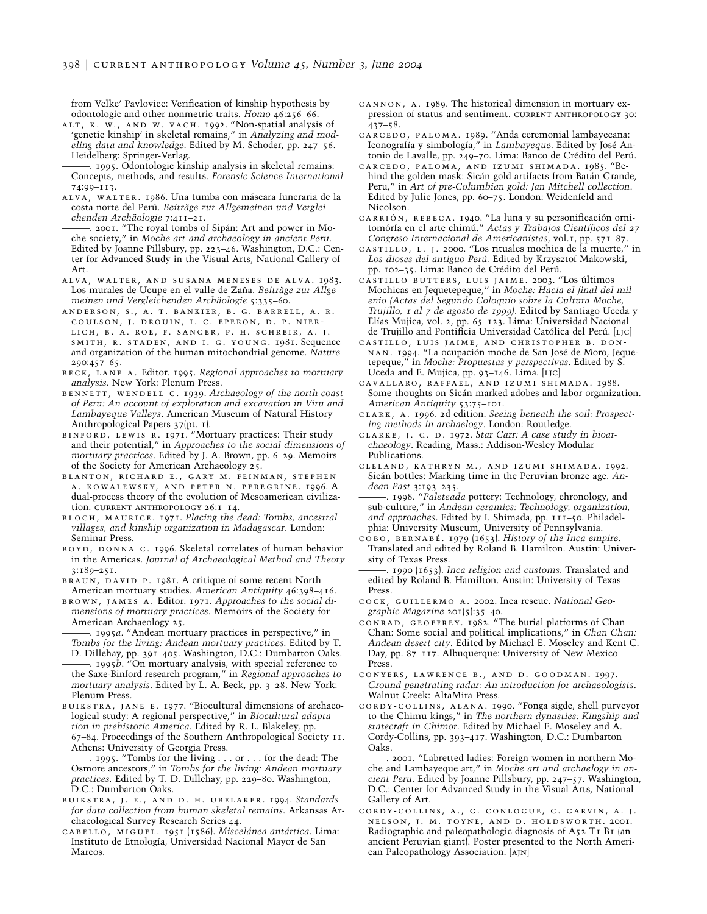from Velke' Pavlovice: Verification of kinship hypothesis by odontologic and other nonmetric traits. *Homo* 46:256–66.

ALT, K. W., AND W. VACH. 1992. "Non-spatial analysis of 'genetic kinship' in skeletal remains," in *Analyzing and modeling data and knowledge*. Edited by M. Schoder, pp. 247–56. Heidelberg: Springer-Verlag.

———. 1995. Odontologic kinship analysis in skeletal remains: Concepts, methods, and results. *Forensic Science International* 74:99–113.

ALVA, WALTER. 1986. Una tumba con máscara funeraria de la costa norte del Perú. *Beiträge zur Allgemeinen und Vergleichenden Archäologie* 7:411–21.

———. 2001. "The royal tombs of Sipán: Art and power in Moche society," in *Moche art and archaeology in ancient Peru*. Edited by Joanne Pillsbury, pp. 223–46. Washington, D.C.: Center for Advanced Study in the Visual Arts, National Gallery of Art.

ALVA, WALTER, AND SUSANA MENESES DE ALVA. 1983. Los murales de Ucupe en el valle de Zaña. *Beiträge zur Allgemeinen und Vergleichenden Archäologie* 5:335–60.

ANDERSON, S., A. T. BANKIER, B. G. BARRELL, A. R. COULSON, J. DROUIN, I. C. EPERON, D. P. NIERLICH, B. A. ROE, F. SANGER, P. H. SCHREIR, A. J. SMITH, R. STADEN, AND I. G. YOUNG. 1981. Sequence and organization of the human mitochondrial genome. *Nature* 290:457–65.

BECK, LANE A. Editor. 1995. *Regional approaches to mortuary analysis*. New York: Plenum Press.

BENNETT, WENDELL C. 1939. *Archaeology of the north coast of Peru: An account of exploration and excavation in Viru and Lambayeque Valleys*. American Museum of Natural History Anthropological Papers 37(pt. 1).

BINFORD, LEWIS R. 1971. "Mortuary practices: Their study and their potential," in *Approaches to the social dimensions of mortuary practices*. Edited by J. A. Brown, pp. 6–29. Memoirs of the Society for American Archaeology 25.

BLANTON, RICHARD E., GARY M. FEINMAN, STEPHEN A. KOWALEWSKY, AND PETER N. PEREGRINE. 1996. A dual-process theory of the evolution of Mesoamerican civilization. CURRENT ANTHROPOLOGY 26:1–14.

BLOCH, MAURICE. 1971. *Placing the dead: Tombs, ancestral villages, and kinship organization in Madagascar*. London: Seminar Press.

BOYD, DONNA C. 1996. Skeletal correlates of human behavior in the Americas. *Journal of Archaeological Method and Theory* 3:189–251.

BRAUN, DAVID P. 1981. A critique of some recent North American mortuary studies. *American Antiquity* 46:398–416.

BROWN, JAMES A. Editor. 1971. *Approaches to the social dimensions of mortuary practices*. Memoirs of the Society for American Archaeology 25.

———. 1995*a*. "Andean mortuary practices in perspective," in *Tombs for the living: Andean mortuary practices*. Edited by T. D. Dillehay, pp. 391–405. Washington, D.C.: Dumbarton Oaks.

———. 1995*b*. "On mortuary analysis, with special reference to the Saxe-Binford research program," in *Regional approaches to mortuary analysis*. Edited by L. A. Beck, pp. 3–28. New York: Plenum Press.

BUIKSTRA, JANE E. 1977. "Biocultural dimensions of archaeological study: A regional perspective," in *Biocultural adaptation in prehistoric America*. Edited by R. L. Blakeley, pp. 67–84. Proceedings of the Southern Anthropological Society 11. Athens: University of Georgia Press.

———. 1995. "Tombs for the living . . . or . . . for the dead: The Osmore ancestors," in *Tombs for the living: Andean mortuary practices.* Edited by T. D. Dillehay, pp. 229–80. Washington, D.C.: Dumbarton Oaks.

BUIKSTRA, J. E., AND D. H. UBELAKER. 1994. *Standards for data collection from human skeletal remains*. Arkansas Archaeological Survey Research Series 44.

CABELLO, MIGUEL. 1951 [1586]. *Miscelánea antártica*. Lima: Instituto de Etnología, Universidad Nacional Mayor de San Marcos.

CANNON, A. 1989. The historical dimension in mortuary expression of status and sentiment. CURRENT ANTHROPOLOGY 30: 437–58.

CARCEDO, PALOMA. 1989. "Anda ceremonial lambayecana: Iconografía y simbología," in *Lambayeque*. Edited by José Antonio de Lavalle, pp. 249–70. Lima: Banco de Crédito del Perú.

CARCEDO, PALOMA, AND IZUMI SHIMADA. 1985. "Behind the golden mask: Sicán gold artifacts from Batán Grande, Peru," in *Art of pre-Columbian gold: Jan Mitchell collection*. Edited by Julie Jones, pp. 60–75. London: Weidenfeld and Nicolson.

CARRIÓN, REBECA. 1940. "La luna y su personificación ornitomórfa en el arte chimú." *Actas y Trabajos Científicos del 27 Congreso Internacional de Americanistas*, vol.1, pp. 571–87.

CASTILLO, L. J. 2000. "Los rituales mochica de la muerte," in *Los dioses del antiguo Perú.* Edited by Krzysztof Makowski, pp. 102–35. Lima: Banco de Crédito del Perú.

CASTILLO BUTTERS, LUIS JAIME. 2003. "Los últimos Mochicas en Jequetepeque," in *Moche: Hacia el final del milenio (Actas del Segundo Coloquio sobre la Cultura Moche, Trujillo, 1 al 7 de agosto de 1999)*. Edited by Santiago Uceda y Elías Mujica, vol. 2, pp. 65–123. Lima: Universidad Nacional de Trujillo and Pontificia Universidad Católica del Perú. [LJC]

CASTILLO, LUIS JAIME, AND CHRISTOPHER B. DONNAN. 1994. "La ocupación moche de San José de Moro, Jequetepeque," in *Moche: Propuestas y perspectivas*. Edited by S. Uceda and E. Mujica, pp. 93–146. Lima. [LJC]

CAVALLARO, RAFFAEL, AND IZUMI SHIMADA. 1988. Some thoughts on Sicán marked adobes and labor organization. *American Antiquity* 53:75–101.

CLARK, A. 1996. 2d edition. *Seeing beneath the soil: Prospecting methods in archaeology*. London: Routledge.

CLARKE, J. G. D. 1972. *Star Carr: A case study in bioarchaeology*. Reading, Mass.: Addison-Wesley Modular Publications.

CLELAND, KATHRYN M., AND IZUMI SHIMADA. 1992. Sicán bottles: Marking time in the Peruvian bronze age. *Andean Past* 3:193–235.

———. 1998. "*Paleteada* pottery: Technology, chronology, and sub-culture," in *Andean ceramics: Technology, organization, and approaches*. Edited by I. Shimada, pp. 111–50. Philadelphia: University Museum, University of Pennsylvania.

COBO, BERNABÉ. 1979 [1653]. *History of the Inca empire*. Translated and edited by Roland B. Hamilton. Austin: University of Texas Press.

———. 1990 [1653]. *Inca religion and customs*. Translated and edited by Roland B. Hamilton. Austin: University of Texas Press.

COCK, GUILLERMO A. 2002. Inca rescue. *National Geographic Magazine* 201(5):35–40.

CONRAD, GEOFFREY. 1982. "The burial platforms of Chan Chan: Some social and political implications," in *Chan Chan: Andean desert city*. Edited by Michael E. Moseley and Kent C. Day, pp. 87–117. Albuquerque: University of New Mexico Press.

CONYERS, LAWRENCE B., AND D. GOODMAN. 1997. *Ground-penetrating radar: An introduction for archaeologists*. Walnut Creek: AltaMira Press.

CORDY-COLLINS, ALANA. 1990. "Fonga sigde, shell purveyor to the Chimu kings," in *The northern dynasties: Kingship and statecraft in Chimor*. Edited by Michael E. Moseley and A. Cordy-Collins, pp. 393–417. Washington, D.C.: Dumbarton Oaks.

———. 2001. "Labretted ladies: Foreign women in northern Moche and Lambayeque art," in *Moche art and archaeology in ancient Peru*. Edited by Joanne Pillsbury, pp. 247–57. Washington, D.C.: Center for Advanced Study in the Visual Arts, National Gallery of Art.

CORDY-COLLINS, A., G. CONLOGUE, G. GARVIN, A. J. NELSON, J. M. TOYNE, AND D. HOLDSWORTH. 2001. Radiographic and paleopathologic diagnosis of A52 T1 B1 (an ancient Peruvian giant). Poster presented to the North American Paleopathology Association. [AJN]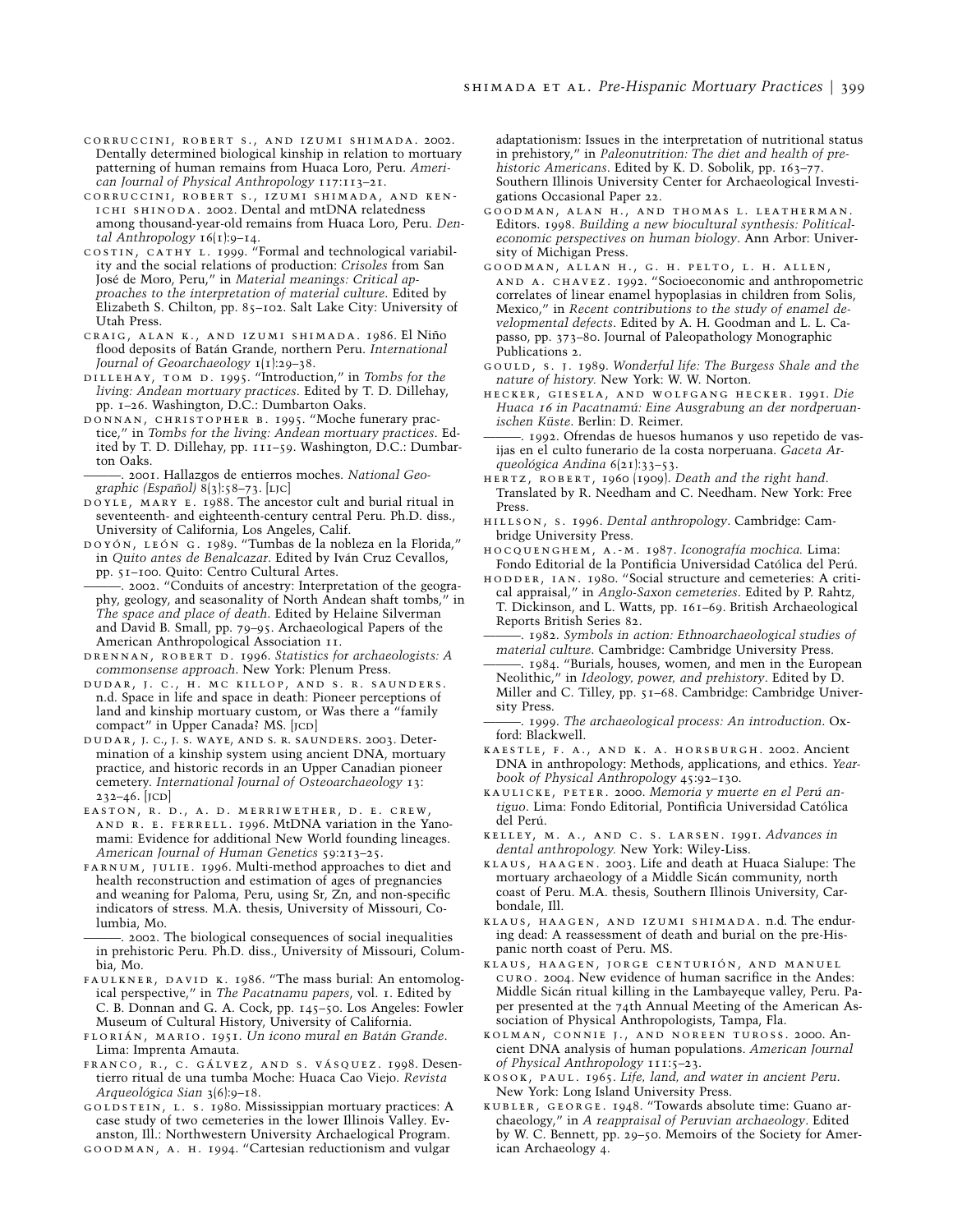Corruccini, Robert S., and Izumi Shimada. 2002. Dentally determined biological kinship in relation to mortuary patterning of human remains from Huaca Loro, Peru. *American Journal of Physical Anthropology* 117:113–21.

Corruccini, Robert S., Izumi Shimada, and Kenichi Shinoda. 2002. Dental and mtDNA relatedness among thousand-year-old remains from Huaca Loro, Peru. *Dental Anthropology* 16(1):9–14.

Costin, Cathy L. 1999. "Formal and technological variability and the social relations of production: *Crisoles* from San José de Moro, Peru," in *Material meanings: Critical approaches to the interpretation of material culture.* Edited by Elizabeth S. Chilton, pp. 85–102. Salt Lake City: University of Utah Press.

Craig, Alan K., and Izumi Shimada. 1986. El Niño flood deposits of Batán Grande, northern Peru. *International Journal of Geoarchaeology* 1(1):29–38.

Dillehay, Tom D. 1995. "Introduction," in *Tombs for the living: Andean mortuary practices*. Edited by T. D. Dillehay, pp. 1–26. Washington, D.C.: Dumbarton Oaks.

Donnan, Christopher B. 1995. "Moche funerary practice," in *Tombs for the living: Andean mortuary practices*. Edited by T. D. Dillehay, pp. 111–59. Washington, D.C.: Dumbarton Oaks.

———. 2001. Hallazgos de entierros moches. *National Geographic (Español)* 8(3):58–73. [LJC]

Doyle, Mary E. 1988. The ancestor cult and burial ritual in seventeenth- and eighteenth-century central Peru. Ph.D. diss., University of California, Los Angeles, Calif.

Doyón, León G. 1989. "Tumbas de la nobleza en la Florida," in *Quito antes de Benalcazar*. Edited by Iván Cruz Cevallos, pp. 51–100. Quito: Centro Cultural Artes.

———. 2002. "Conduits of ancestry: Interpretation of the geography, geology, and seasonality of North Andean shaft tombs," in *The space and place of death*. Edited by Helaine Silverman and David B. Small, pp. 79–95. Archaeological Papers of the American Anthropological Association 11.

Drennan, Robert D. 1996. *Statistics for archaeologists: A commonsense approach*. New York: Plenum Press.

Dudar, J. C., H. Mc Killop, and S. R. Saunders. n.d. Space in life and space in death: Pioneer perceptions of land and kinship mortuary custom, or Was there a "family compact" in Upper Canada? MS. [JCD]

Dudar, J. C., J. S. Waye, and S. R. Saunders. 2003. Determination of a kinship system using ancient DNA, mortuary practice, and historic records in an Upper Canadian pioneer cemetery. *International Journal of Osteoarchaeology* 13: 232–46. [JCD]

Easton, R. D., A. D. Merriwether, D. E. Crew, and R. E. Ferrell. 1996. MtDNA variation in the Yanomami: Evidence for additional New World founding lineages. *American Journal of Human Genetics* 59:213–25.

Farnum, Julie. 1996. Multi-method approaches to diet and health reconstruction and estimation of ages of pregnancies and weaning for Paloma, Peru, using Sr, Zn, and non-specific indicators of stress. M.A. thesis, University of Missouri, Columbia, Mo.

———. 2002. The biological consequences of social inequalities in prehistoric Peru. Ph.D. diss., University of Missouri, Columbia, Mo.

Faulkner, David K. 1986. "The mass burial: An entomological perspective," in *The Pacatnamu papers*, vol. 1. Edited by C. B. Donnan and G. A. Cock, pp. 145–50. Los Angeles: Fowler Museum of Cultural History, University of California.

Florián, Mario. 1951. *Un icono mural en Batán Grande*. Lima: Imprenta Amauta.

Franco, R., C. Gálvez, and S. Vásquez. 1998. Desentierro ritual de una tumba Moche: Huaca Cao Viejo. *Revista Arqueológica Sian* 3(6):9–18.

Goldstein, L. S. 1980. Mississippian mortuary practices: A case study of two cemeteries in the lower Illinois Valley. Evanston, Ill.: Northwestern University Archaelogical Program.

Goodman, A. H. 1994. "Cartesian reductionism and vulgar adaptationism: Issues in the interpretation of nutritional status in prehistory," in *Paleonutrition: The diet and health of prehistoric Americans*. Edited by K. D. Sobolik, pp. 163–77. Southern Illinois University Center for Archaeological Investigations Occasional Paper 22.

Goodman, Alan H., and Thomas L. Leatherman. Editors. 1998. *Building a new biocultural synthesis: Political-economic perspectives on human biology*. Ann Arbor: University of Michigan Press.

Goodman, Allan H., G. H. Pelto, L. H. Allen, and A. Chavez. 1992. "Socioeconomic and anthropometric correlates of linear enamel hypoplasias in children from Solis, Mexico," in *Recent contributions to the study of enamel developmental defects*. Edited by A. H. Goodman and L. L. Capasso, pp. 373–80. Journal of Paleopathology Monographic Publications 2.

Gould, S. J. 1989. *Wonderful life: The Burgess Shale and the nature of history.* New York: W. W. Norton.

Hecker, Giesela, and Wolfgang Hecker. 1991. *Die Huaca 16 in Pacatnamú: Eine Ausgrabung an der nordperuanischen Küste*. Berlin: D. Reimer.

———. 1992. Ofrendas de huesos humanos y uso repetido de vasijas en el culto funerario de la costa norperuana. *Gaceta Arqueológica Andina* 6(21):33–53.

Hertz, Robert, 1960 (1909). *Death and the right hand.* Translated by R. Needham and C. Needham. New York: Free Press.

Hillson, S. 1996. *Dental anthropology*. Cambridge: Cambridge University Press.

Hocquenghem, A.-M. 1987. *Iconografía mochica.* Lima: Fondo Editorial de la Pontificia Universidad Católica del Perú.

Hodder, Ian. 1980. "Social structure and cemeteries: A critical appraisal," in *Anglo-Saxon cemeteries*. Edited by P. Rahtz, T. Dickinson, and L. Watts, pp. 161–69. British Archaeological Reports British Series 82.

———. 1982. *Symbols in action: Ethnoarchaeological studies of material culture.* Cambridge: Cambridge University Press.

———. 1984. "Burials, houses, women, and men in the European Neolithic," in *Ideology, power, and prehistory*. Edited by D. Miller and C. Tilley, pp. 51–68. Cambridge: Cambridge University Press.

———. 1999. *The archaeological process: An introduction*. Oxford: Blackwell.

Kaestle, F. A., and K. A. Horsburgh. 2002. Ancient DNA in anthropology: Methods, applications, and ethics. *Yearbook of Physical Anthropology* 45:92–130.

Kaulicke, Peter. 2000. *Memoria y muerte en el Perú antiguo*. Lima: Fondo Editorial, Pontificia Universidad Católica del Perú.

Kelley, M. A., and C. S. Larsen. 1991. *Advances in dental anthropology.* New York: Wiley-Liss.

Klaus, Haagen. 2003. Life and death at Huaca Sialupe: The mortuary archaeology of a Middle Sicán community, north coast of Peru. M.A. thesis, Southern Illinois University, Carbondale, Ill.

Klaus, Haagen, and Izumi Shimada. n.d. The enduring dead: A reassessment of death and burial on the pre-Hispanic north coast of Peru. MS.

Klaus, Haagen, Jorge Centurión, and Manuel Curo. 2004. New evidence of human sacrifice in the Andes: Middle Sicán ritual killing in the Lambayeque valley, Peru. Paper presented at the 74th Annual Meeting of the American Association of Physical Anthropologists, Tampa, Fla.

Kolman, Connie J., and Noreen Tuross. 2000. Ancient DNA analysis of human populations. *American Journal of Physical Anthropology* 111:5–23.

Kosok, Paul. 1965. *Life, land, and water in ancient Peru.* New York: Long Island University Press.

Kubler, George. 1948. "Towards absolute time: Guano archaeology," in *A reappraisal of Peruvian archaeology*. Edited by W. C. Bennett, pp. 29–50. Memoirs of the Society for American Archaeology 4.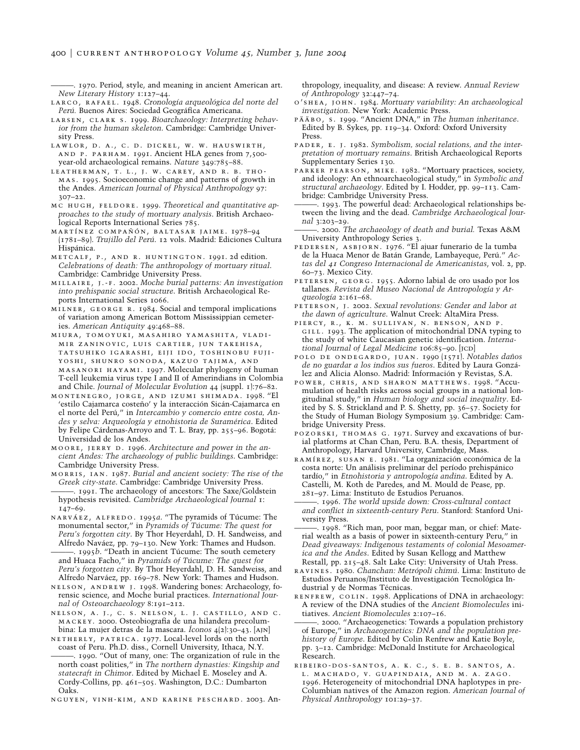———. 1970. Period, style, and meaning in ancient American art. *New Literary History* 1:127–44.

LARCO, RAFAEL. 1948. *Cronología arqueológica del norte del Perú.* Buenos Aires: Sociedad Geográfica Americana.

LARSEN, CLARK S. 1999. *Bioarchaeology: Interpreting behavior from the human skeleton.* Cambridge: Cambridge University Press.

LAWLOR, D. A., C. D. DICKEL, W. W. HAUSWIRTH, AND P. PARHAM. 1991. Ancient HLA genes from 7,500-year-old archaeological remains. *Nature* 349:785–88.

LEATHERMAN, T. L., J. W. CAREY, AND R. B. THOMAS. 1995. Socioeconomic change and patterns of growth in the Andes. *American Journal of Physical Anthropology* 97: 307–22.

MC HUGH, FELDORE. 1999. *Theoretical and quantitative approaches to the study of mortuary analysis.* British Archaeological Reports International Series 785.

MARTÍNEZ COMPAÑÓN, BALTASAR JAIME. 1978–94 (1781–89). *Trujillo del Perú.* 12 vols. Madrid: Ediciones Cultura Hispánica.

METCALF, P., AND R. HUNTINGTON. 1991. 2d edition. *Celebrations of death: The anthropology of mortuary ritual.* Cambridge: Cambridge University Press.

MILLAIRE, J.-F. 2002. *Moche burial patterns: An investigation into prehispanic social structure.* British Archaeological Reports International Series 1066.

MILNER, GEORGE R. 1984. Social and temporal implications of variation among American Bottom Mississippian cemeteries. *American Antiquity* 49:468–88.

MIURA, TOMOYUKI, MASAHIRO YAMASHITA, VLADIMIR ZANINOVIC, LUIS CARTIER, JUN TAKEHISA, TATSUHIKO IGARASHI, EIJI IDO, TOSHINOBU FUJIYOSHI, SHUNRO SONODA, KAZUO TAJIMA, AND MASANORI HAYAMI. 1997. Molecular phylogeny of human T-cell leukemia virus type I and II of Amerindians in Colombia and Chile. *Journal of Molecular Evolution* 44 (suppl. 1):76–82.

MONTENEGRO, JORGE, AND IZUMI SHIMADA. 1998. "El 'estilo Cajamarca costeño' y la interacción Sicán-Cajamarca en el norte del Perú," in *Intercambio y comercio entre costa, Andes y selva: Arqueología y etnohistoria de Suramérica.* Edited by Felipe Cárdenas-Arroyo and T. L. Bray, pp. 255–96. Bogotá: Universidad de los Andes.

MOORE, JERRY D. 1996. *Architecture and power in the ancient Andes: The archaeology of public buildings.* Cambridge: Cambridge University Press.

MORRIS, IAN. 1987. *Burial and ancient society: The rise of the Greek city-state.* Cambridge: Cambridge University Press.

———. 1991. The archaeology of ancestors: The Saxe/Goldstein hypothesis revisited. *Cambridge Archaeological Journal* 1: 147–69.

NARVÁEZ, ALFREDO. 1995*a*. "The pyramids of Túcume: The monumental sector," in *Pyramids of Túcume: The quest for Peru's forgotten city.* By Thor Heyerdahl, D. H. Sandweiss, and Alfredo Naváez, pp. 79–130. New York: Thames and Hudson.

———. 1995*b*. "Death in ancient Túcume: The south cemetery and Huaca Facho," in *Pyramids of Túcume: The quest for Peru's forgotten city.* By Thor Heyerdahl, D. H. Sandweiss, and Alfredo Narváez, pp. 169–78. New York: Thames and Hudson.

NELSON, ANDREW J. 1998. Wandering bones: Archaeology, forensic science, and Moche burial practices. *International Journal of Osteoarchaeology* 8:191–212.

NELSON, A. J., C. S. NELSON, L. J. CASTILLO, AND C. MACKEY. 2000. Osteobiografía de una hilandera precolumbina: La mujer detras de la mascara. *Íconos* 4(2):30–43. [AJN]

NETHERLY, PATRICA. 1977. Local-level lords on the north coast of Peru. Ph.D. diss., Cornell University, Ithaca, N.Y.

———. 1990. "Out of many, one: The organization of rule in the north coast polities," in *The northern dynasties: Kingship and statecraft in Chimor.* Edited by Michael E. Moseley and A. Cordy-Collins, pp. 461–505. Washington, D.C.: Dumbarton Oaks.

NGUYEN, VINH-KIM, AND KARINE PESCHARD. 2003. Anthropology, inequality, and disease: A review. *Annual Review of Anthropology* 32:447–74.

O'SHEA, JOHN. 1984. *Mortuary variability: An archaeological investigation.* New York: Academic Press.

PÄÄBO, S. 1999. "Ancient DNA," in *The human inheritance.* Edited by B. Sykes, pp. 119–34. Oxford: Oxford University Press.

PADER, E. J. 1982. *Symbolism, social relations, and the interpretation of mortuary remains.* British Archaeological Reports Supplementary Series 130.

PARKER PEARSON, MIKE. 1982. "Mortuary practices, society, and ideology: An ethnoarchaeological study," in *Symbolic and structural archaeology.* Edited by I. Hodder, pp. 99–113. Cambridge: Cambridge University Press.

———. 1993. The powerful dead: Archaeological relationships between the living and the dead. *Cambridge Archaeological Journal* 3:203–29.

———. 2000. *The archaeology of death and burial.* Texas A&M University Anthropology Series 3.

PEDERSEN, ASBJORN. 1976. "El ajuar funerario de la tumba de la Huaca Menor de Batán Grande, Lambayeque, Perú." *Actas del 41 Congreso Internacional de Americanistas*, vol. 2, pp. 60–73. Mexico City.

PETERSEN, GEORG. 1955. Adorno labial de oro usado por los tallanes. *Revista del Museo Nacional de Antropología y Arqueología* 2:161–68.

PETERSON, J. 2002. *Sexual revolutions: Gender and labor at the dawn of agriculture.* Walnut Creek: AltaMira Press.

PIERCY, R., K. M. SULLIVAN, N. BENSON, AND P. GILL. 1993. The application of mitochondrial DNA typing to the study of white Caucasian genetic identification. *International Journal of Legal Medicine* 106:85–90. [JCD]

POLO DE ONDEGARDO, JUAN. 1990 (1571). *Notables daños de no guardar a los indios sus fueros.* Edited by Laura González and Alicia Alonso. Madrid: Información y Revistas, S.A.

POWER, CHRIS, AND SHARON MATTHEWS. 1998. "Accumulation of health risks across social groups in a national longitudinal study," in *Human biology and social inequality.* Edited by S. S. Strickland and P. S. Shetty, pp. 36–57. Society for the Study of Human Biology Symposium 39. Cambridge: Cambridge University Press.

POZORSKI, THOMAS G. 1971. Survey and excavations of burial platforms at Chan Chan, Peru. B.A. thesis, Department of Anthropology, Harvard University, Cambridge, Mass.

RAMÍREZ, SUSAN E. 1981. "La organización económica de la costa norte: Un análisis preliminar del período prehispánico tardío," in *Etnohistoria y antropología andina.* Edited by A. Castelli, M. Koth de Paredes, and M. Mould de Pease, pp. 281–97. Lima: Instituto de Estudios Peruanos.

———. 1996. *The world upside down: Cross-cultural contact and conflict in sixteenth-century Peru.* Stanford: Stanford University Press.

———. 1998. "Rich man, poor man, beggar man, or chief: Material wealth as a basis of power in sixteenth-century Peru," in *Dead giveaways: Indigenous testaments of colonial Mesoamerica and the Andes.* Edited by Susan Kellogg and Matthew Restall, pp. 215–48. Salt Lake City: University of Utah Press.

RAVINES. 1980. *Chanchan: Metrópoli chimú.* Lima: Instituto de Estudios Peruanos/Instituto de Investigación Tecnológica Industrial y de Normas Técnicas.

RENFREW, COLIN. 1998. Applications of DNA in archaeology: A review of the DNA studies of the *Ancient Biomolecules* initiatives. *Ancient Biomolecules* 2:107–16.

———. 2000. "Archaeogenetics: Towards a population prehistory of Europe," in *Archaeogenetics: DNA and the population prehistory of Europe.* Edited by Colin Renfrew and Katie Boyle, pp. 3–12. Cambridge: McDonald Institute for Archaeological Research.

RIBEIRO-DOS-SANTOS, A. K. C., S. E. B. SANTOS, A. L. MACHADO, V. GUAPINDAIA, AND M. A. ZAGO. 1996. Heterogeneity of mitochondrial DNA haplotypes in pre-Columbian natives of the Amazon region. *American Journal of Physical Anthropology* 101:29–37.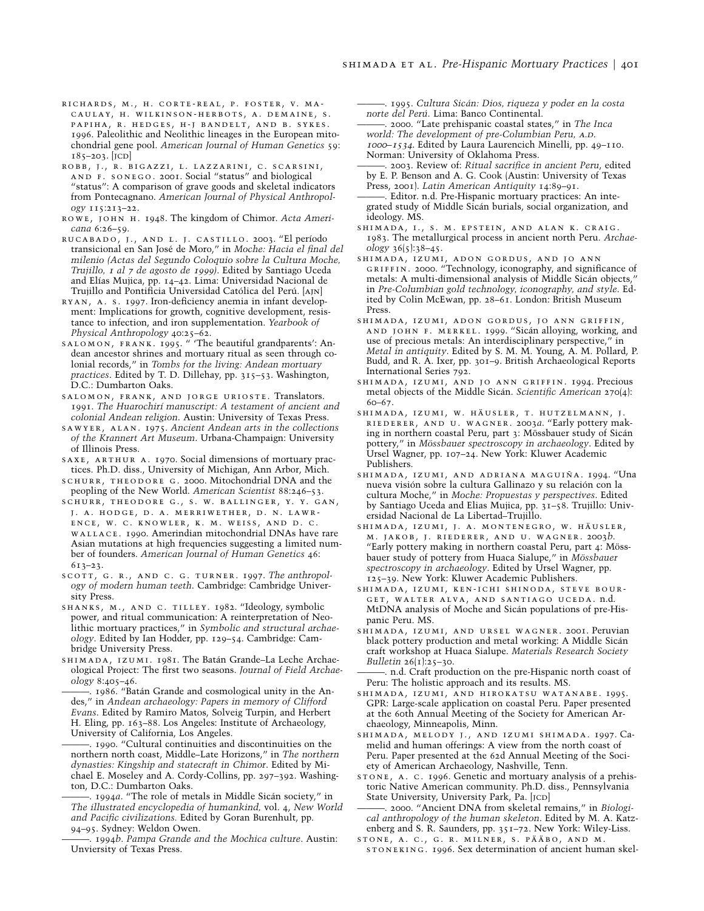RICHARDS, M., H. CORTE-REAL, P. FOSTER, V. MACAULAY, H. WILKINSON-HERBOTS, A. DEMAINE, S. PAPIHA, R. HEDGES, H-J BANDELT, AND B. SYKES. 1996. Paleolithic and Neolithic lineages in the European mitochondrial gene pool. *American Journal of Human Genetics* 59: 185–203. [JCD]

ROBB, J., R. BIGAZZI, L. LAZZARINI, C. SCARSINI, AND F. SONEGO. 2001. Social "status" and biological "status": A comparison of grave goods and skeletal indicators from Pontecagnano. *American Journal of Physical Anthropology* 115:213–22.

ROWE, JOHN H. 1948. The kingdom of Chimor. *Acta Americana* 6:26–59.

RUCABADO, J., AND L. J. CASTILLO. 2003. "El período transicional en San José de Moro," in *Moche: Hacia el final del milenio (Actas del Segundo Coloquio sobre la Cultura Moche, Trujillo, 1 al 7 de agosto de 1999)*. Edited by Santiago Uceda and Elías Mujica, pp. 14–42. Lima: Universidad Nacional de Trujillo and Pontificia Universidad Católica del Perú. [AJN]

RYAN, A. S. 1997. Iron-deficiency anemia in infant development: Implications for growth, cognitive development, resistance to infection, and iron supplementation. *Yearbook of Physical Anthropology* 40:25–62.

SALOMON, FRANK. 1995. " 'The beautiful grandparents': Andean ancestor shrines and mortuary ritual as seen through colonial records," in *Tombs for the living: Andean mortuary practices*. Edited by T. D. Dillehay, pp. 315–53. Washington, D.C.: Dumbarton Oaks.

SALOMON, FRANK, AND JORGE URIOSTE. Translators. 1991. *The Huarochirí manuscript: A testament of ancient and colonial Andean religion*. Austin: University of Texas Press.

SAWYER, ALAN. 1975. *Ancient Andean arts in the collections of the Krannert Art Museum*. Urbana-Champaign: University of Illinois Press.

SAXE, ARTHUR A. 1970. Social dimensions of mortuary practices. Ph.D. diss., University of Michigan, Ann Arbor, Mich.

SCHURR, THEODORE G. 2000. Mitochondrial DNA and the peopling of the New World. *American Scientist* 88:246–53.

SCHURR, THEODORE G., S. W. BALLINGER, Y. Y. GAN, J. A. HODGE, D. A. MERRIWETHER, D. N. LAWRENCE, W. C. KNOWLER, K. M. WEISS, AND D. C. WALLACE. 1990. Amerindian mitochondrial DNAs have rare Asian mutations at high frequencies suggesting a limited number of founders. *American Journal of Human Genetics* 46: 613–23.

SCOTT, G. R., AND C. G. TURNER. 1997. *The anthropology of modern human teeth*. Cambridge: Cambridge University Press.

SHANKS, M., AND C. TILLEY. 1982. "Ideology, symbolic power, and ritual communication: A reinterpretation of Neolithic mortuary practices," in *Symbolic and structural archaeology*. Edited by Ian Hodder, pp. 129–54. Cambridge: Cambridge University Press.

SHIMADA, IZUMI. 1981. The Batán Grande–La Leche Archaeological Project: The first two seasons. *Journal of Field Archaeology* 8:405–46.

———. 1986. "Batán Grande and cosmological unity in the Andes," in *Andean archaeology: Papers in memory of Clifford Evans*. Edited by Ramiro Matos, Solveig Turpin, and Herbert H. Eling, pp. 163–88. Los Angeles: Institute of Archaeology, University of California, Los Angeles.

———. 1990. "Cultural continuities and discontinuities on the northern north coast, Middle–Late Horizons," in *The northern dynasties: Kingship and statecraft in Chimor*. Edited by Michael E. Moseley and A. Cordy-Collins, pp. 297–392. Washington, D.C.: Dumbarton Oaks.

———. 1994*a*. "The role of metals in Middle Sicán society," in *The illustrated encyclopedia of humankind*, vol. 4, *New World and Pacific civilizations*. Edited by Goran Burenhult, pp. 94–95. Sydney: Weldon Owen.

———. 1994*b*. *Pampa Grande and the Mochica culture*. Austin: Unviersity of Texas Press.

———. 1995. *Cultura Sicán: Dios, riqueza y poder en la costa norte del Perú*. Lima: Banco Continental.

———. 2000. "Late prehispanic coastal states," in *The Inca world: The development of pre-Columbian Peru, A.D. 1000–1534*. Edited by Laura Laurencich Minelli, pp. 49–110. Norman: University of Oklahoma Press.

———. 2003. Review of: *Ritual sacrifice in ancient Peru*, edited by E. P. Benson and A. G. Cook (Austin: University of Texas Press, 2001). *Latin American Antiquity* 14:89–91.

———. Editor. n.d. Pre-Hispanic mortuary practices: An integrated study of Middle Sicán burials, social organization, and ideology. MS.

SHIMADA, I., S. M. EPSTEIN, AND ALAN K. CRAIG. 1983. The metallurgical process in ancient north Peru. *Archaeology* 36(5):38–45.

SHIMADA, IZUMI, ADON GORDUS, AND JO ANN GRIFFIN. 2000. "Technology, iconography, and significance of metals: A multi-dimensional analysis of Middle Sicán objects," in *Pre-Columbian gold technology, iconography, and style*. Edited by Colin McEwan, pp. 28–61. London: British Museum Press.

SHIMADA, IZUMI, ADON GORDUS, JO ANN GRIFFIN, AND JOHN F. MERKEL. 1999. "Sicán alloying, working, and use of precious metals: An interdisciplinary perspective," in *Metal in antiquity*. Edited by S. M. M. Young, A. M. Pollard, P. Budd, and R. A. Ixer, pp. 301–9. British Archaeological Reports International Series 792.

SHIMADA, IZUMI, AND JO ANN GRIFFIN. 1994. Precious metal objects of the Middle Sicán. *Scientific American* 270(4): 60–67.

SHIMADA, IZUMI, W. HÄUSLER, T. HUTZELMANN, J. RIEDERER, AND U. WAGNER. 2003*a*. "Early pottery making in northern coastal Peru, part 3: Mössbauer study of Sicán pottery," in *Mössbauer spectroscopy in archaeology*. Edited by Ursel Wagner, pp. 107–24. New York: Kluwer Academic Publishers.

SHIMADA, IZUMI, AND ADRIANA MAGUIÑA. 1994. "Una nueva visión sobre la cultura Gallinazo y su relación con la cultura Moche," in *Moche: Propuestas y perspectives*. Edited by Santiago Uceda and Elias Mujica, pp. 31–58. Trujillo: Universidad Nacional de La Libertad–Trujillo.

SHIMADA, IZUMI, J. A. MONTENEGRO, W. HÄUSLER, M. JAKOB, J. RIEDERER, AND U. WAGNER. 2003*b*. "Early pottery making in northern coastal Peru, part 4: Mössbauer study of pottery from Huaca Sialupe," in *Mössbauer spectroscopy in archaeology*. Edited by Ursel Wagner, pp. 125–39. New York: Kluwer Academic Publishers.

SHIMADA, IZUMI, KEN-ICHI SHINODA, STEVE BOURGET, WALTER ALVA, AND SANTIAGO UCEDA. n.d. MtDNA analysis of Moche and Sicán populations of pre-Hispanic Peru. MS.

SHIMADA, IZUMI, AND URSEL WAGNER. 2001. Peruvian black pottery production and metal working: A Middle Sicán craft workshop at Huaca Sialupe. *Materials Research Society Bulletin* 26(1):25–30.

———. n.d. Craft production on the pre-Hispanic north coast of Peru: The holistic approach and its results. MS.

SHIMADA, IZUMI, AND HIROKATSU WATANABE. 1995. GPR: Large-scale application on coastal Peru. Paper presented at the 60th Annual Meeting of the Society for American Archaeology, Minneapolis, Minn.

SHIMADA, MELODY J., AND IZUMI SHIMADA. 1997. Camelid and human offerings: A view from the north coast of Peru. Paper presented at the 62d Annual Meeting of the Society of American Archaeology, Nashville, Tenn.

STONE, A. C. 1996. Genetic and mortuary analysis of a prehistoric Native American community. Ph.D. diss., Pennsylvania State University, University Park, Pa. [JCD]

———. 2000. "Ancient DNA from skeletal remains," in *Biological anthropology of the human skeleton*. Edited by M. A. Katzenberg and S. R. Saunders, pp. 351–72. New York: Wiley-Liss.

STONE, A. C., G. R. MILNER, S. PÄÄBO, AND M. STONEKING. 1996. Sex determination of ancient human skel-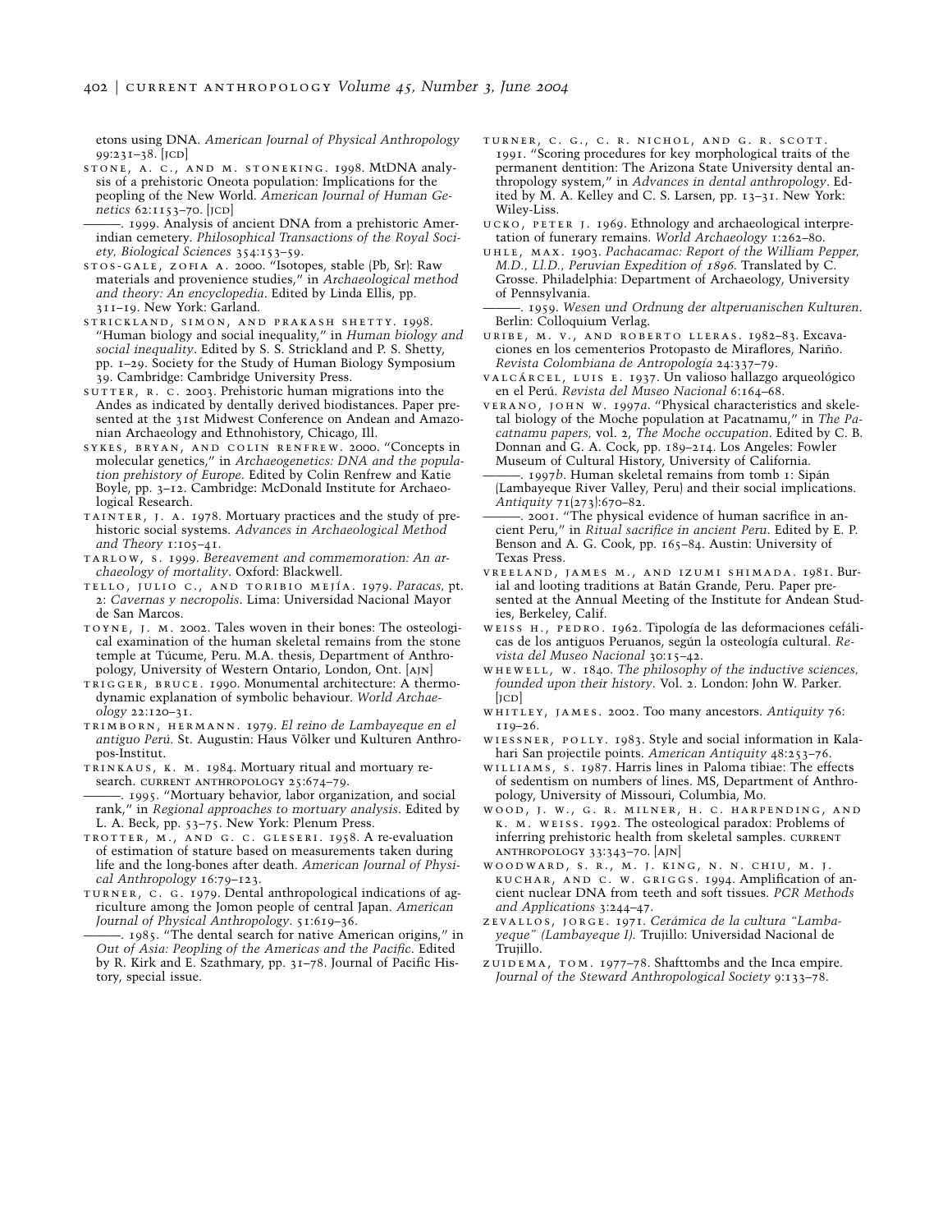etons using DNA. *American Journal of Physical Anthropology* 99:231–38. [JCD]

STONE, A. C., AND M. STONEKING. 1998. MtDNA analysis of a prehistoric Oneota population: Implications for the peopling of the New World. *American Journal of Human Genetics* 62:1153–70. [JCD]

———. 1999. Analysis of ancient DNA from a prehistoric Amerindian cemetery. *Philosophical Transactions of the Royal Society, Biological Sciences* 354:153–59.

STOS-GALE, ZOFIA A. 2000. "Isotopes, stable (Pb, Sr): Raw materials and provenience studies," in *Archaeological method and theory: An encyclopedia*. Edited by Linda Ellis, pp. 311–19. New York: Garland.

STRICKLAND, SIMON, AND PRAKASH SHETTY. 1998. "Human biology and social inequality," in *Human biology and social inequality*. Edited by S. S. Strickland and P. S. Shetty, pp. 1–29. Society for the Study of Human Biology Symposium 39. Cambridge: Cambridge University Press.

SUTTER, R. C. 2003. Prehistoric human migrations into the Andes as indicated by dentally derived biodistances. Paper presented at the 31st Midwest Conference on Andean and Amazonian Archaeology and Ethnohistory, Chicago, Ill.

SYKES, BRYAN, AND COLIN RENFREW. 2000. "Concepts in molecular genetics," in *Archaeogenetics: DNA and the population prehistory of Europe*. Edited by Colin Renfrew and Katie Boyle, pp. 3–12. Cambridge: McDonald Institute for Archaeological Research.

TAINTER, J. A. 1978. Mortuary practices and the study of prehistoric social systems. *Advances in Archaeological Method and Theory* 1:105–41.

TARLOW, S. 1999. *Bereavement and commemoration: An archaeology of mortality*. Oxford: Blackwell.

TELLO, JULIO C., AND TORIBIO MEJÍA. 1979. *Paracas*, pt. 2: *Cavernas y necropolis*. Lima: Universidad Nacional Mayor de San Marcos.

TOYNE, J. M. 2002. Tales woven in their bones: The osteological examination of the human skeletal remains from the stone temple at Túcume, Peru. M.A. thesis, Department of Anthropology, University of Western Ontario, London, Ont. [AJN]

TRIGGER, BRUCE. 1990. Monumental architecture: A thermodynamic explanation of symbolic behaviour. *World Archaeology* 22:120–31.

TRIMBORN, HERMANN. 1979. *El reino de Lambayeque en el antiguo Perú*. St. Augustin: Haus Völker und Kulturen Anthropos-Institut.

TRINKAUS, K. M. 1984. Mortuary ritual and mortuary research. CURRENT ANTHROPOLOGY 25:674–79.

———. 1995. "Mortuary behavior, labor organization, and social rank," in *Regional approaches to mortuary analysis*. Edited by L. A. Beck, pp. 53–75. New York: Plenum Press.

TROTTER, M., AND G. C. GLESERI. 1958. A re-evaluation of estimation of stature based on measurements taken during life and the long-bones after death. *American Journal of Physical Anthropology* 16:79–123.

TURNER, C. G. 1979. Dental anthropological indications of agriculture among the Jomon people of central Japan. *American Journal of Physical Anthropology*. 51:619–36.

———. 1985. "The dental search for native American origins," in *Out of Asia: Peopling of the Americas and the Pacific*. Edited by R. Kirk and E. Szathmary, pp. 31–78. Journal of Pacific History, special issue.

TURNER, C. G., C. R. NICHOL, AND G. R. SCOTT. 1991. "Scoring procedures for key morphological traits of the permanent dentition: The Arizona State University dental anthropology system," in *Advances in dental anthropology*. Edited by M. A. Kelley and C. S. Larsen, pp. 13–31. New York: Wiley-Liss.

UCKO, PETER J. 1969. Ethnology and archaeological interpretation of funerary remains. *World Archaeology* 1:262–80.

UHLE, MAX. 1903. *Pachacamac: Report of the William Pepper, M.D., Ll.D., Peruvian Expedition of 1896*. Translated by C. Grosse. Philadelphia: Department of Archaeology, University of Pennsylvania.

———. 1959. *Wesen und Ordnung der altperuanischen Kulturen*. Berlin: Colloquium Verlag.

URIBE, M. V., AND ROBERTO LLERAS. 1982–83. Excavaciones en los cementerios Protopasto de Miraflores, Nariño. *Revista Colombiana de Antropología* 24:337–79.

VALCÁRCEL, LUIS E. 1937. Un valioso hallazgo arqueológico en el Perú. *Revista del Museo Nacional* 6:164–68.

VERANO, JOHN W. 1997*a*. "Physical characteristics and skeletal biology of the Moche population at Pacatnamu," in *The Pacatnamu papers*, vol. 2, *The Moche occupation*. Edited by C. B. Donnan and G. A. Cock, pp. 189–214. Los Angeles: Fowler Museum of Cultural History, University of California.

———. 1997*b*. Human skeletal remains from tomb 1: Sipán (Lambayeque River Valley, Peru) and their social implications. *Antiquity* 71(273):670–82.

———. 2001. "The physical evidence of human sacrifice in ancient Peru," in *Ritual sacrifice in ancient Peru*. Edited by E. P. Benson and A. G. Cook, pp. 165–84. Austin: University of Texas Press.

VREELAND, JAMES M., AND IZUMI SHIMADA. 1981. Burial and looting traditions at Batán Grande, Peru. Paper presented at the Annual Meeting of the Institute for Andean Studies, Berkeley, Calif.

WEISS H., PEDRO. 1962. Tipología de las deformaciones cefálicas de los antiguos Peruanos, según la osteología cultural. *Revista del Museo Nacional* 30:15–42.

WHEWELL, W. 1840. *The philosophy of the inductive sciences, founded upon their history*. Vol. 2. London: John W. Parker. [JCD]

WHITLEY, JAMES. 2002. Too many ancestors. *Antiquity* 76: 119–26.

WIESSNER, POLLY. 1983. Style and social information in Kalahari San projectile points. *American Antiquity* 48:253–76.

WILLIAMS, S. 1987. Harris lines in Paloma tibiae: The effects of sedentism on numbers of lines. MS, Department of Anthropology, University of Missouri, Columbia, Mo.

WOOD, J. W., G. R. MILNER, H. C. HARPENDING, AND K. M. WEISS. 1992. The osteological paradox: Problems of inferring prehistoric health from skeletal samples. CURRENT ANTHROPOLOGY 33:343–70. [AJN]

WOODWARD, S. R., M. J. KING, N. N. CHIU, M. J. KUCHAR, AND C. W. GRIGGS. 1994. Amplification of ancient nuclear DNA from teeth and soft tissues. *PCR Methods and Applications* 3:244–47.

ZEVALLOS, JORGE. 1971. *Cerámica de la cultura "Lambayeque" (Lambayeque I)*. Trujillo: Universidad Nacional de Trujillo.

ZUIDEMA, TOM. 1977–78. Shafttombs and the Inca empire. *Journal of the Steward Anthropological Society* 9:133–78.